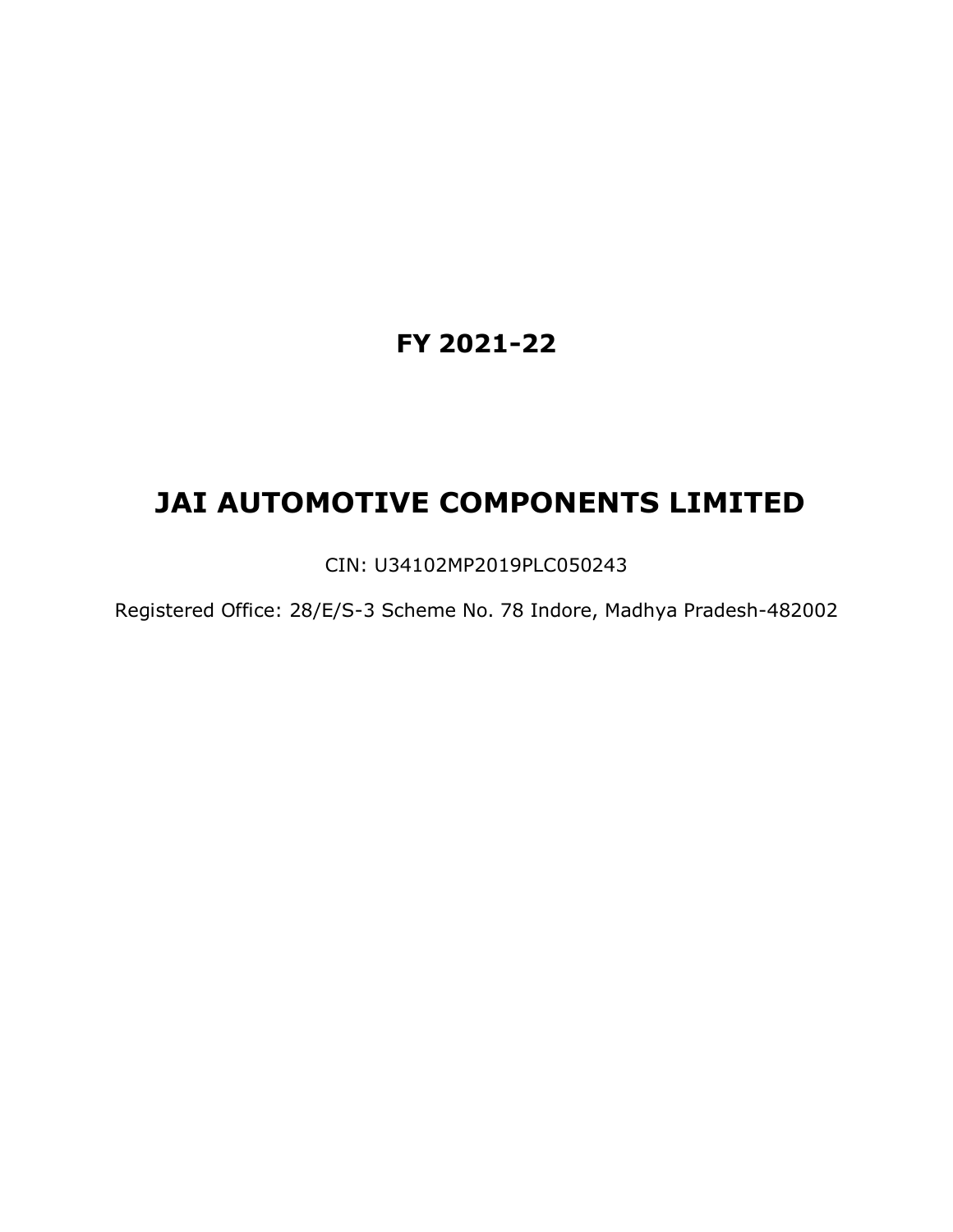**FY 2021-22**

# JAI AUTOMOTIVE COMPONENTS LIMITED

CIN: U34102MP2019PLC050243

Registered Office: 28/E/S-3 Scheme No. 78 Indore, Madhya Pradesh-482002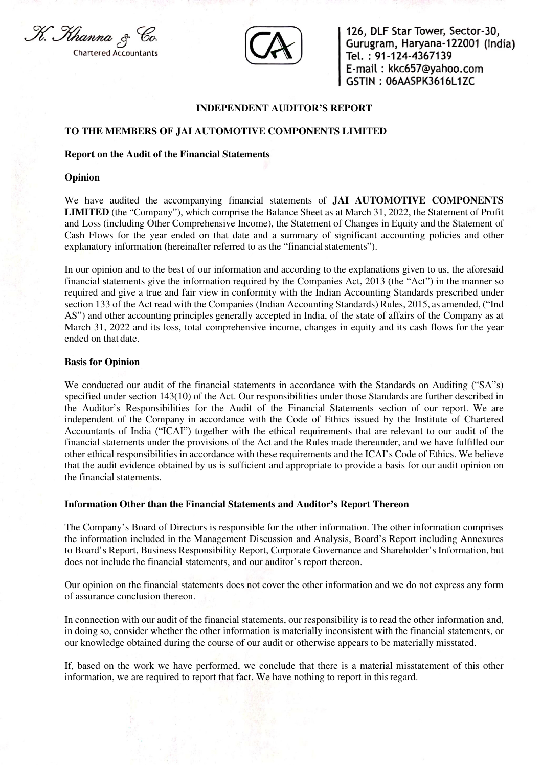K. Khanna & Co.
Chartered Accountants

126, DLF Star Tower, Sector-30,
Gurugram, Haryana-122001 (India)
Tel. : 91-124-4367139
E-mail : kkc657@yahoo.com
GSTIN : 06AASPK3616L1ZC

# INDEPENDENT AUDITOR'S REPORT

**TO THE MEMBERS OF JAI AUTOMOTIVE COMPONENTS LIMITED**

**Report on the Audit of the Financial Statements**

**Opinion**

We have audited the accompanying financial statements of **JAI AUTOMOTIVE COMPONENTS LIMITED** (the "Company"), which comprise the Balance Sheet as at March 31, 2022, the Statement of Profit and Loss (including Other Comprehensive Income), the Statement of Changes in Equity and the Statement of Cash Flows for the year ended on that date and a summary of significant accounting policies and other explanatory information (hereinafter referred to as the "financial statements").

In our opinion and to the best of our information and according to the explanations given to us, the aforesaid financial statements give the information required by the Companies Act, 2013 (the "Act") in the manner so required and give a true and fair view in conformity with the Indian Accounting Standards prescribed under section 133 of the Act read with the Companies (Indian Accounting Standards) Rules, 2015, as amended, ("Ind AS") and other accounting principles generally accepted in India, of the state of affairs of the Company as at March 31, 2022 and its loss, total comprehensive income, changes in equity and its cash flows for the year ended on that date.

**Basis for Opinion**

We conducted our audit of the financial statements in accordance with the Standards on Auditing ("SA"s) specified under section 143(10) of the Act. Our responsibilities under those Standards are further described in the Auditor's Responsibilities for the Audit of the Financial Statements section of our report. We are independent of the Company in accordance with the Code of Ethics issued by the Institute of Chartered Accountants of India ("ICAI") together with the ethical requirements that are relevant to our audit of the financial statements under the provisions of the Act and the Rules made thereunder, and we have fulfilled our other ethical responsibilities in accordance with these requirements and the ICAI's Code of Ethics. We believe that the audit evidence obtained by us is sufficient and appropriate to provide a basis for our audit opinion on the financial statements.

**Information Other than the Financial Statements and Auditor's Report Thereon**

The Company's Board of Directors is responsible for the other information. The other information comprises the information included in the Management Discussion and Analysis, Board's Report including Annexures to Board's Report, Business Responsibility Report, Corporate Governance and Shareholder's Information, but does not include the financial statements, and our auditor's report thereon.

Our opinion on the financial statements does not cover the other information and we do not express any form of assurance conclusion thereon.

In connection with our audit of the financial statements, our responsibility is to read the other information and, in doing so, consider whether the other information is materially inconsistent with the financial statements, or our knowledge obtained during the course of our audit or otherwise appears to be materially misstated.

If, based on the work we have performed, we conclude that there is a material misstatement of this other information, we are required to report that fact. We have nothing to report in this regard.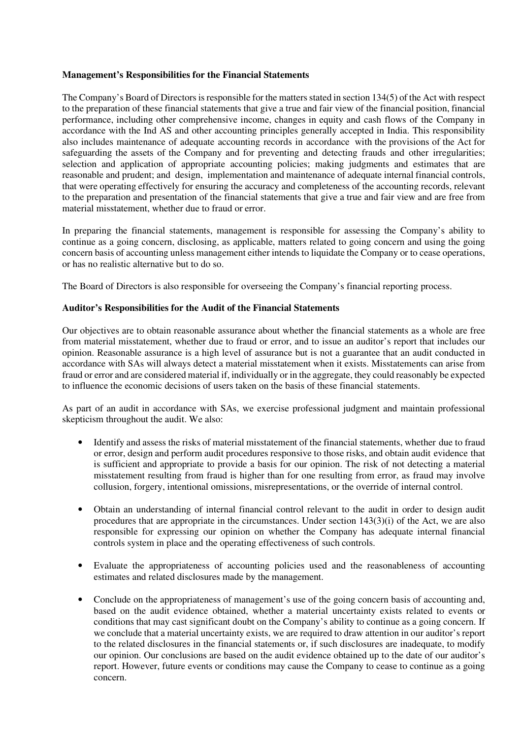**Management's Responsibilities for the Financial Statements**

The Company's Board of Directors is responsible for the matters stated in section 134(5) of the Act with respect to the preparation of these financial statements that give a true and fair view of the financial position, financial performance, including other comprehensive income, changes in equity and cash flows of the Company in accordance with the Ind AS and other accounting principles generally accepted in India. This responsibility also includes maintenance of adequate accounting records in accordance with the provisions of the Act for safeguarding the assets of the Company and for preventing and detecting frauds and other irregularities; selection and application of appropriate accounting policies; making judgments and estimates that are reasonable and prudent; and design, implementation and maintenance of adequate internal financial controls, that were operating effectively for ensuring the accuracy and completeness of the accounting records, relevant to the preparation and presentation of the financial statements that give a true and fair view and are free from material misstatement, whether due to fraud or error.

In preparing the financial statements, management is responsible for assessing the Company's ability to continue as a going concern, disclosing, as applicable, matters related to going concern and using the going concern basis of accounting unless management either intends to liquidate the Company or to cease operations, or has no realistic alternative but to do so.

The Board of Directors is also responsible for overseeing the Company's financial reporting process.

**Auditor's Responsibilities for the Audit of the Financial Statements**

Our objectives are to obtain reasonable assurance about whether the financial statements as a whole are free from material misstatement, whether due to fraud or error, and to issue an auditor's report that includes our opinion. Reasonable assurance is a high level of assurance but is not a guarantee that an audit conducted in accordance with SAs will always detect a material misstatement when it exists. Misstatements can arise from fraud or error and are considered material if, individually or in the aggregate, they could reasonably be expected to influence the economic decisions of users taken on the basis of these financial statements.

As part of an audit in accordance with SAs, we exercise professional judgment and maintain professional skepticism throughout the audit. We also:

- Identify and assess the risks of material misstatement of the financial statements, whether due to fraud or error, design and perform audit procedures responsive to those risks, and obtain audit evidence that is sufficient and appropriate to provide a basis for our opinion. The risk of not detecting a material misstatement resulting from fraud is higher than for one resulting from error, as fraud may involve collusion, forgery, intentional omissions, misrepresentations, or the override of internal control.

- Obtain an understanding of internal financial control relevant to the audit in order to design audit procedures that are appropriate in the circumstances. Under section 143(3)(i) of the Act, we are also responsible for expressing our opinion on whether the Company has adequate internal financial controls system in place and the operating effectiveness of such controls.

- Evaluate the appropriateness of accounting policies used and the reasonableness of accounting estimates and related disclosures made by the management.

- Conclude on the appropriateness of management's use of the going concern basis of accounting and, based on the audit evidence obtained, whether a material uncertainty exists related to events or conditions that may cast significant doubt on the Company's ability to continue as a going concern. If we conclude that a material uncertainty exists, we are required to draw attention in our auditor's report to the related disclosures in the financial statements or, if such disclosures are inadequate, to modify our opinion. Our conclusions are based on the audit evidence obtained up to the date of our auditor's report. However, future events or conditions may cause the Company to cease to continue as a going concern.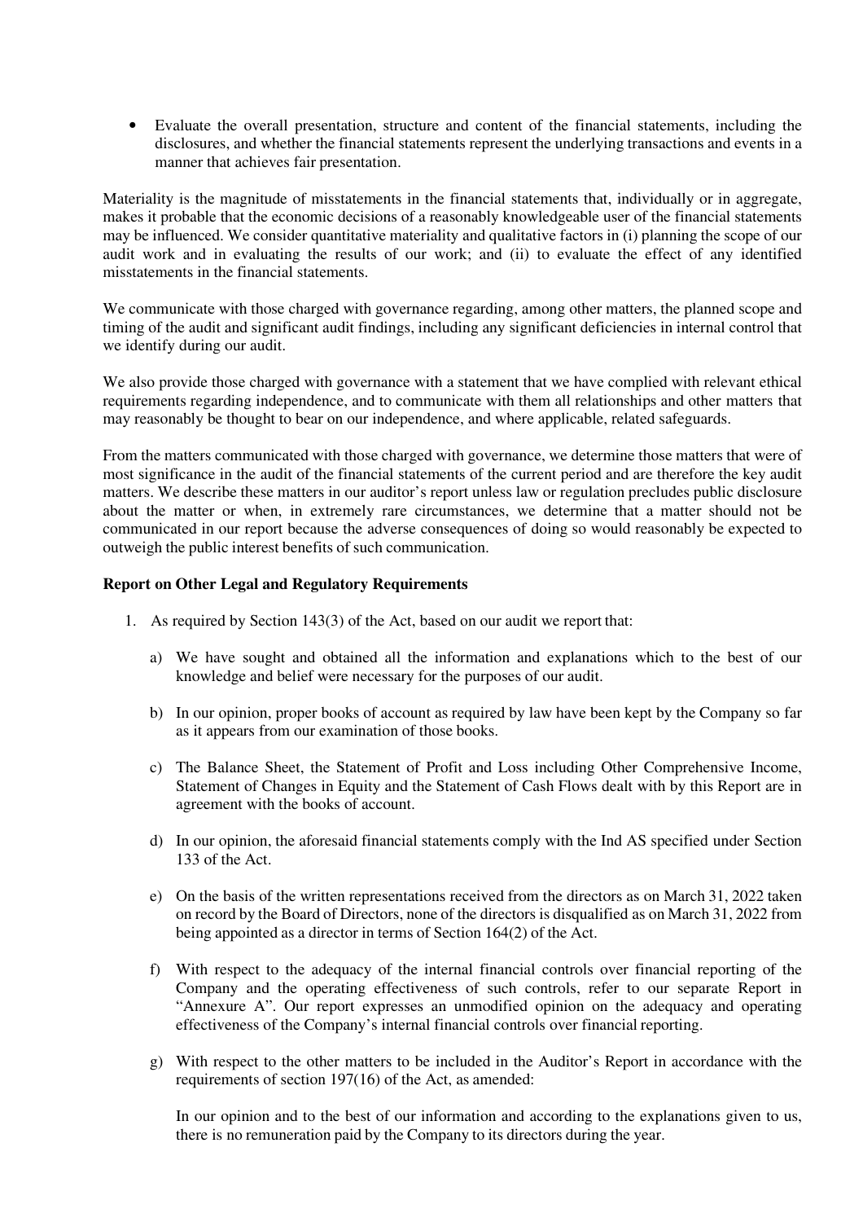- Evaluate the overall presentation, structure and content of the financial statements, including the disclosures, and whether the financial statements represent the underlying transactions and events in a manner that achieves fair presentation.

Materiality is the magnitude of misstatements in the financial statements that, individually or in aggregate, makes it probable that the economic decisions of a reasonably knowledgeable user of the financial statements may be influenced. We consider quantitative materiality and qualitative factors in (i) planning the scope of our audit work and in evaluating the results of our work; and (ii) to evaluate the effect of any identified misstatements in the financial statements.

We communicate with those charged with governance regarding, among other matters, the planned scope and timing of the audit and significant audit findings, including any significant deficiencies in internal control that we identify during our audit.

We also provide those charged with governance with a statement that we have complied with relevant ethical requirements regarding independence, and to communicate with them all relationships and other matters that may reasonably be thought to bear on our independence, and where applicable, related safeguards.

From the matters communicated with those charged with governance, we determine those matters that were of most significance in the audit of the financial statements of the current period and are therefore the key audit matters. We describe these matters in our auditor's report unless law or regulation precludes public disclosure about the matter or when, in extremely rare circumstances, we determine that a matter should not be communicated in our report because the adverse consequences of doing so would reasonably be expected to outweigh the public interest benefits of such communication.

**Report on Other Legal and Regulatory Requirements**

1. As required by Section 143(3) of the Act, based on our audit we report that:

    a) We have sought and obtained all the information and explanations which to the best of our knowledge and belief were necessary for the purposes of our audit.

    b) In our opinion, proper books of account as required by law have been kept by the Company so far as it appears from our examination of those books.

    c) The Balance Sheet, the Statement of Profit and Loss including Other Comprehensive Income, Statement of Changes in Equity and the Statement of Cash Flows dealt with by this Report are in agreement with the books of account.

    d) In our opinion, the aforesaid financial statements comply with the Ind AS specified under Section 133 of the Act.

    e) On the basis of the written representations received from the directors as on March 31, 2022 taken on record by the Board of Directors, none of the directors is disqualified as on March 31, 2022 from being appointed as a director in terms of Section 164(2) of the Act.

    f) With respect to the adequacy of the internal financial controls over financial reporting of the Company and the operating effectiveness of such controls, refer to our separate Report in "Annexure A". Our report expresses an unmodified opinion on the adequacy and operating effectiveness of the Company's internal financial controls over financial reporting.

    g) With respect to the other matters to be included in the Auditor's Report in accordance with the requirements of section 197(16) of the Act, as amended:

        In our opinion and to the best of our information and according to the explanations given to us, there is no remuneration paid by the Company to its directors during the year.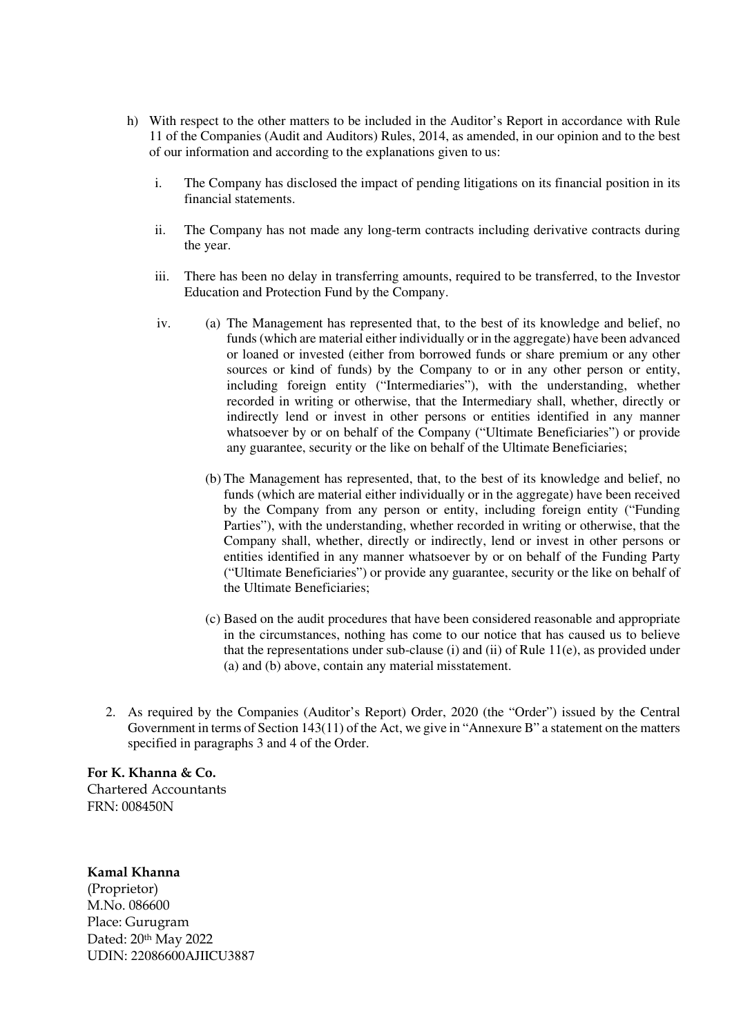h) With respect to the other matters to be included in the Auditor's Report in accordance with Rule 11 of the Companies (Audit and Auditors) Rules, 2014, as amended, in our opinion and to the best of our information and according to the explanations given to us:

   i. The Company has disclosed the impact of pending litigations on its financial position in its financial statements.

   ii. The Company has not made any long-term contracts including derivative contracts during the year.

   iii. There has been no delay in transferring amounts, required to be transferred, to the Investor Education and Protection Fund by the Company.

   iv. (a) The Management has represented that, to the best of its knowledge and belief, no funds (which are material either individually or in the aggregate) have been advanced or loaned or invested (either from borrowed funds or share premium or any other sources or kind of funds) by the Company to or in any other person or entity, including foreign entity ("Intermediaries"), with the understanding, whether recorded in writing or otherwise, that the Intermediary shall, whether, directly or indirectly lend or invest in other persons or entities identified in any manner whatsoever by or on behalf of the Company ("Ultimate Beneficiaries") or provide any guarantee, security or the like on behalf of the Ultimate Beneficiaries;

   (b) The Management has represented, that, to the best of its knowledge and belief, no funds (which are material either individually or in the aggregate) have been received by the Company from any person or entity, including foreign entity ("Funding Parties"), with the understanding, whether recorded in writing or otherwise, that the Company shall, whether, directly or indirectly, lend or invest in other persons or entities identified in any manner whatsoever by or on behalf of the Funding Party ("Ultimate Beneficiaries") or provide any guarantee, security or the like on behalf of the Ultimate Beneficiaries;

   (c) Based on the audit procedures that have been considered reasonable and appropriate in the circumstances, nothing has come to our notice that has caused us to believe that the representations under sub-clause (i) and (ii) of Rule 11(e), as provided under (a) and (b) above, contain any material misstatement.

2. As required by the Companies (Auditor's Report) Order, 2020 (the "Order") issued by the Central Government in terms of Section 143(11) of the Act, we give in "Annexure B" a statement on the matters specified in paragraphs 3 and 4 of the Order.

**For K. Khanna & Co.**
Chartered Accountants
FRN: 008450N

**Kamal Khanna**
(Proprietor)
M.No. 086600
Place: Gurugram
Dated: 20th May 2022
UDIN: 22086600AJIICU3887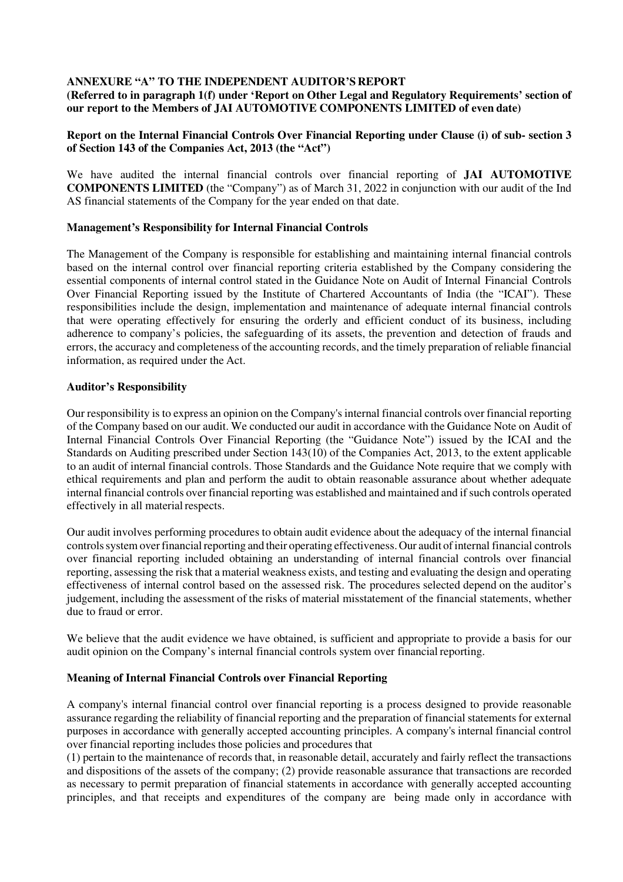**ANNEXURE "A" TO THE INDEPENDENT AUDITOR'S REPORT**
**(Referred to in paragraph 1(f) under 'Report on Other Legal and Regulatory Requirements' section of our report to the Members of JAI AUTOMOTIVE COMPONENTS LIMITED of even date)**

**Report on the Internal Financial Controls Over Financial Reporting under Clause (i) of sub- section 3 of Section 143 of the Companies Act, 2013 (the "Act")**

We have audited the internal financial controls over financial reporting of **JAI AUTOMOTIVE COMPONENTS LIMITED** (the "Company") as of March 31, 2022 in conjunction with our audit of the Ind AS financial statements of the Company for the year ended on that date.

**Management's Responsibility for Internal Financial Controls**

The Management of the Company is responsible for establishing and maintaining internal financial controls based on the internal control over financial reporting criteria established by the Company considering the essential components of internal control stated in the Guidance Note on Audit of Internal Financial Controls Over Financial Reporting issued by the Institute of Chartered Accountants of India (the "ICAI"). These responsibilities include the design, implementation and maintenance of adequate internal financial controls that were operating effectively for ensuring the orderly and efficient conduct of its business, including adherence to company's policies, the safeguarding of its assets, the prevention and detection of frauds and errors, the accuracy and completeness of the accounting records, and the timely preparation of reliable financial information, as required under the Act.

**Auditor's Responsibility**

Our responsibility is to express an opinion on the Company's internal financial controls over financial reporting of the Company based on our audit. We conducted our audit in accordance with the Guidance Note on Audit of Internal Financial Controls Over Financial Reporting (the "Guidance Note") issued by the ICAI and the Standards on Auditing prescribed under Section 143(10) of the Companies Act, 2013, to the extent applicable to an audit of internal financial controls. Those Standards and the Guidance Note require that we comply with ethical requirements and plan and perform the audit to obtain reasonable assurance about whether adequate internal financial controls over financial reporting was established and maintained and if such controls operated effectively in all material respects.

Our audit involves performing procedures to obtain audit evidence about the adequacy of the internal financial controls system over financial reporting and their operating effectiveness. Our audit of internal financial controls over financial reporting included obtaining an understanding of internal financial controls over financial reporting, assessing the risk that a material weakness exists, and testing and evaluating the design and operating effectiveness of internal control based on the assessed risk. The procedures selected depend on the auditor's judgement, including the assessment of the risks of material misstatement of the financial statements, whether due to fraud or error.

We believe that the audit evidence we have obtained, is sufficient and appropriate to provide a basis for our audit opinion on the Company's internal financial controls system over financial reporting.

**Meaning of Internal Financial Controls over Financial Reporting**

A company's internal financial control over financial reporting is a process designed to provide reasonable assurance regarding the reliability of financial reporting and the preparation of financial statements for external purposes in accordance with generally accepted accounting principles. A company's internal financial control over financial reporting includes those policies and procedures that
(1) pertain to the maintenance of records that, in reasonable detail, accurately and fairly reflect the transactions and dispositions of the assets of the company; (2) provide reasonable assurance that transactions are recorded as necessary to permit preparation of financial statements in accordance with generally accepted accounting principles, and that receipts and expenditures of the company are being made only in accordance with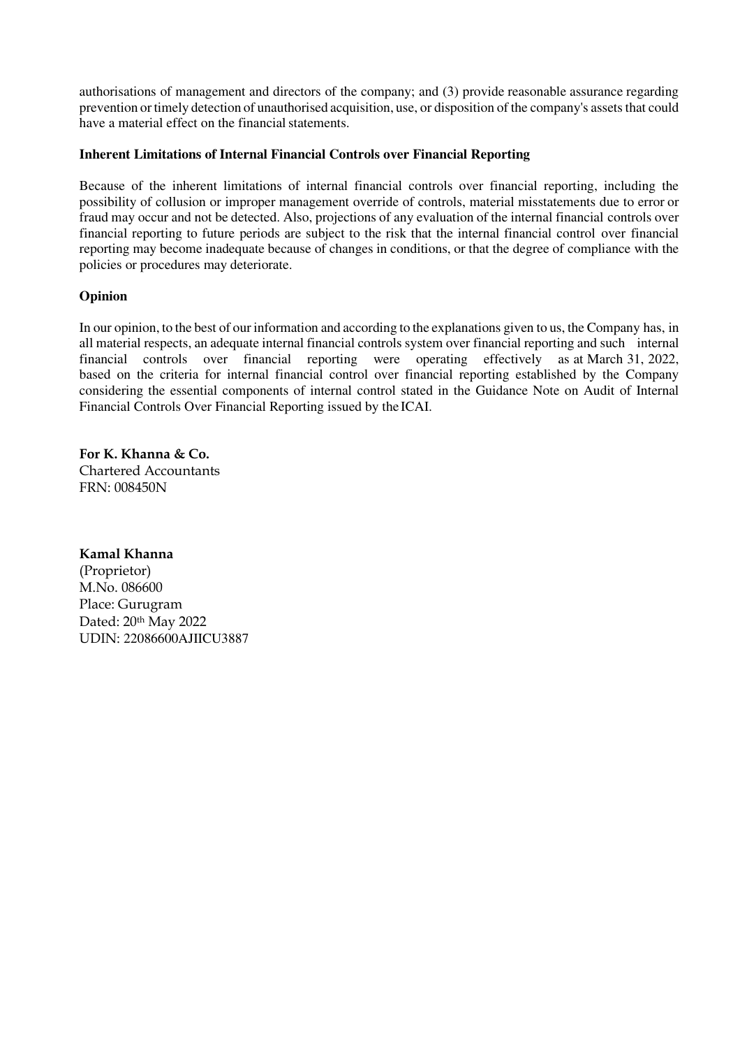authorisations of management and directors of the company; and (3) provide reasonable assurance regarding prevention or timely detection of unauthorised acquisition, use, or disposition of the company's assets that could have a material effect on the financial statements.

**Inherent Limitations of Internal Financial Controls over Financial Reporting**

Because of the inherent limitations of internal financial controls over financial reporting, including the possibility of collusion or improper management override of controls, material misstatements due to error or fraud may occur and not be detected. Also, projections of any evaluation of the internal financial controls over financial reporting to future periods are subject to the risk that the internal financial control over financial reporting may become inadequate because of changes in conditions, or that the degree of compliance with the policies or procedures may deteriorate.

**Opinion**

In our opinion, to the best of our information and according to the explanations given to us, the Company has, in all material respects, an adequate internal financial controls system over financial reporting and such internal financial controls over financial reporting were operating effectively as at March 31, 2022, based on the criteria for internal financial control over financial reporting established by the Company considering the essential components of internal control stated in the Guidance Note on Audit of Internal Financial Controls Over Financial Reporting issued by the ICAI.

**For K. Khanna & Co.**
Chartered Accountants
FRN: 008450N

**Kamal Khanna**
(Proprietor)
M.No. 086600
Place: Gurugram
Dated: 20th May 2022
UDIN: 22086600AJIICU3887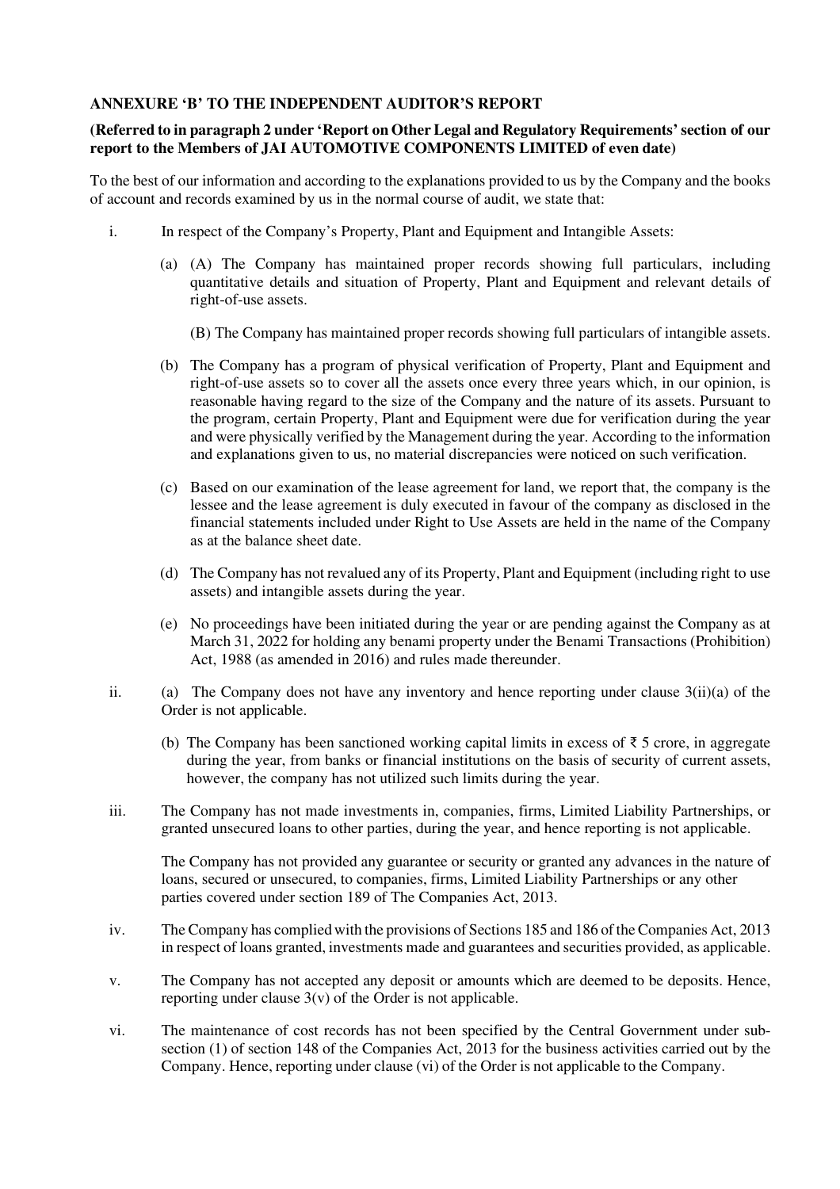**ANNEXURE 'B' TO THE INDEPENDENT AUDITOR'S REPORT**

**(Referred to in paragraph 2 under 'Report on Other Legal and Regulatory Requirements' section of our report to the Members of JAI AUTOMOTIVE COMPONENTS LIMITED of even date)**

To the best of our information and according to the explanations provided to us by the Company and the books of account and records examined by us in the normal course of audit, we state that:

i. In respect of the Company's Property, Plant and Equipment and Intangible Assets:

(a) (A) The Company has maintained proper records showing full particulars, including quantitative details and situation of Property, Plant and Equipment and relevant details of right-of-use assets.

(B) The Company has maintained proper records showing full particulars of intangible assets.

(b) The Company has a program of physical verification of Property, Plant and Equipment and right-of-use assets so to cover all the assets once every three years which, in our opinion, is reasonable having regard to the size of the Company and the nature of its assets. Pursuant to the program, certain Property, Plant and Equipment were due for verification during the year and were physically verified by the Management during the year. According to the information and explanations given to us, no material discrepancies were noticed on such verification.

(c) Based on our examination of the lease agreement for land, we report that, the company is the lessee and the lease agreement is duly executed in favour of the company as disclosed in the financial statements included under Right to Use Assets are held in the name of the Company as at the balance sheet date.

(d) The Company has not revalued any of its Property, Plant and Equipment (including right to use assets) and intangible assets during the year.

(e) No proceedings have been initiated during the year or are pending against the Company as at March 31, 2022 for holding any benami property under the Benami Transactions (Prohibition) Act, 1988 (as amended in 2016) and rules made thereunder.

ii. (a) The Company does not have any inventory and hence reporting under clause 3(ii)(a) of the Order is not applicable.

(b) The Company has been sanctioned working capital limits in excess of ₹ 5 crore, in aggregate during the year, from banks or financial institutions on the basis of security of current assets, however, the company has not utilized such limits during the year.

iii. The Company has not made investments in, companies, firms, Limited Liability Partnerships, or granted unsecured loans to other parties, during the year, and hence reporting is not applicable.

The Company has not provided any guarantee or security or granted any advances in the nature of loans, secured or unsecured, to companies, firms, Limited Liability Partnerships or any other parties covered under section 189 of The Companies Act, 2013.

iv. The Company has complied with the provisions of Sections 185 and 186 of the Companies Act, 2013 in respect of loans granted, investments made and guarantees and securities provided, as applicable.

v. The Company has not accepted any deposit or amounts which are deemed to be deposits. Hence, reporting under clause 3(v) of the Order is not applicable.

vi. The maintenance of cost records has not been specified by the Central Government under sub-section (1) of section 148 of the Companies Act, 2013 for the business activities carried out by the Company. Hence, reporting under clause (vi) of the Order is not applicable to the Company.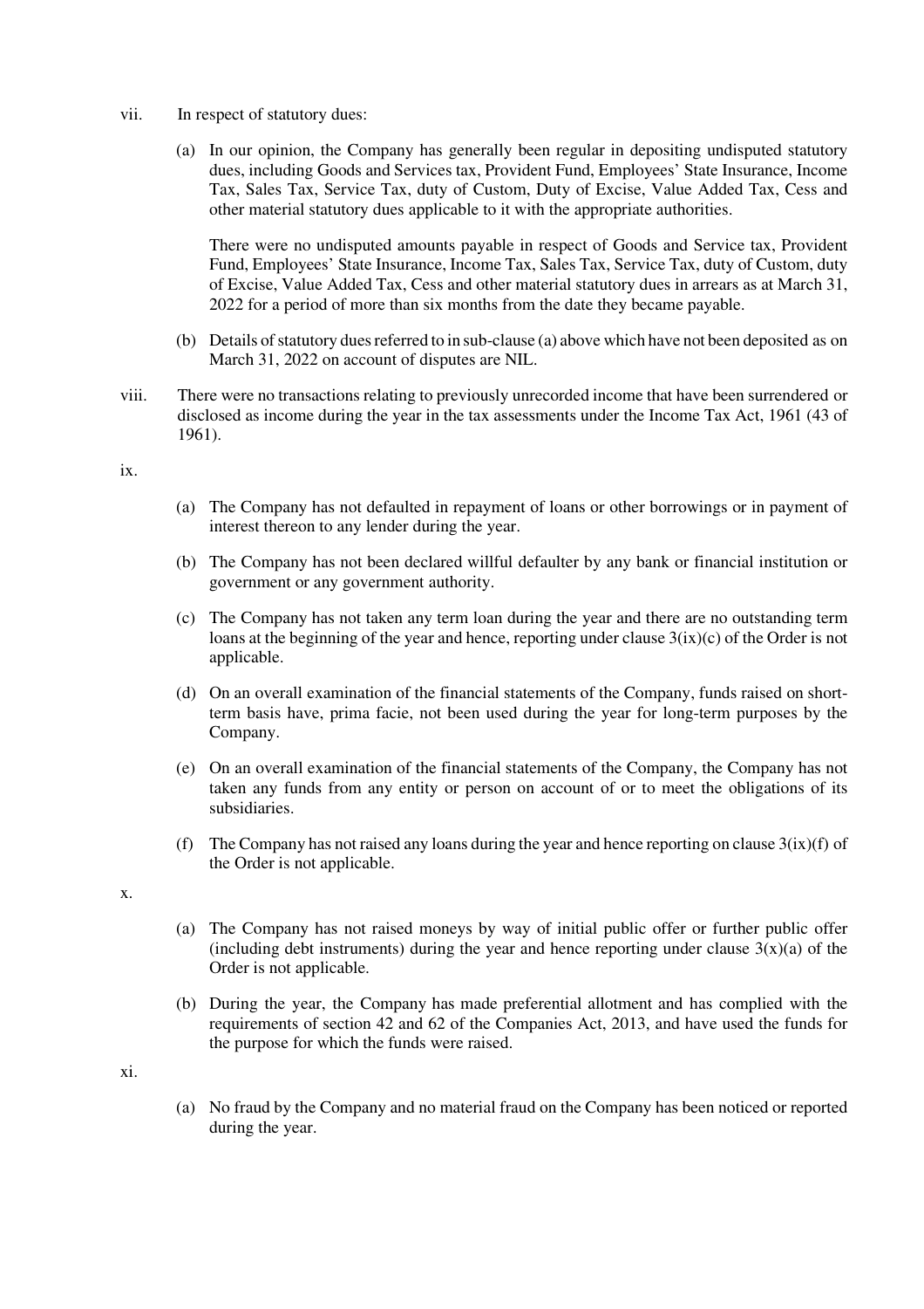vii. In respect of statutory dues:

(a) In our opinion, the Company has generally been regular in depositing undisputed statutory dues, including Goods and Services tax, Provident Fund, Employees' State Insurance, Income Tax, Sales Tax, Service Tax, duty of Custom, Duty of Excise, Value Added Tax, Cess and other material statutory dues applicable to it with the appropriate authorities.

There were no undisputed amounts payable in respect of Goods and Service tax, Provident Fund, Employees' State Insurance, Income Tax, Sales Tax, Service Tax, duty of Custom, duty of Excise, Value Added Tax, Cess and other material statutory dues in arrears as at March 31, 2022 for a period of more than six months from the date they became payable.

(b) Details of statutory dues referred to in sub-clause (a) above which have not been deposited as on March 31, 2022 on account of disputes are NIL.

viii. There were no transactions relating to previously unrecorded income that have been surrendered or disclosed as income during the year in the tax assessments under the Income Tax Act, 1961 (43 of 1961).

ix.

(a) The Company has not defaulted in repayment of loans or other borrowings or in payment of interest thereon to any lender during the year.

(b) The Company has not been declared willful defaulter by any bank or financial institution or government or any government authority.

(c) The Company has not taken any term loan during the year and there are no outstanding term loans at the beginning of the year and hence, reporting under clause 3(ix)(c) of the Order is not applicable.

(d) On an overall examination of the financial statements of the Company, funds raised on short-term basis have, prima facie, not been used during the year for long-term purposes by the Company.

(e) On an overall examination of the financial statements of the Company, the Company has not taken any funds from any entity or person on account of or to meet the obligations of its subsidiaries.

(f) The Company has not raised any loans during the year and hence reporting on clause 3(ix)(f) of the Order is not applicable.

x.

(a) The Company has not raised moneys by way of initial public offer or further public offer (including debt instruments) during the year and hence reporting under clause 3(x)(a) of the Order is not applicable.

(b) During the year, the Company has made preferential allotment and has complied with the requirements of section 42 and 62 of the Companies Act, 2013, and have used the funds for the purpose for which the funds were raised.

xi.

(a) No fraud by the Company and no material fraud on the Company has been noticed or reported during the year.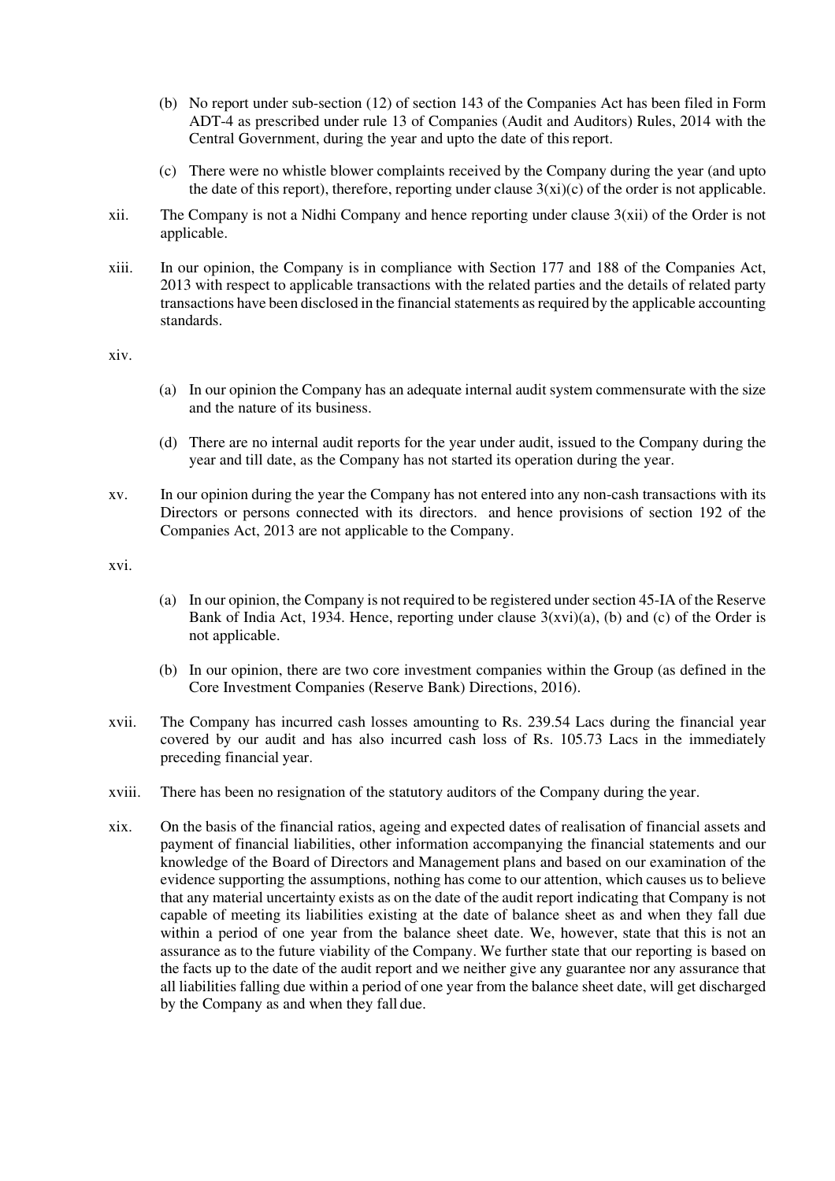(b) No report under sub-section (12) of section 143 of the Companies Act has been filed in Form ADT-4 as prescribed under rule 13 of Companies (Audit and Auditors) Rules, 2014 with the Central Government, during the year and upto the date of this report.

(c) There were no whistle blower complaints received by the Company during the year (and upto the date of this report), therefore, reporting under clause 3(xi)(c) of the order is not applicable.

xii. The Company is not a Nidhi Company and hence reporting under clause 3(xii) of the Order is not applicable.

xiii. In our opinion, the Company is in compliance with Section 177 and 188 of the Companies Act, 2013 with respect to applicable transactions with the related parties and the details of related party transactions have been disclosed in the financial statements as required by the applicable accounting standards.

xiv.

(a) In our opinion the Company has an adequate internal audit system commensurate with the size and the nature of its business.

(d) There are no internal audit reports for the year under audit, issued to the Company during the year and till date, as the Company has not started its operation during the year.

xv. In our opinion during the year the Company has not entered into any non-cash transactions with its Directors or persons connected with its directors. and hence provisions of section 192 of the Companies Act, 2013 are not applicable to the Company.

xvi.

(a) In our opinion, the Company is not required to be registered under section 45-IA of the Reserve Bank of India Act, 1934. Hence, reporting under clause 3(xvi)(a), (b) and (c) of the Order is not applicable.

(b) In our opinion, there are two core investment companies within the Group (as defined in the Core Investment Companies (Reserve Bank) Directions, 2016).

xvii. The Company has incurred cash losses amounting to Rs. 239.54 Lacs during the financial year covered by our audit and has also incurred cash loss of Rs. 105.73 Lacs in the immediately preceding financial year.

xviii. There has been no resignation of the statutory auditors of the Company during the year.

xix. On the basis of the financial ratios, ageing and expected dates of realisation of financial assets and payment of financial liabilities, other information accompanying the financial statements and our knowledge of the Board of Directors and Management plans and based on our examination of the evidence supporting the assumptions, nothing has come to our attention, which causes us to believe that any material uncertainty exists as on the date of the audit report indicating that Company is not capable of meeting its liabilities existing at the date of balance sheet as and when they fall due within a period of one year from the balance sheet date. We, however, state that this is not an assurance as to the future viability of the Company. We further state that our reporting is based on the facts up to the date of the audit report and we neither give any guarantee nor any assurance that all liabilities falling due within a period of one year from the balance sheet date, will get discharged by the Company as and when they fall due.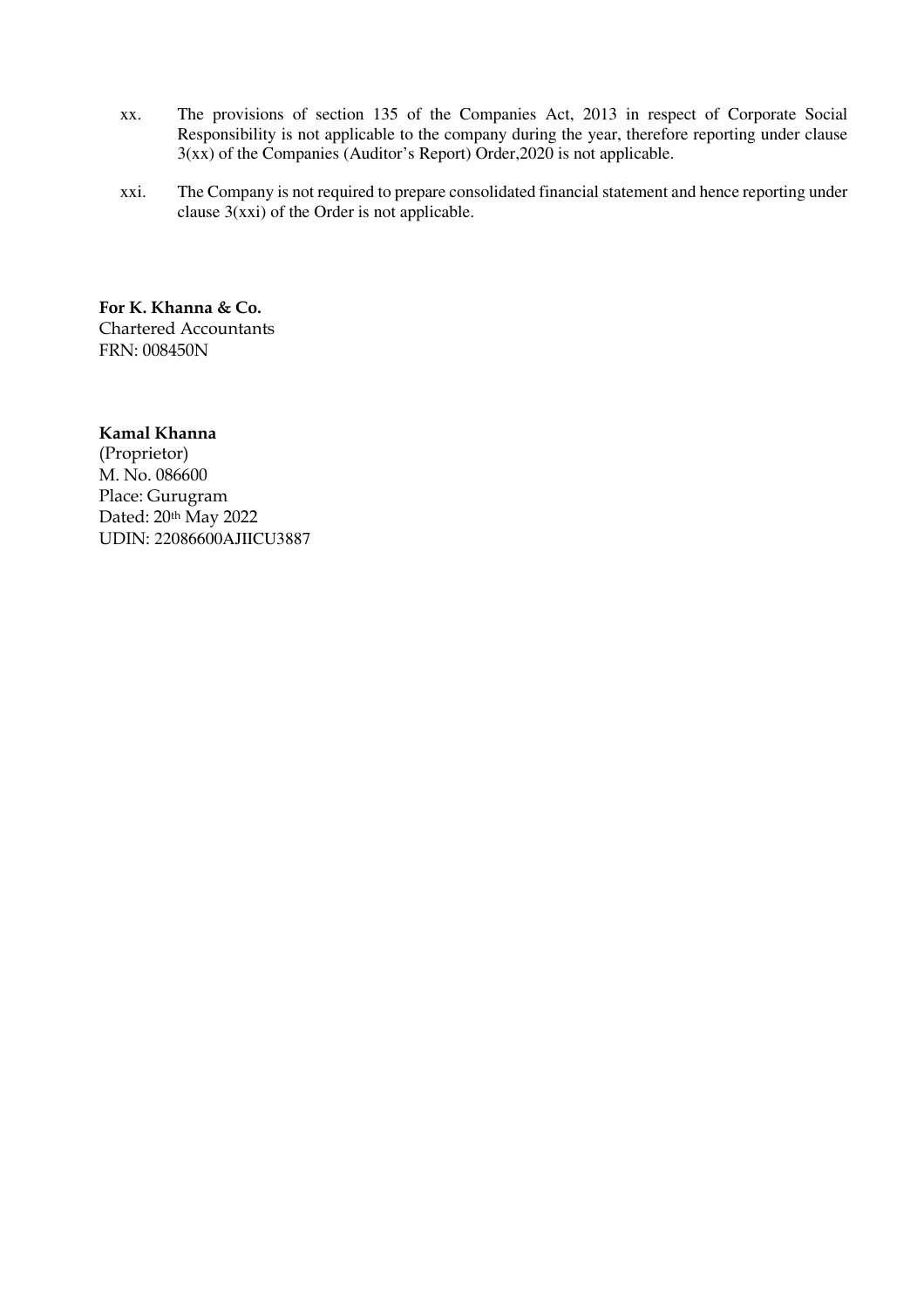xx. The provisions of section 135 of the Companies Act, 2013 in respect of Corporate Social Responsibility is not applicable to the company during the year, therefore reporting under clause 3(xx) of the Companies (Auditor's Report) Order,2020 is not applicable.

xxi. The Company is not required to prepare consolidated financial statement and hence reporting under clause 3(xxi) of the Order is not applicable.

**For K. Khanna & Co.**
Chartered Accountants
FRN: 008450N

**Kamal Khanna**
(Proprietor)
M. No. 086600
Place: Gurugram
Dated: 20th May 2022
UDIN: 22086600AJIICU3887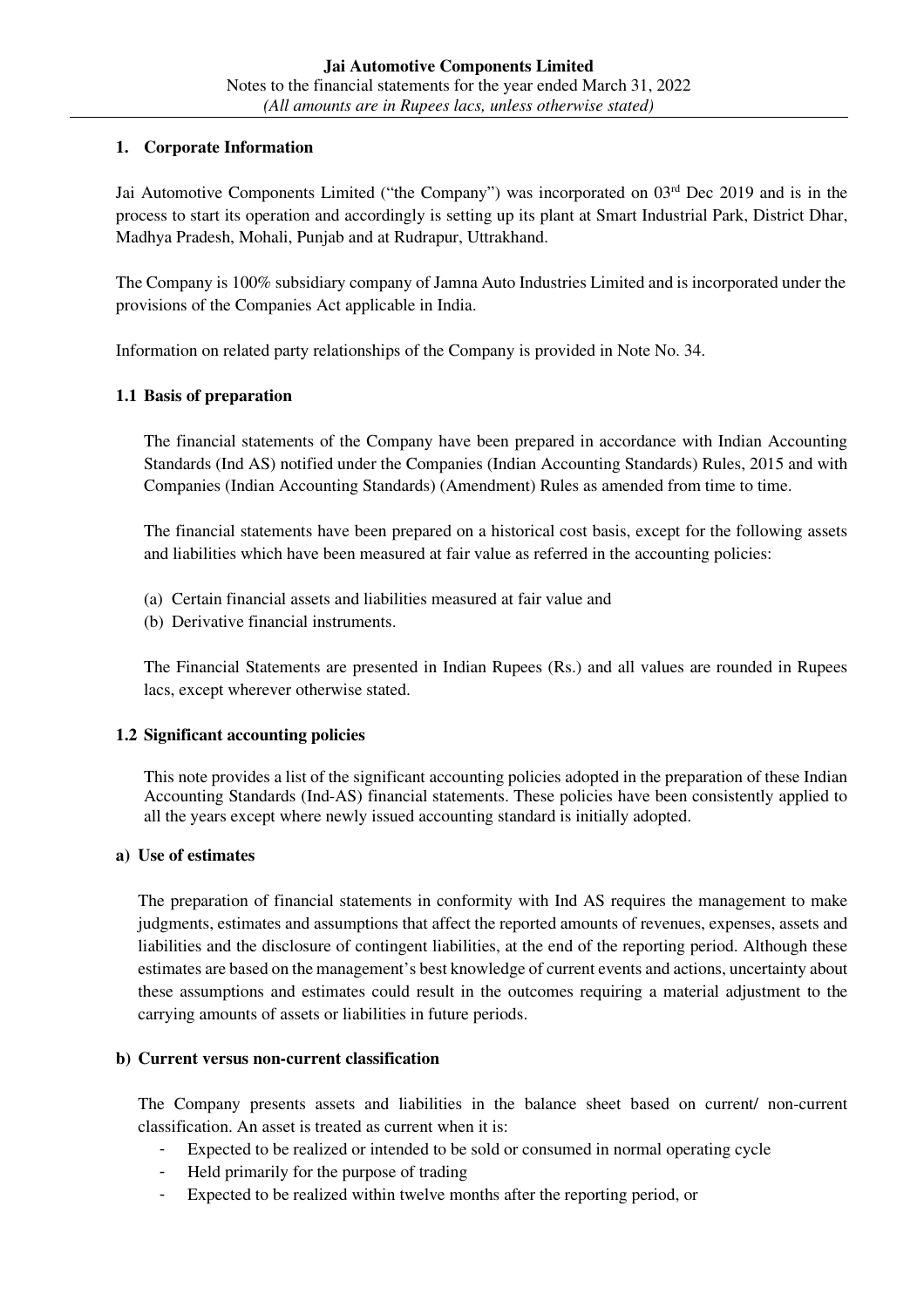## 1. Corporate Information

Jai Automotive Components Limited ("the Company") was incorporated on 03rd Dec 2019 and is in the process to start its operation and accordingly is setting up its plant at Smart Industrial Park, District Dhar, Madhya Pradesh, Mohali, Punjab and at Rudrapur, Uttrakhand.

The Company is 100% subsidiary company of Jamna Auto Industries Limited and is incorporated under the provisions of the Companies Act applicable in India.

Information on related party relationships of the Company is provided in Note No. 34.

### 1.1 Basis of preparation

The financial statements of the Company have been prepared in accordance with Indian Accounting Standards (Ind AS) notified under the Companies (Indian Accounting Standards) Rules, 2015 and with Companies (Indian Accounting Standards) (Amendment) Rules as amended from time to time.

The financial statements have been prepared on a historical cost basis, except for the following assets and liabilities which have been measured at fair value as referred in the accounting policies:

(a) Certain financial assets and liabilities measured at fair value and
(b) Derivative financial instruments.

The Financial Statements are presented in Indian Rupees (Rs.) and all values are rounded in Rupees lacs, except wherever otherwise stated.

### 1.2 Significant accounting policies

This note provides a list of the significant accounting policies adopted in the preparation of these Indian Accounting Standards (Ind-AS) financial statements. These policies have been consistently applied to all the years except where newly issued accounting standard is initially adopted.

#### a) Use of estimates

The preparation of financial statements in conformity with Ind AS requires the management to make judgments, estimates and assumptions that affect the reported amounts of revenues, expenses, assets and liabilities and the disclosure of contingent liabilities, at the end of the reporting period. Although these estimates are based on the management's best knowledge of current events and actions, uncertainty about these assumptions and estimates could result in the outcomes requiring a material adjustment to the carrying amounts of assets or liabilities in future periods.

#### b) Current versus non-current classification

The Company presents assets and liabilities in the balance sheet based on current/ non-current classification. An asset is treated as current when it is:

- Expected to be realized or intended to be sold or consumed in normal operating cycle
- Held primarily for the purpose of trading
- Expected to be realized within twelve months after the reporting period, or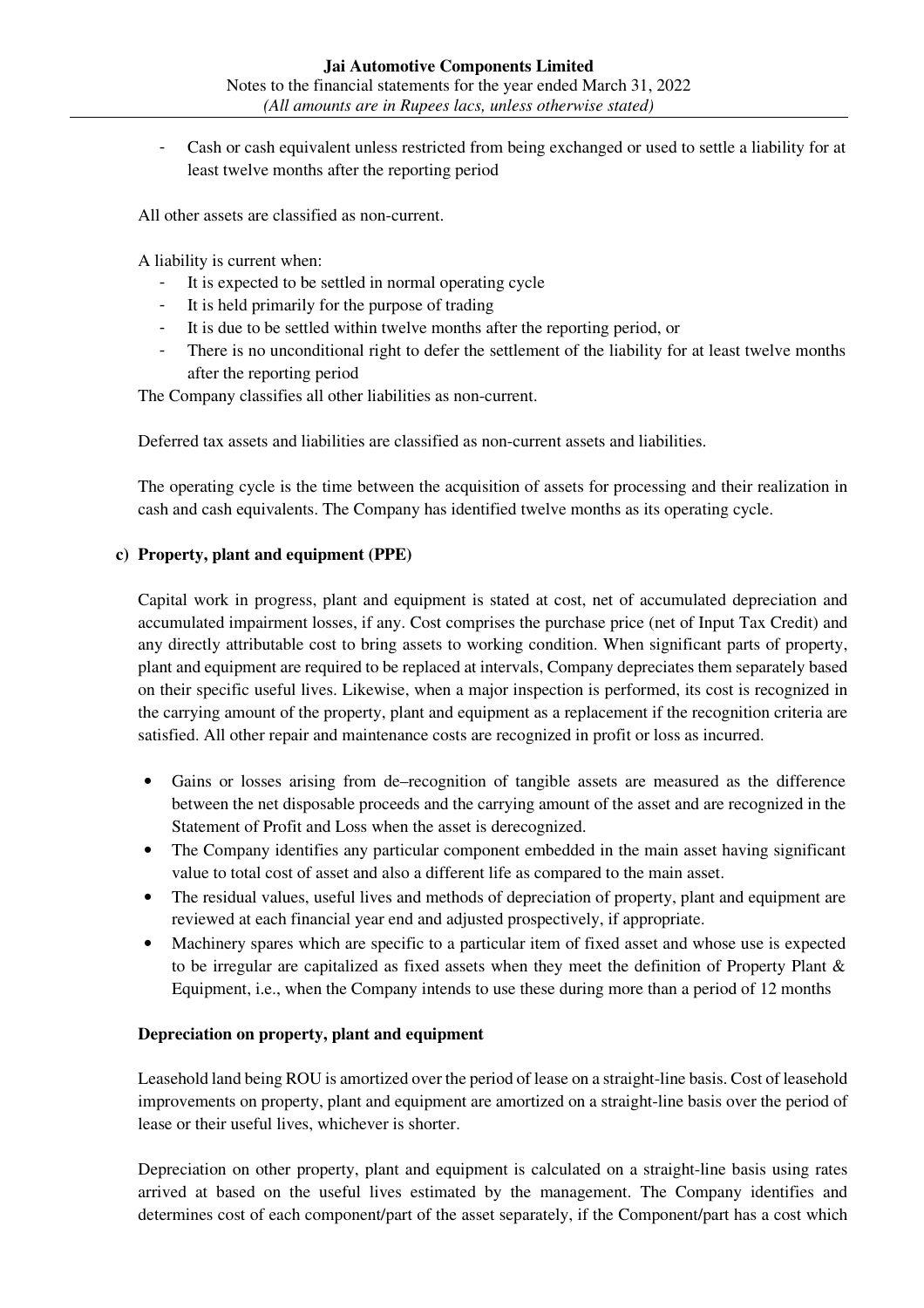- Cash or cash equivalent unless restricted from being exchanged or used to settle a liability for at least twelve months after the reporting period

All other assets are classified as non-current.

A liability is current when:

- It is expected to be settled in normal operating cycle
- It is held primarily for the purpose of trading
- It is due to be settled within twelve months after the reporting period, or
- There is no unconditional right to defer the settlement of the liability for at least twelve months after the reporting period

The Company classifies all other liabilities as non-current.

Deferred tax assets and liabilities are classified as non-current assets and liabilities.

The operating cycle is the time between the acquisition of assets for processing and their realization in cash and cash equivalents. The Company has identified twelve months as its operating cycle.

**c) Property, plant and equipment (PPE)**

Capital work in progress, plant and equipment is stated at cost, net of accumulated depreciation and accumulated impairment losses, if any. Cost comprises the purchase price (net of Input Tax Credit) and any directly attributable cost to bring assets to working condition. When significant parts of property, plant and equipment are required to be replaced at intervals, Company depreciates them separately based on their specific useful lives. Likewise, when a major inspection is performed, its cost is recognized in the carrying amount of the property, plant and equipment as a replacement if the recognition criteria are satisfied. All other repair and maintenance costs are recognized in profit or loss as incurred.

- Gains or losses arising from de–recognition of tangible assets are measured as the difference between the net disposable proceeds and the carrying amount of the asset and are recognized in the Statement of Profit and Loss when the asset is derecognized.
- The Company identifies any particular component embedded in the main asset having significant value to total cost of asset and also a different life as compared to the main asset.
- The residual values, useful lives and methods of depreciation of property, plant and equipment are reviewed at each financial year end and adjusted prospectively, if appropriate.
- Machinery spares which are specific to a particular item of fixed asset and whose use is expected to be irregular are capitalized as fixed assets when they meet the definition of Property Plant & Equipment, i.e., when the Company intends to use these during more than a period of 12 months

**Depreciation on property, plant and equipment**

Leasehold land being ROU is amortized over the period of lease on a straight-line basis. Cost of leasehold improvements on property, plant and equipment are amortized on a straight-line basis over the period of lease or their useful lives, whichever is shorter.

Depreciation on other property, plant and equipment is calculated on a straight-line basis using rates arrived at based on the useful lives estimated by the management. The Company identifies and determines cost of each component/part of the asset separately, if the Component/part has a cost which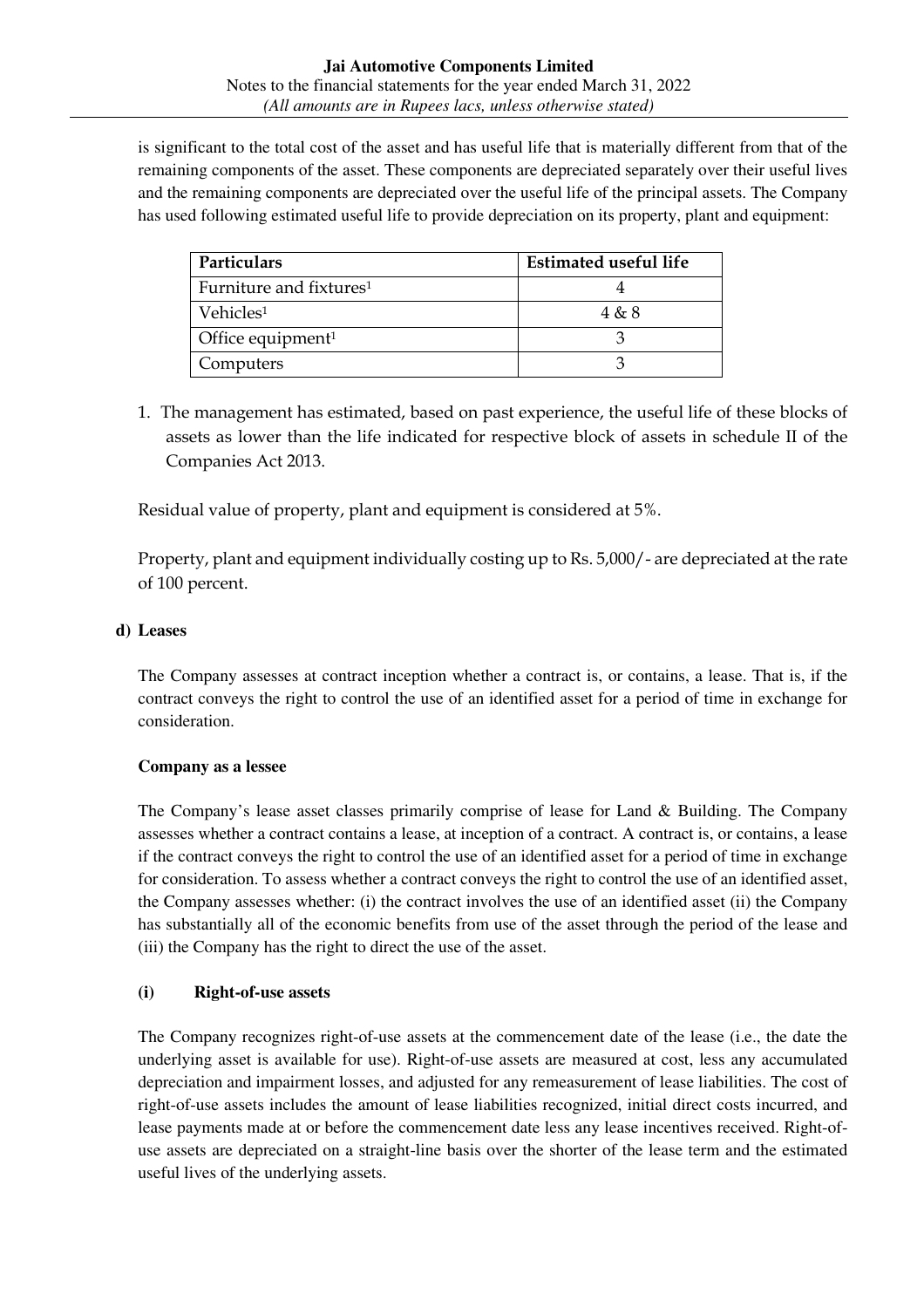is significant to the total cost of the asset and has useful life that is materially different from that of the remaining components of the asset. These components are depreciated separately over their useful lives and the remaining components are depreciated over the useful life of the principal assets. The Company has used following estimated useful life to provide depreciation on its property, plant and equipment:

| Particulars | Estimated useful life |
|---|---|
| Furniture and fixtures[1] | 4 |
| Vehicles[1] | 4 & 8 |
| Office equipment[1] | 3 |
| Computers | 3 |

1. The management has estimated, based on past experience, the useful life of these blocks of assets as lower than the life indicated for respective block of assets in schedule II of the Companies Act 2013.

Residual value of property, plant and equipment is considered at 5%.

Property, plant and equipment individually costing up to Rs. 5,000/- are depreciated at the rate of 100 percent.

**d) Leases**

The Company assesses at contract inception whether a contract is, or contains, a lease. That is, if the contract conveys the right to control the use of an identified asset for a period of time in exchange for consideration.

**Company as a lessee**

The Company's lease asset classes primarily comprise of lease for Land & Building. The Company assesses whether a contract contains a lease, at inception of a contract. A contract is, or contains, a lease if the contract conveys the right to control the use of an identified asset for a period of time in exchange for consideration. To assess whether a contract conveys the right to control the use of an identified asset, the Company assesses whether: (i) the contract involves the use of an identified asset (ii) the Company has substantially all of the economic benefits from use of the asset through the period of the lease and (iii) the Company has the right to direct the use of the asset.

**(i) Right-of-use assets**

The Company recognizes right-of-use assets at the commencement date of the lease (i.e., the date the underlying asset is available for use). Right-of-use assets are measured at cost, less any accumulated depreciation and impairment losses, and adjusted for any remeasurement of lease liabilities. The cost of right-of-use assets includes the amount of lease liabilities recognized, initial direct costs incurred, and lease payments made at or before the commencement date less any lease incentives received. Right-of-use assets are depreciated on a straight-line basis over the shorter of the lease term and the estimated useful lives of the underlying assets.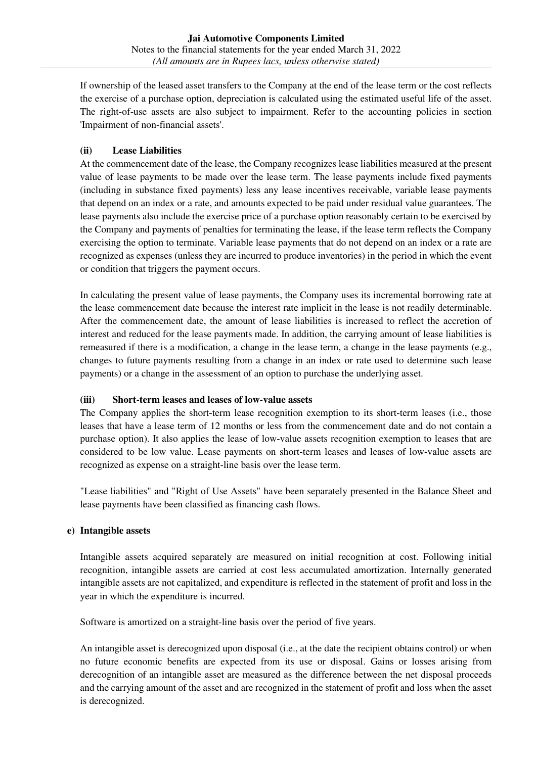If ownership of the leased asset transfers to the Company at the end of the lease term or the cost reflects the exercise of a purchase option, depreciation is calculated using the estimated useful life of the asset. The right-of-use assets are also subject to impairment. Refer to the accounting policies in section 'Impairment of non-financial assets'.

**(ii) Lease Liabilities**

At the commencement date of the lease, the Company recognizes lease liabilities measured at the present value of lease payments to be made over the lease term. The lease payments include fixed payments (including in substance fixed payments) less any lease incentives receivable, variable lease payments that depend on an index or a rate, and amounts expected to be paid under residual value guarantees. The lease payments also include the exercise price of a purchase option reasonably certain to be exercised by the Company and payments of penalties for terminating the lease, if the lease term reflects the Company exercising the option to terminate. Variable lease payments that do not depend on an index or a rate are recognized as expenses (unless they are incurred to produce inventories) in the period in which the event or condition that triggers the payment occurs.

In calculating the present value of lease payments, the Company uses its incremental borrowing rate at the lease commencement date because the interest rate implicit in the lease is not readily determinable. After the commencement date, the amount of lease liabilities is increased to reflect the accretion of interest and reduced for the lease payments made. In addition, the carrying amount of lease liabilities is remeasured if there is a modification, a change in the lease term, a change in the lease payments (e.g., changes to future payments resulting from a change in an index or rate used to determine such lease payments) or a change in the assessment of an option to purchase the underlying asset.

**(iii) Short-term leases and leases of low-value assets**

The Company applies the short-term lease recognition exemption to its short-term leases (i.e., those leases that have a lease term of 12 months or less from the commencement date and do not contain a purchase option). It also applies the lease of low-value assets recognition exemption to leases that are considered to be low value. Lease payments on short-term leases and leases of low-value assets are recognized as expense on a straight-line basis over the lease term.

"Lease liabilities" and "Right of Use Assets" have been separately presented in the Balance Sheet and lease payments have been classified as financing cash flows.

**e) Intangible assets**

Intangible assets acquired separately are measured on initial recognition at cost. Following initial recognition, intangible assets are carried at cost less accumulated amortization. Internally generated intangible assets are not capitalized, and expenditure is reflected in the statement of profit and loss in the year in which the expenditure is incurred.

Software is amortized on a straight-line basis over the period of five years.

An intangible asset is derecognized upon disposal (i.e., at the date the recipient obtains control) or when no future economic benefits are expected from its use or disposal. Gains or losses arising from derecognition of an intangible asset are measured as the difference between the net disposal proceeds and the carrying amount of the asset and are recognized in the statement of profit and loss when the asset is derecognized.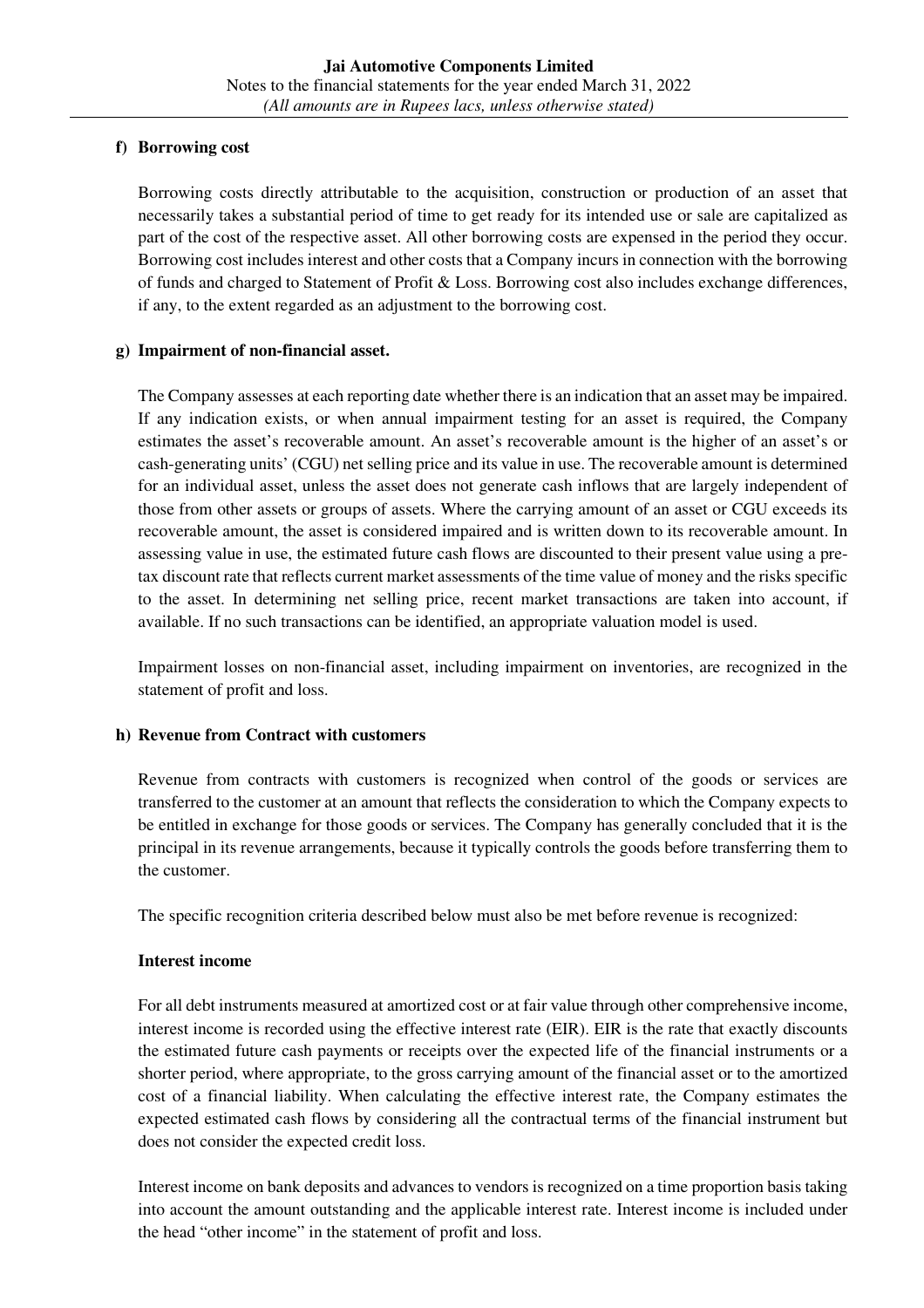**f) Borrowing cost**

Borrowing costs directly attributable to the acquisition, construction or production of an asset that necessarily takes a substantial period of time to get ready for its intended use or sale are capitalized as part of the cost of the respective asset. All other borrowing costs are expensed in the period they occur. Borrowing cost includes interest and other costs that a Company incurs in connection with the borrowing of funds and charged to Statement of Profit & Loss. Borrowing cost also includes exchange differences, if any, to the extent regarded as an adjustment to the borrowing cost.

**g) Impairment of non-financial asset.**

The Company assesses at each reporting date whether there is an indication that an asset may be impaired. If any indication exists, or when annual impairment testing for an asset is required, the Company estimates the asset's recoverable amount. An asset's recoverable amount is the higher of an asset's or cash-generating units' (CGU) net selling price and its value in use. The recoverable amount is determined for an individual asset, unless the asset does not generate cash inflows that are largely independent of those from other assets or groups of assets. Where the carrying amount of an asset or CGU exceeds its recoverable amount, the asset is considered impaired and is written down to its recoverable amount. In assessing value in use, the estimated future cash flows are discounted to their present value using a pre-tax discount rate that reflects current market assessments of the time value of money and the risks specific to the asset. In determining net selling price, recent market transactions are taken into account, if available. If no such transactions can be identified, an appropriate valuation model is used.

Impairment losses on non-financial asset, including impairment on inventories, are recognized in the statement of profit and loss.

**h) Revenue from Contract with customers**

Revenue from contracts with customers is recognized when control of the goods or services are transferred to the customer at an amount that reflects the consideration to which the Company expects to be entitled in exchange for those goods or services. The Company has generally concluded that it is the principal in its revenue arrangements, because it typically controls the goods before transferring them to the customer.

The specific recognition criteria described below must also be met before revenue is recognized:

**Interest income**

For all debt instruments measured at amortized cost or at fair value through other comprehensive income, interest income is recorded using the effective interest rate (EIR). EIR is the rate that exactly discounts the estimated future cash payments or receipts over the expected life of the financial instruments or a shorter period, where appropriate, to the gross carrying amount of the financial asset or to the amortized cost of a financial liability. When calculating the effective interest rate, the Company estimates the expected estimated cash flows by considering all the contractual terms of the financial instrument but does not consider the expected credit loss.

Interest income on bank deposits and advances to vendors is recognized on a time proportion basis taking into account the amount outstanding and the applicable interest rate. Interest income is included under the head "other income" in the statement of profit and loss.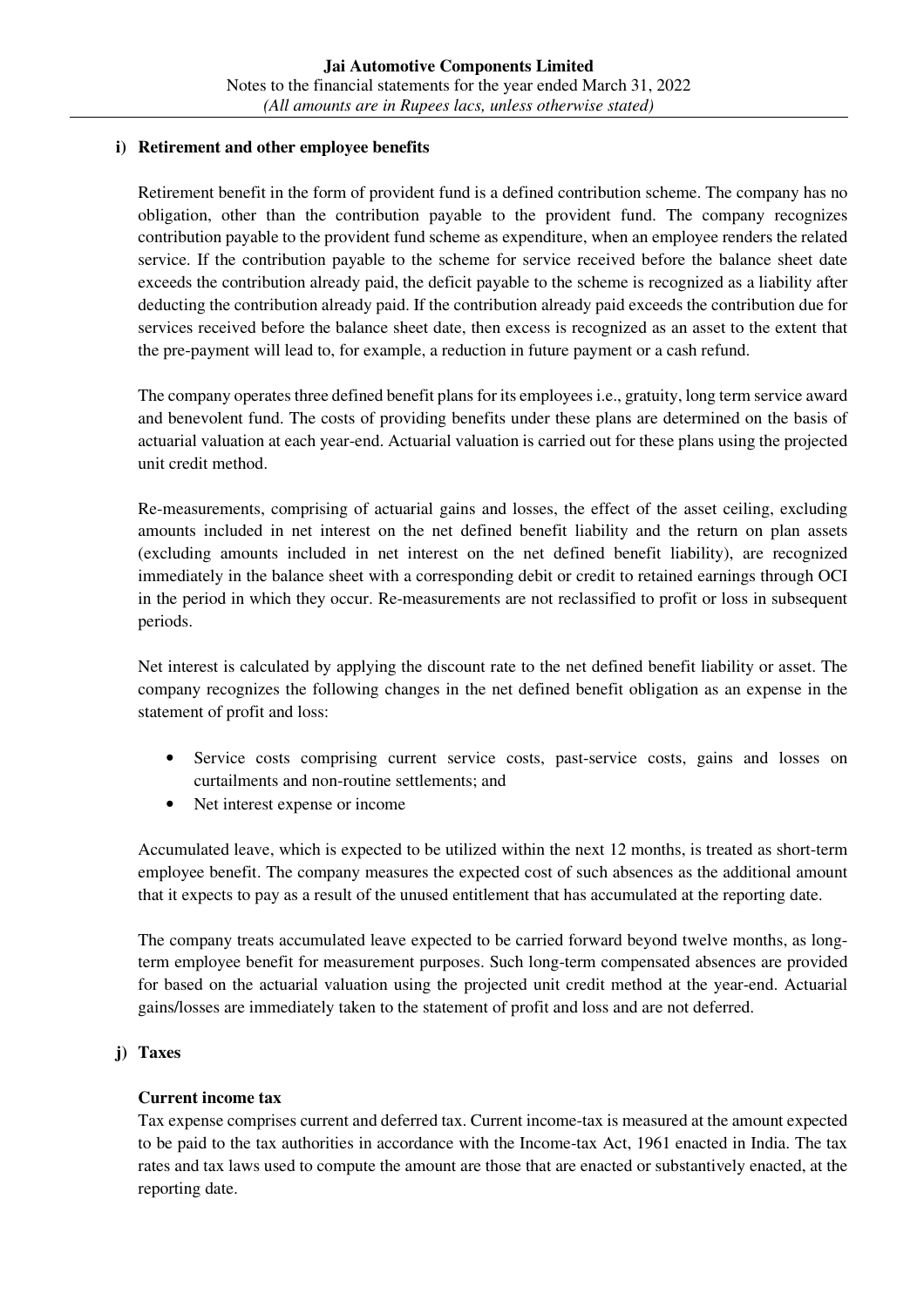**i) Retirement and other employee benefits**

Retirement benefit in the form of provident fund is a defined contribution scheme. The company has no obligation, other than the contribution payable to the provident fund. The company recognizes contribution payable to the provident fund scheme as expenditure, when an employee renders the related service. If the contribution payable to the scheme for service received before the balance sheet date exceeds the contribution already paid, the deficit payable to the scheme is recognized as a liability after deducting the contribution already paid. If the contribution already paid exceeds the contribution due for services received before the balance sheet date, then excess is recognized as an asset to the extent that the pre-payment will lead to, for example, a reduction in future payment or a cash refund.

The company operates three defined benefit plans for its employees i.e., gratuity, long term service award and benevolent fund. The costs of providing benefits under these plans are determined on the basis of actuarial valuation at each year-end. Actuarial valuation is carried out for these plans using the projected unit credit method.

Re-measurements, comprising of actuarial gains and losses, the effect of the asset ceiling, excluding amounts included in net interest on the net defined benefit liability and the return on plan assets (excluding amounts included in net interest on the net defined benefit liability), are recognized immediately in the balance sheet with a corresponding debit or credit to retained earnings through OCI in the period in which they occur. Re-measurements are not reclassified to profit or loss in subsequent periods.

Net interest is calculated by applying the discount rate to the net defined benefit liability or asset. The company recognizes the following changes in the net defined benefit obligation as an expense in the statement of profit and loss:

- Service costs comprising current service costs, past-service costs, gains and losses on curtailments and non-routine settlements; and
- Net interest expense or income

Accumulated leave, which is expected to be utilized within the next 12 months, is treated as short-term employee benefit. The company measures the expected cost of such absences as the additional amount that it expects to pay as a result of the unused entitlement that has accumulated at the reporting date.

The company treats accumulated leave expected to be carried forward beyond twelve months, as long-term employee benefit for measurement purposes. Such long-term compensated absences are provided for based on the actuarial valuation using the projected unit credit method at the year-end. Actuarial gains/losses are immediately taken to the statement of profit and loss and are not deferred.

**j) Taxes**

**Current income tax**

Tax expense comprises current and deferred tax. Current income-tax is measured at the amount expected to be paid to the tax authorities in accordance with the Income-tax Act, 1961 enacted in India. The tax rates and tax laws used to compute the amount are those that are enacted or substantively enacted, at the reporting date.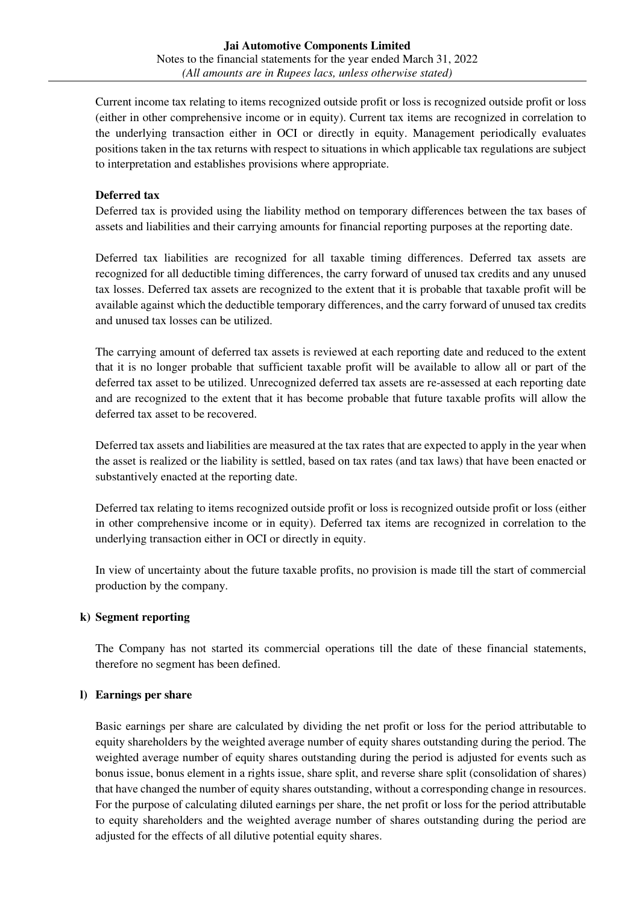Current income tax relating to items recognized outside profit or loss is recognized outside profit or loss (either in other comprehensive income or in equity). Current tax items are recognized in correlation to the underlying transaction either in OCI or directly in equity. Management periodically evaluates positions taken in the tax returns with respect to situations in which applicable tax regulations are subject to interpretation and establishes provisions where appropriate.

**Deferred tax**

Deferred tax is provided using the liability method on temporary differences between the tax bases of assets and liabilities and their carrying amounts for financial reporting purposes at the reporting date.

Deferred tax liabilities are recognized for all taxable timing differences. Deferred tax assets are recognized for all deductible timing differences, the carry forward of unused tax credits and any unused tax losses. Deferred tax assets are recognized to the extent that it is probable that taxable profit will be available against which the deductible temporary differences, and the carry forward of unused tax credits and unused tax losses can be utilized.

The carrying amount of deferred tax assets is reviewed at each reporting date and reduced to the extent that it is no longer probable that sufficient taxable profit will be available to allow all or part of the deferred tax asset to be utilized. Unrecognized deferred tax assets are re-assessed at each reporting date and are recognized to the extent that it has become probable that future taxable profits will allow the deferred tax asset to be recovered.

Deferred tax assets and liabilities are measured at the tax rates that are expected to apply in the year when the asset is realized or the liability is settled, based on tax rates (and tax laws) that have been enacted or substantively enacted at the reporting date.

Deferred tax relating to items recognized outside profit or loss is recognized outside profit or loss (either in other comprehensive income or in equity). Deferred tax items are recognized in correlation to the underlying transaction either in OCI or directly in equity.

In view of uncertainty about the future taxable profits, no provision is made till the start of commercial production by the company.

**k) Segment reporting**

The Company has not started its commercial operations till the date of these financial statements, therefore no segment has been defined.

**l) Earnings per share**

Basic earnings per share are calculated by dividing the net profit or loss for the period attributable to equity shareholders by the weighted average number of equity shares outstanding during the period. The weighted average number of equity shares outstanding during the period is adjusted for events such as bonus issue, bonus element in a rights issue, share split, and reverse share split (consolidation of shares) that have changed the number of equity shares outstanding, without a corresponding change in resources. For the purpose of calculating diluted earnings per share, the net profit or loss for the period attributable to equity shareholders and the weighted average number of shares outstanding during the period are adjusted for the effects of all dilutive potential equity shares.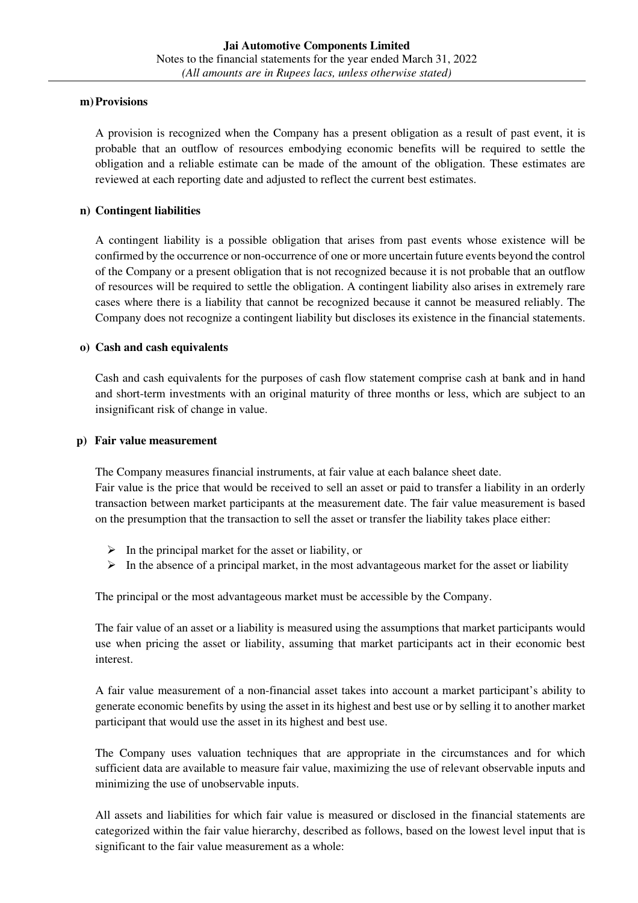**m) Provisions**

A provision is recognized when the Company has a present obligation as a result of past event, it is probable that an outflow of resources embodying economic benefits will be required to settle the obligation and a reliable estimate can be made of the amount of the obligation. These estimates are reviewed at each reporting date and adjusted to reflect the current best estimates.

**n) Contingent liabilities**

A contingent liability is a possible obligation that arises from past events whose existence will be confirmed by the occurrence or non-occurrence of one or more uncertain future events beyond the control of the Company or a present obligation that is not recognized because it is not probable that an outflow of resources will be required to settle the obligation. A contingent liability also arises in extremely rare cases where there is a liability that cannot be recognized because it cannot be measured reliably. The Company does not recognize a contingent liability but discloses its existence in the financial statements.

**o) Cash and cash equivalents**

Cash and cash equivalents for the purposes of cash flow statement comprise cash at bank and in hand and short-term investments with an original maturity of three months or less, which are subject to an insignificant risk of change in value.

**p) Fair value measurement**

The Company measures financial instruments, at fair value at each balance sheet date.
Fair value is the price that would be received to sell an asset or paid to transfer a liability in an orderly transaction between market participants at the measurement date. The fair value measurement is based on the presumption that the transaction to sell the asset or transfer the liability takes place either:

- In the principal market for the asset or liability, or
- In the absence of a principal market, in the most advantageous market for the asset or liability

The principal or the most advantageous market must be accessible by the Company.

The fair value of an asset or a liability is measured using the assumptions that market participants would use when pricing the asset or liability, assuming that market participants act in their economic best interest.

A fair value measurement of a non-financial asset takes into account a market participant's ability to generate economic benefits by using the asset in its highest and best use or by selling it to another market participant that would use the asset in its highest and best use.

The Company uses valuation techniques that are appropriate in the circumstances and for which sufficient data are available to measure fair value, maximizing the use of relevant observable inputs and minimizing the use of unobservable inputs.

All assets and liabilities for which fair value is measured or disclosed in the financial statements are categorized within the fair value hierarchy, described as follows, based on the lowest level input that is significant to the fair value measurement as a whole: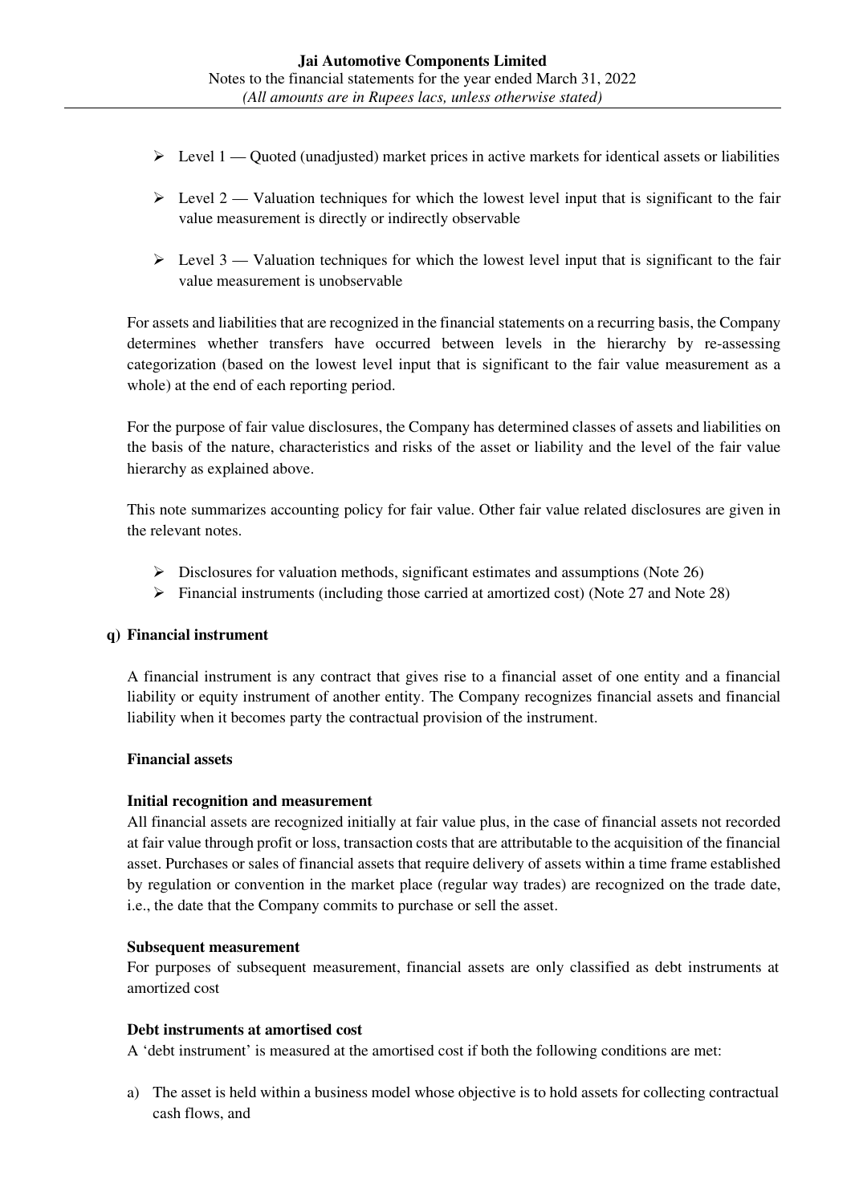- Level 1 — Quoted (unadjusted) market prices in active markets for identical assets or liabilities
- Level 2 — Valuation techniques for which the lowest level input that is significant to the fair value measurement is directly or indirectly observable
- Level 3 — Valuation techniques for which the lowest level input that is significant to the fair value measurement is unobservable

For assets and liabilities that are recognized in the financial statements on a recurring basis, the Company determines whether transfers have occurred between levels in the hierarchy by re-assessing categorization (based on the lowest level input that is significant to the fair value measurement as a whole) at the end of each reporting period.

For the purpose of fair value disclosures, the Company has determined classes of assets and liabilities on the basis of the nature, characteristics and risks of the asset or liability and the level of the fair value hierarchy as explained above.

This note summarizes accounting policy for fair value. Other fair value related disclosures are given in the relevant notes.

- Disclosures for valuation methods, significant estimates and assumptions (Note 26)
- Financial instruments (including those carried at amortized cost) (Note 27 and Note 28)

**q) Financial instrument**

A financial instrument is any contract that gives rise to a financial asset of one entity and a financial liability or equity instrument of another entity. The Company recognizes financial assets and financial liability when it becomes party the contractual provision of the instrument.

**Financial assets**

**Initial recognition and measurement**

All financial assets are recognized initially at fair value plus, in the case of financial assets not recorded at fair value through profit or loss, transaction costs that are attributable to the acquisition of the financial asset. Purchases or sales of financial assets that require delivery of assets within a time frame established by regulation or convention in the market place (regular way trades) are recognized on the trade date, i.e., the date that the Company commits to purchase or sell the asset.

**Subsequent measurement**

For purposes of subsequent measurement, financial assets are only classified as debt instruments at amortized cost

**Debt instruments at amortised cost**

A 'debt instrument' is measured at the amortised cost if both the following conditions are met:

a) The asset is held within a business model whose objective is to hold assets for collecting contractual cash flows, and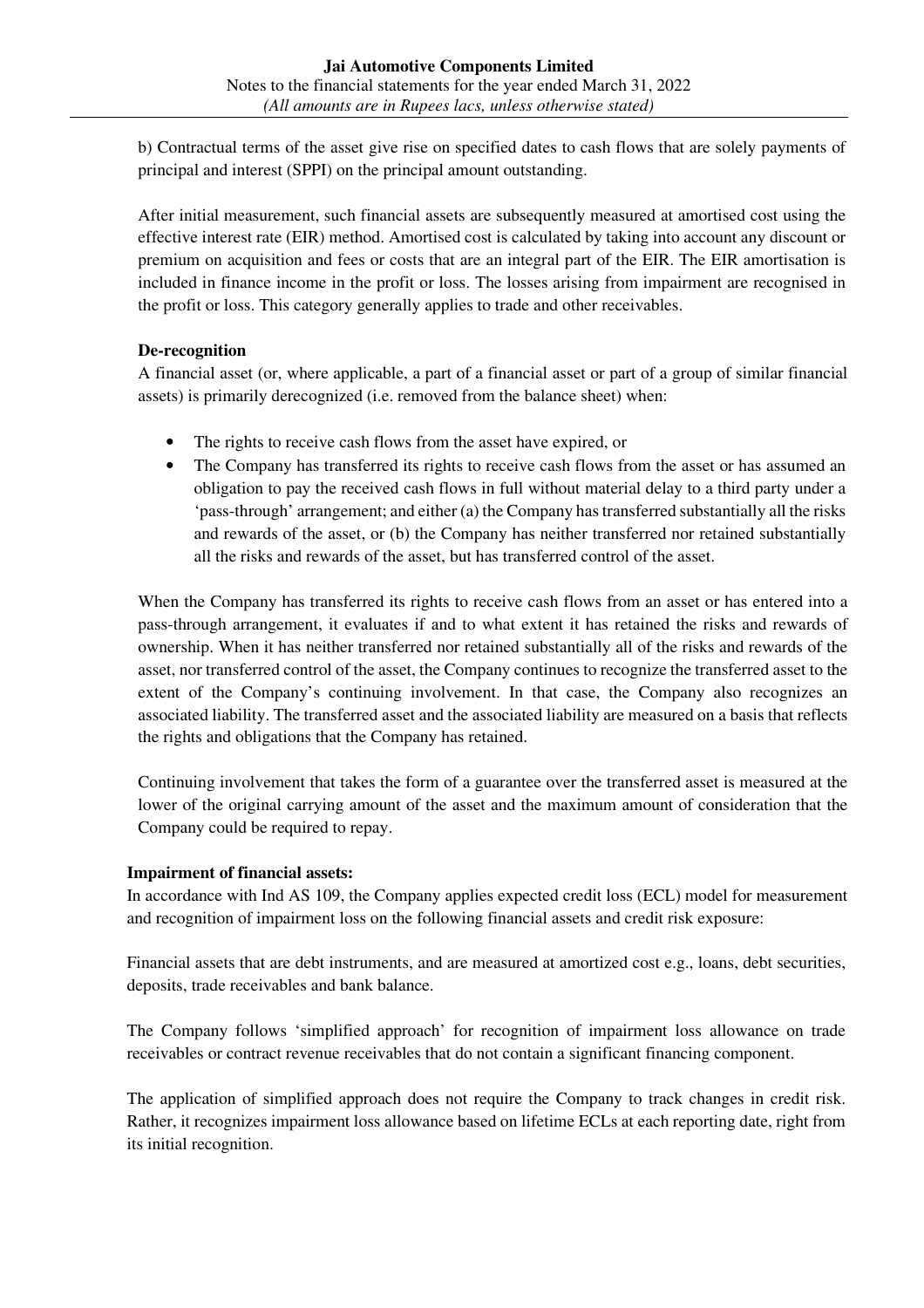b) Contractual terms of the asset give rise on specified dates to cash flows that are solely payments of principal and interest (SPPI) on the principal amount outstanding.

After initial measurement, such financial assets are subsequently measured at amortised cost using the effective interest rate (EIR) method. Amortised cost is calculated by taking into account any discount or premium on acquisition and fees or costs that are an integral part of the EIR. The EIR amortisation is included in finance income in the profit or loss. The losses arising from impairment are recognised in the profit or loss. This category generally applies to trade and other receivables.

**De-recognition**

A financial asset (or, where applicable, a part of a financial asset or part of a group of similar financial assets) is primarily derecognized (i.e. removed from the balance sheet) when:

- The rights to receive cash flows from the asset have expired, or
- The Company has transferred its rights to receive cash flows from the asset or has assumed an obligation to pay the received cash flows in full without material delay to a third party under a 'pass-through' arrangement; and either (a) the Company has transferred substantially all the risks and rewards of the asset, or (b) the Company has neither transferred nor retained substantially all the risks and rewards of the asset, but has transferred control of the asset.

When the Company has transferred its rights to receive cash flows from an asset or has entered into a pass-through arrangement, it evaluates if and to what extent it has retained the risks and rewards of ownership. When it has neither transferred nor retained substantially all of the risks and rewards of the asset, nor transferred control of the asset, the Company continues to recognize the transferred asset to the extent of the Company's continuing involvement. In that case, the Company also recognizes an associated liability. The transferred asset and the associated liability are measured on a basis that reflects the rights and obligations that the Company has retained.

Continuing involvement that takes the form of a guarantee over the transferred asset is measured at the lower of the original carrying amount of the asset and the maximum amount of consideration that the Company could be required to repay.

**Impairment of financial assets:**

In accordance with Ind AS 109, the Company applies expected credit loss (ECL) model for measurement and recognition of impairment loss on the following financial assets and credit risk exposure:

Financial assets that are debt instruments, and are measured at amortized cost e.g., loans, debt securities, deposits, trade receivables and bank balance.

The Company follows 'simplified approach' for recognition of impairment loss allowance on trade receivables or contract revenue receivables that do not contain a significant financing component.

The application of simplified approach does not require the Company to track changes in credit risk. Rather, it recognizes impairment loss allowance based on lifetime ECLs at each reporting date, right from its initial recognition.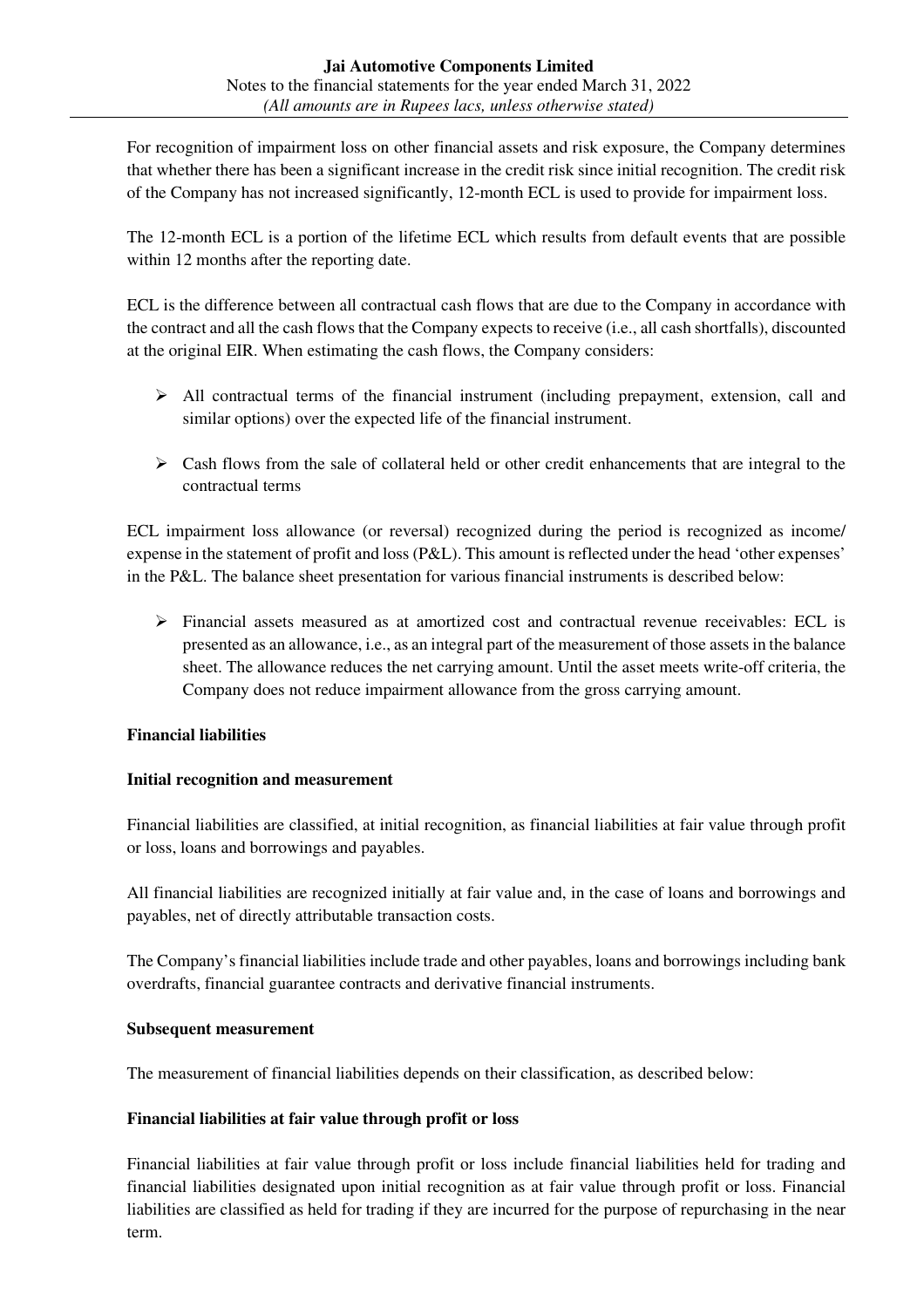For recognition of impairment loss on other financial assets and risk exposure, the Company determines that whether there has been a significant increase in the credit risk since initial recognition. The credit risk of the Company has not increased significantly, 12-month ECL is used to provide for impairment loss.

The 12-month ECL is a portion of the lifetime ECL which results from default events that are possible within 12 months after the reporting date.

ECL is the difference between all contractual cash flows that are due to the Company in accordance with the contract and all the cash flows that the Company expects to receive (i.e., all cash shortfalls), discounted at the original EIR. When estimating the cash flows, the Company considers:

- All contractual terms of the financial instrument (including prepayment, extension, call and similar options) over the expected life of the financial instrument.
- Cash flows from the sale of collateral held or other credit enhancements that are integral to the contractual terms

ECL impairment loss allowance (or reversal) recognized during the period is recognized as income/ expense in the statement of profit and loss (P&L). This amount is reflected under the head 'other expenses' in the P&L. The balance sheet presentation for various financial instruments is described below:

- Financial assets measured as at amortized cost and contractual revenue receivables: ECL is presented as an allowance, i.e., as an integral part of the measurement of those assets in the balance sheet. The allowance reduces the net carrying amount. Until the asset meets write-off criteria, the Company does not reduce impairment allowance from the gross carrying amount.

**Financial liabilities**

**Initial recognition and measurement**

Financial liabilities are classified, at initial recognition, as financial liabilities at fair value through profit or loss, loans and borrowings and payables.

All financial liabilities are recognized initially at fair value and, in the case of loans and borrowings and payables, net of directly attributable transaction costs.

The Company's financial liabilities include trade and other payables, loans and borrowings including bank overdrafts, financial guarantee contracts and derivative financial instruments.

**Subsequent measurement**

The measurement of financial liabilities depends on their classification, as described below:

**Financial liabilities at fair value through profit or loss**

Financial liabilities at fair value through profit or loss include financial liabilities held for trading and financial liabilities designated upon initial recognition as at fair value through profit or loss. Financial liabilities are classified as held for trading if they are incurred for the purpose of repurchasing in the near term.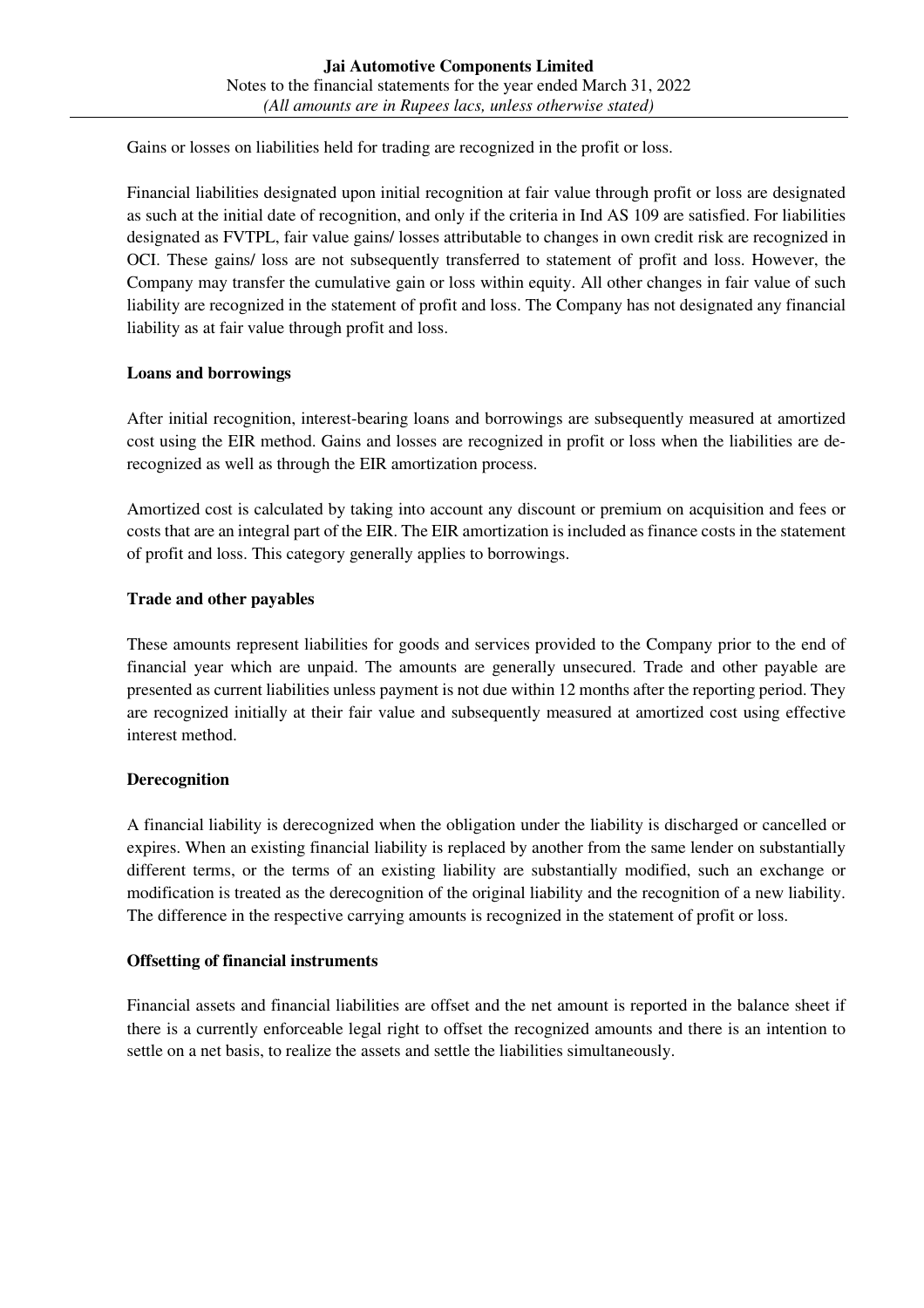Gains or losses on liabilities held for trading are recognized in the profit or loss.

Financial liabilities designated upon initial recognition at fair value through profit or loss are designated as such at the initial date of recognition, and only if the criteria in Ind AS 109 are satisfied. For liabilities designated as FVTPL, fair value gains/ losses attributable to changes in own credit risk are recognized in OCI. These gains/ loss are not subsequently transferred to statement of profit and loss. However, the Company may transfer the cumulative gain or loss within equity. All other changes in fair value of such liability are recognized in the statement of profit and loss. The Company has not designated any financial liability as at fair value through profit and loss.

**Loans and borrowings**

After initial recognition, interest-bearing loans and borrowings are subsequently measured at amortized cost using the EIR method. Gains and losses are recognized in profit or loss when the liabilities are de-recognized as well as through the EIR amortization process.

Amortized cost is calculated by taking into account any discount or premium on acquisition and fees or costs that are an integral part of the EIR. The EIR amortization is included as finance costs in the statement of profit and loss. This category generally applies to borrowings.

**Trade and other payables**

These amounts represent liabilities for goods and services provided to the Company prior to the end of financial year which are unpaid. The amounts are generally unsecured. Trade and other payable are presented as current liabilities unless payment is not due within 12 months after the reporting period. They are recognized initially at their fair value and subsequently measured at amortized cost using effective interest method.

**Derecognition**

A financial liability is derecognized when the obligation under the liability is discharged or cancelled or expires. When an existing financial liability is replaced by another from the same lender on substantially different terms, or the terms of an existing liability are substantially modified, such an exchange or modification is treated as the derecognition of the original liability and the recognition of a new liability. The difference in the respective carrying amounts is recognized in the statement of profit or loss.

**Offsetting of financial instruments**

Financial assets and financial liabilities are offset and the net amount is reported in the balance sheet if there is a currently enforceable legal right to offset the recognized amounts and there is an intention to settle on a net basis, to realize the assets and settle the liabilities simultaneously.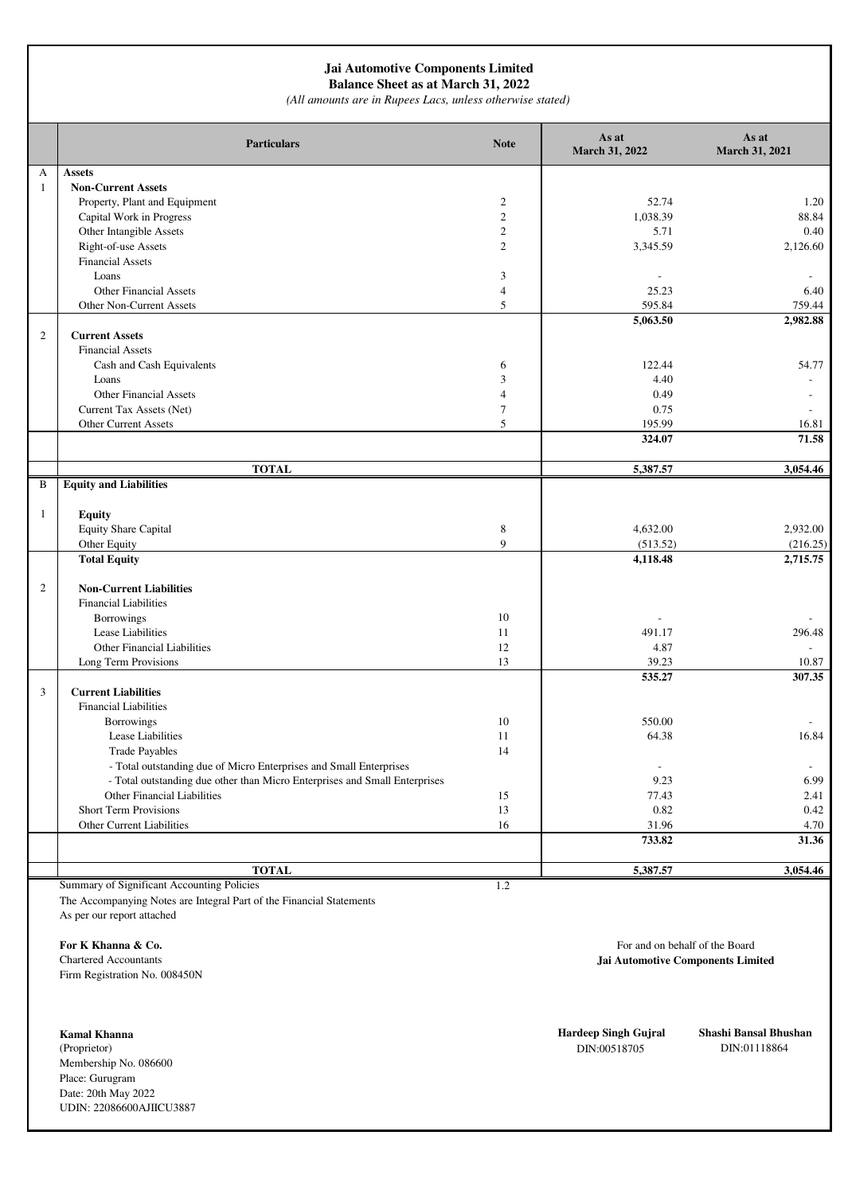**Jai Automotive Components Limited**
**Balance Sheet as at March 31, 2022**
*(All amounts are in Rupees Lacs, unless otherwise stated)*

| | Particulars | Note | As at March 31, 2022 | As at March 31, 2021 |
|---|---|---|---|---|
| A | **Assets** | | | |
| 1 | **Non-Current Assets** | | | |
| | Property, Plant and Equipment | 2 | 52.74 | 1.20 |
| | Capital Work in Progress | 2 | 1,038.39 | 88.84 |
| | Other Intangible Assets | 2 | 5.71 | 0.40 |
| | Right-of-use Assets | 2 | 3,345.59 | 2,126.60 |
| | Financial Assets | | | |
| | Loans | 3 | - | - |
| | Other Financial Assets | 4 | 25.23 | 6.40 |
| | Other Non-Current Assets | 5 | 595.84 | 759.44 |
| | | | **5,063.50** | **2,982.88** |
| 2 | **Current Assets** | | | |
| | Financial Assets | | | |
| | Cash and Cash Equivalents | 6 | 122.44 | 54.77 |
| | Loans | 3 | 4.40 | - |
| | Other Financial Assets | 4 | 0.49 | - |
| | Current Tax Assets (Net) | 7 | 0.75 | - |
| | Other Current Assets | 5 | 195.99 | 16.81 |
| | | | **324.07** | **71.58** |
| | **TOTAL** | | **5,387.57** | **3,054.46** |
| B | **Equity and Liabilities** | | | |
| 1 | **Equity** | | | |
| | Equity Share Capital | 8 | 4,632.00 | 2,932.00 |
| | Other Equity | 9 | (513.52) | (216.25) |
| | **Total Equity** | | **4,118.48** | **2,715.75** |
| 2 | **Non-Current Liabilities** | | | |
| | Financial Liabilities | | | |
| | Borrowings | 10 | - | - |
| | Lease Liabilities | 11 | 491.17 | 296.48 |
| | Other Financial Liabilities | 12 | 4.87 | - |
| | Long Term Provisions | 13 | 39.23 | 10.87 |
| | | | **535.27** | **307.35** |
| 3 | **Current Liabilities** | | | |
| | Financial Liabilities | | | |
| | Borrowings | 10 | 550.00 | - |
| | Lease Liabilities | 11 | 64.38 | 16.84 |
| | Trade Payables | 14 | | |
| | - Total outstanding due of Micro Enterprises and Small Enterprises | | - | - |
| | - Total outstanding due other than Micro Enterprises and Small Enterprises | | 9.23 | 6.99 |
| | Other Financial Liabilities | 15 | 77.43 | 2.41 |
| | Short Term Provisions | 13 | 0.82 | 0.42 |
| | Other Current Liabilities | 16 | 31.96 | 4.70 |
| | | | **733.82** | **31.36** |
| | **TOTAL** | | **5,387.57** | **3,054.46** |

Summary of Significant Accounting Policies 1.2

The Accompanying Notes are Integral Part of the Financial Statements

As per our report attached

**For K Khanna & Co.**
Chartered Accountants
Firm Registration No. 008450N

For and on behalf of the Board
**Jai Automotive Components Limited**

**Kamal Khanna**
(Proprietor)
Membership No. 086600
Place: Gurugram
Date: 20th May 2022
UDIN: 22086600AJIICU3887

**Hardeep Singh Gujral**
DIN:00518705

**Shashi Bansal Bhushan**
DIN:01118864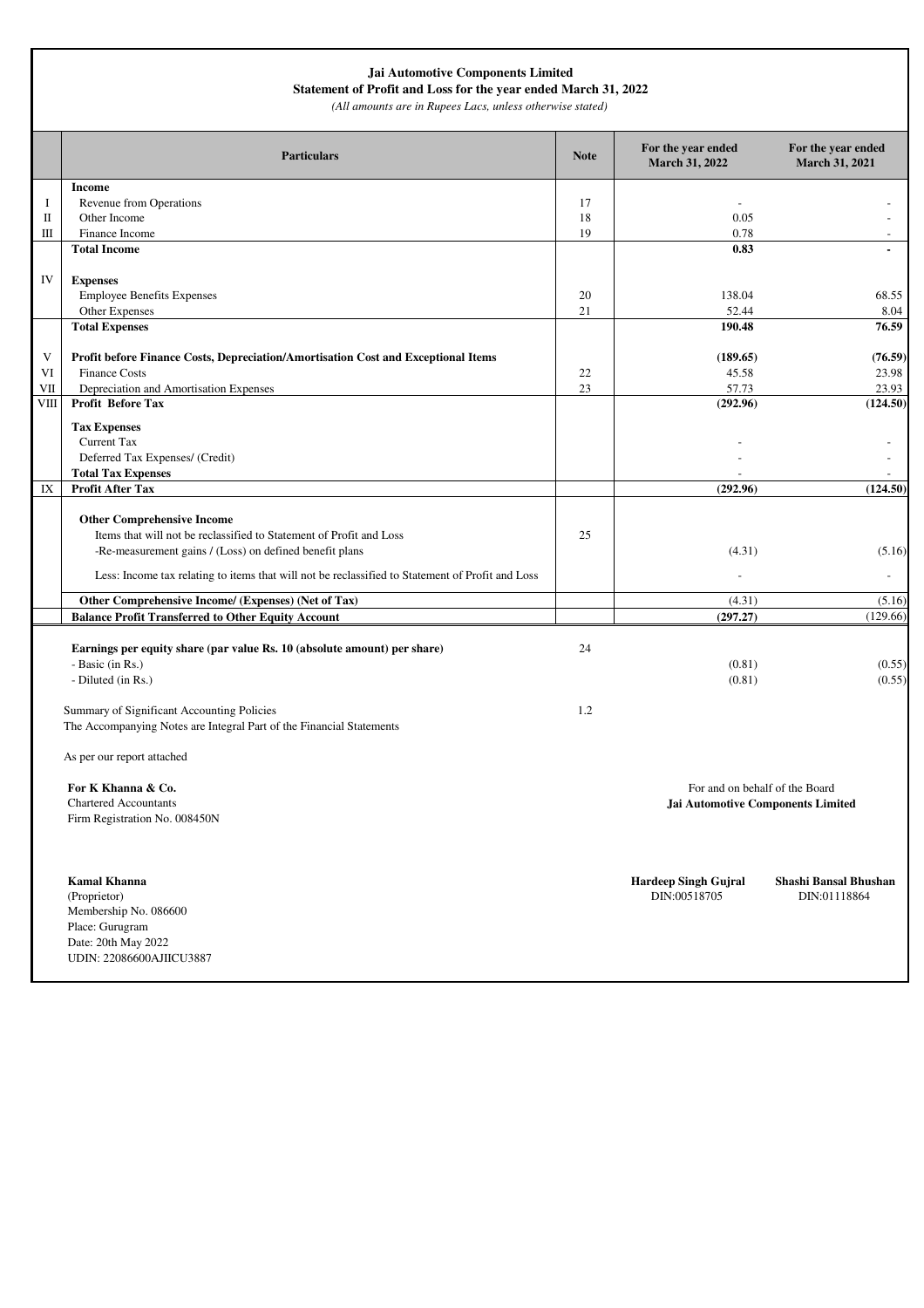**Jai Automotive Components Limited**
**Statement of Profit and Loss for the year ended March 31, 2022**
*(All amounts are in Rupees Lacs, unless otherwise stated)*

| | Particulars | Note | For the year ended March 31, 2022 | For the year ended March 31, 2021 |
|---|---|---|---|---|
| | **Income** | | | |
| I | Revenue from Operations | 17 | - | - |
| II | Other Income | 18 | 0.05 | - |
| III | Finance Income | 19 | 0.78 | - |
| | **Total Income** | | **0.83** | **-** |
| IV | **Expenses** | | | |
| | Employee Benefits Expenses | 20 | 138.04 | 68.55 |
| | Other Expenses | 21 | 52.44 | 8.04 |
| | **Total Expenses** | | **190.48** | **76.59** |
| V | **Profit before Finance Costs, Depreciation/Amortisation Cost and Exceptional Items** | | **(189.65)** | **(76.59)** |
| VI | Finance Costs | 22 | 45.58 | 23.98 |
| VII | Depreciation and Amortisation Expenses | 23 | 57.73 | 23.93 |
| VIII | **Profit Before Tax** | | **(292.96)** | **(124.50)** |
| | **Tax Expenses** | | | |
| | Current Tax | | - | - |
| | Deferred Tax Expenses/ (Credit) | | - | - |
| | **Total Tax Expenses** | | - | - |
| IX | **Profit After Tax** | | **(292.96)** | **(124.50)** |
| | **Other Comprehensive Income** | | | |
| | Items that will not be reclassified to Statement of Profit and Loss | 25 | | |
| | -Re-measurement gains / (Loss) on defined benefit plans | | (4.31) | (5.16) |
| | Less: Income tax relating to items that will not be reclassified to Statement of Profit and Loss | | - | - |
| | **Other Comprehensive Income/ (Expenses) (Net of Tax)** | | (4.31) | (5.16) |
| | **Balance Profit Transferred to Other Equity Account** | | **(297.27)** | (129.66) |
| | **Earnings per equity share (par value Rs. 10 (absolute amount) per share)** | 24 | | |
| | - Basic (in Rs.) | | (0.81) | (0.55) |
| | - Diluted (in Rs.) | | (0.81) | (0.55) |
| | Summary of Significant Accounting Policies | 1.2 | | |
| | The Accompanying Notes are Integral Part of the Financial Statements | | | |

As per our report attached

**For K Khanna & Co.**
Chartered Accountants
Firm Registration No. 008450N

For and on behalf of the Board
**Jai Automotive Components Limited**

**Kamal Khanna**
(Proprietor)
Membership No. 086600
Place: Gurugram
Date: 20th May 2022
UDIN: 22086600AJIICU3887

**Hardeep Singh Gujral**
DIN:00518705

**Shashi Bansal Bhushan**
DIN:01118864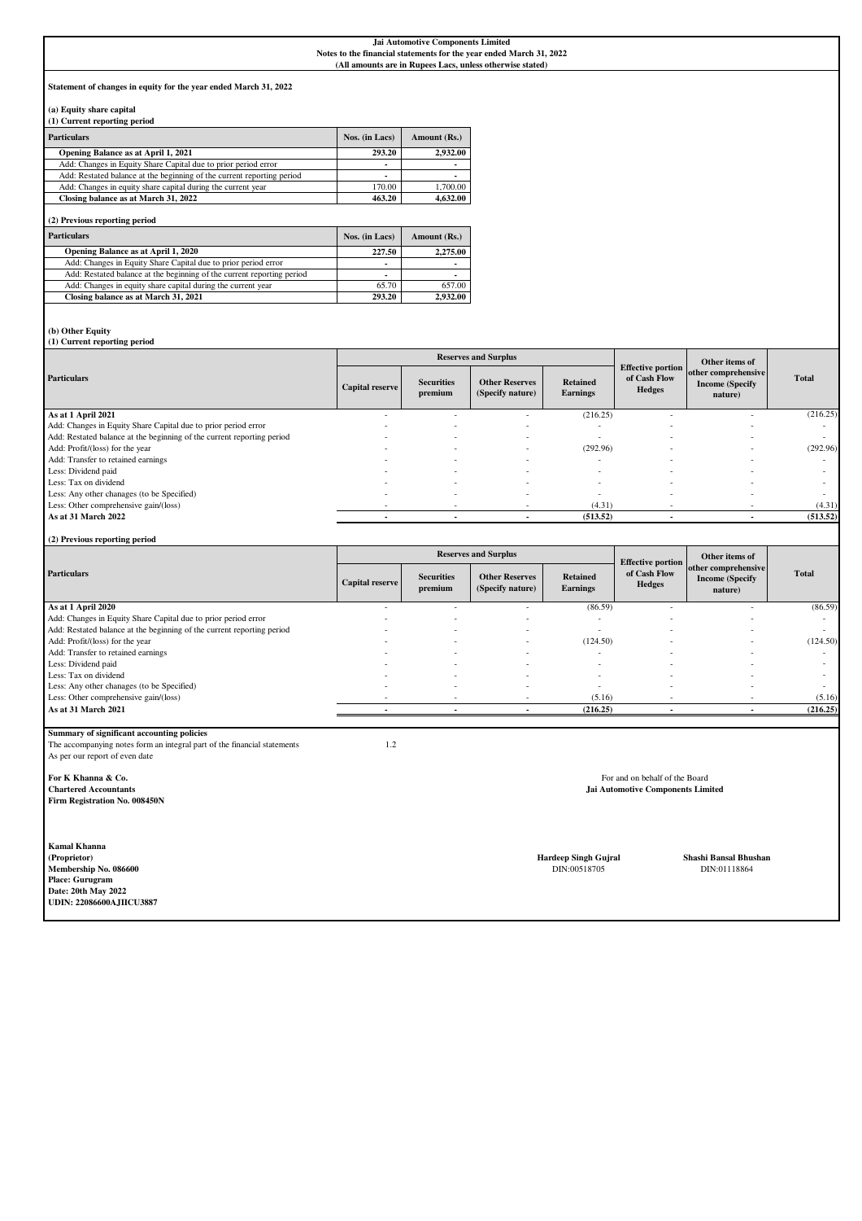**Jai Automotive Components Limited**
**Notes to the financial statements for the year ended March 31, 2022**
**(All amounts are in Rupees Lacs, unless otherwise stated)**

**Statement of changes in equity for the year ended March 31, 2022**

**(a) Equity share capital**
**(1) Current reporting period**

| Particulars | Nos. (in Lacs) | Amount (Rs.) |
|---|---|---|
| **Opening Balance as at April 1, 2021** | **293.20** | **2,932.00** |
| Add: Changes in Equity Share Capital due to prior period error | - | - |
| Add: Restated balance at the beginning of the current reporting period | - | - |
| Add: Changes in equity share capital during the current year | 170.00 | 1,700.00 |
| **Closing balance as at March 31, 2022** | **463.20** | **4,632.00** |

**(2) Previous reporting period**

| Particulars | Nos. (in Lacs) | Amount (Rs.) |
|---|---|---|
| **Opening Balance as at April 1, 2020** | **227.50** | **2,275.00** |
| Add: Changes in Equity Share Capital due to prior period error | - | - |
| Add: Restated balance at the beginning of the current reporting period | - | - |
| Add: Changes in equity share capital during the current year | 65.70 | 657.00 |
| **Closing balance as at March 31, 2021** | **293.20** | **2,932.00** |

**(b) Other Equity**
**(1) Current reporting period**

| Particulars | Reserves and Surplus | | | | Effective portion of Cash Flow Hedges | Other items of other comprehensive Income (Specify nature) | Total |
|---|---|---|---|---|---|---|---|
| | Capital reserve | Securities premium | Other Reserves (Specify nature) | Retained Earnings | | | |
| **As at 1 April 2021** | - | - | - | (216.25) | - | - | (216.25) |
| Add: Changes in Equity Share Capital due to prior period error | - | - | - | - | - | - | - |
| Add: Restated balance at the beginning of the current reporting period | - | - | - | - | - | - | - |
| Add: Profit/(loss) for the year | - | - | - | (292.96) | - | - | (292.96) |
| Add: Transfer to retained earnings | - | - | - | - | - | - | - |
| Less: Dividend paid | - | - | - | - | - | - | - |
| Less: Tax on dividend | - | - | - | - | - | - | - |
| Less: Any other chanages (to be Specified) | - | - | - | - | - | - | - |
| Less: Other comprehensive gain/(loss) | - | - | - | (4.31) | - | - | (4.31) |
| **As at 31 March 2022** | **-** | **-** | **-** | **(513.52)** | **-** | **-** | **(513.52)** |

**(2) Previous reporting period**

| Particulars | Reserves and Surplus | | | | Effective portion of Cash Flow Hedges | Other items of other comprehensive Income (Specify nature) | Total |
|---|---|---|---|---|---|---|---|
| | Capital reserve | Securities premium | Other Reserves (Specify nature) | Retained Earnings | | | |
| **As at 1 April 2020** | - | - | - | (86.59) | - | - | (86.59) |
| Add: Changes in Equity Share Capital due to prior period error | - | - | - | - | - | - | - |
| Add: Restated balance at the beginning of the current reporting period | - | - | - | - | - | - | - |
| Add: Profit/(loss) for the year | - | - | - | (124.50) | - | - | (124.50) |
| Add: Transfer to retained earnings | - | - | - | - | - | - | - |
| Less: Dividend paid | - | - | - | - | - | - | - |
| Less: Tax on dividend | - | - | - | - | - | - | - |
| Less: Any other chanages (to be Specified) | - | - | - | - | - | - | - |
| Less: Other comprehensive gain/(loss) | - | - | - | (5.16) | - | - | (5.16) |
| **As at 31 March 2021** | **-** | **-** | **-** | **(216.25)** | **-** | **-** | **(216.25)** |

**Summary of significant accounting policies**
The accompanying notes form an integral part of the financial statements 1.2
As per our report of even date

**For K Khanna & Co.**
**Chartered Accountants**
**Firm Registration No. 008450N**

For and on behalf of the Board
**Jai Automotive Components Limited**

**Kamal Khanna**
**(Proprietor)**
**Membership No. 086600**
**Place: Gurugram**
**Date: 20th May 2022**
**UDIN: 22086600AJIICU3887**

**Hardeep Singh Gujral**
DIN:00518705

**Shashi Bansal Bhushan**
DIN:01118864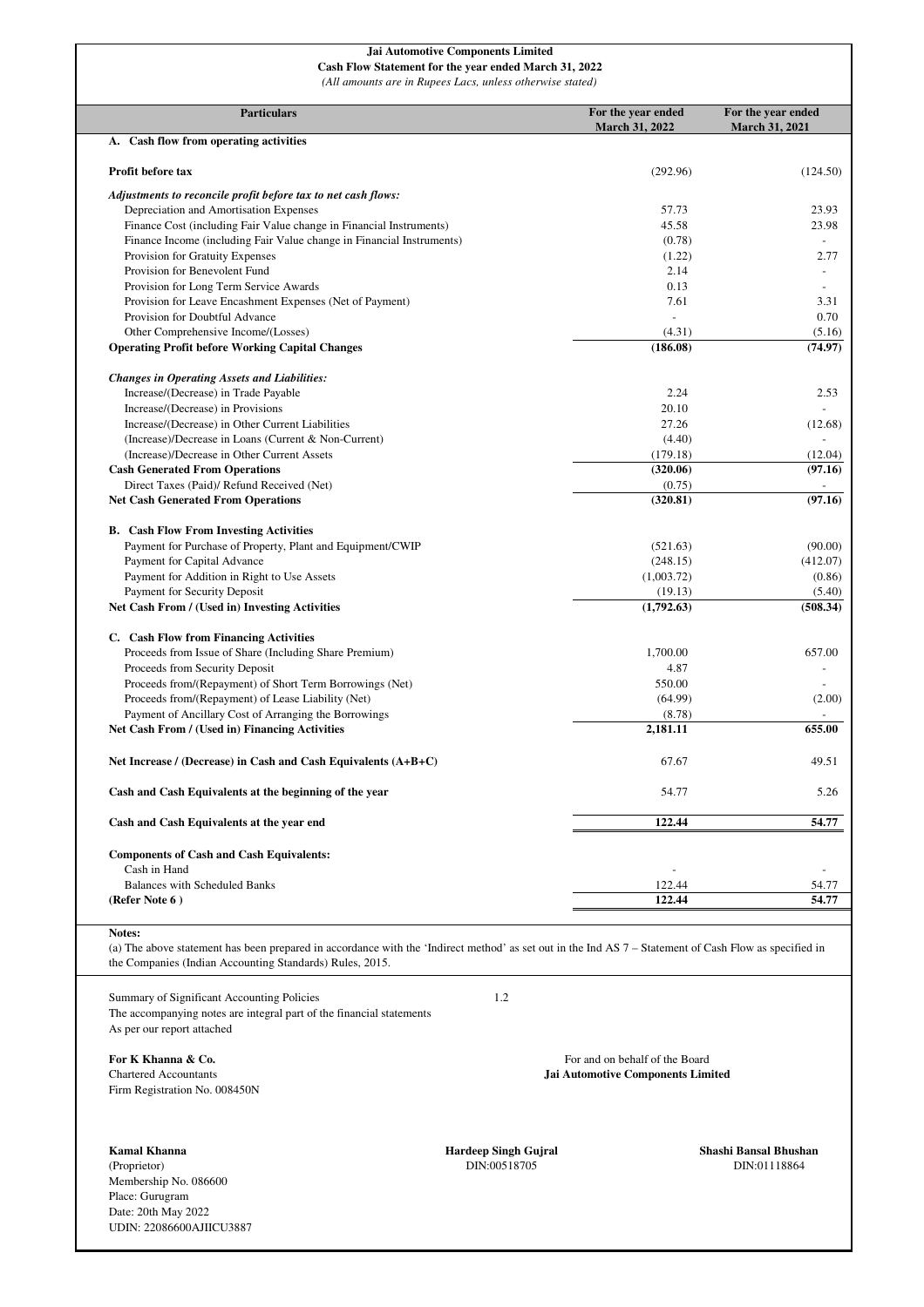**Jai Automotive Components Limited**

**Cash Flow Statement for the year ended March 31, 2022**

*(All amounts are in Rupees Lacs, unless otherwise stated)*

| Particulars | For the year ended March 31, 2022 | For the year ended March 31, 2021 |
|---|---|---|
| **A. Cash flow from operating activities** | | |
| **Profit before tax** | (292.96) | (124.50) |
| *Adjustments to reconcile profit before tax to net cash flows:* | | |
| Depreciation and Amortisation Expenses | 57.73 | 23.93 |
| Finance Cost (including Fair Value change in Financial Instruments) | 45.58 | 23.98 |
| Finance Income (including Fair Value change in Financial Instruments) | (0.78) | - |
| Provision for Gratuity Expenses | (1.22) | 2.77 |
| Provision for Benevolent Fund | 2.14 | - |
| Provision for Long Term Service Awards | 0.13 | - |
| Provision for Leave Encashment Expenses (Net of Payment) | 7.61 | 3.31 |
| Provision for Doubtful Advance | - | 0.70 |
| Other Comprehensive Income/(Losses) | (4.31) | (5.16) |
| **Operating Profit before Working Capital Changes** | **(186.08)** | **(74.97)** |
| *Changes in Operating Assets and Liabilities:* | | |
| Increase/(Decrease) in Trade Payable | 2.24 | 2.53 |
| Increase/(Decrease) in Provisions | 20.10 | - |
| Increase/(Decrease) in Other Current Liabilities | 27.26 | (12.68) |
| (Increase)/Decrease in Loans (Current & Non-Current) | (4.40) | - |
| (Increase)/Decrease in Other Current Assets | (179.18) | (12.04) |
| **Cash Generated From Operations** | **(320.06)** | **(97.16)** |
| Direct Taxes (Paid)/ Refund Received (Net) | (0.75) | - |
| **Net Cash Generated From Operations** | **(320.81)** | **(97.16)** |
| **B. Cash Flow From Investing Activities** | | |
| Payment for Purchase of Property, Plant and Equipment/CWIP | (521.63) | (90.00) |
| Payment for Capital Advance | (248.15) | (412.07) |
| Payment for Addition in Right to Use Assets | (1,003.72) | (0.86) |
| Payment for Security Deposit | (19.13) | (5.40) |
| **Net Cash From / (Used in) Investing Activities** | **(1,792.63)** | **(508.34)** |
| **C. Cash Flow from Financing Activities** | | |
| Proceeds from Issue of Share (Including Share Premium) | 1,700.00 | 657.00 |
| Proceeds from Security Deposit | 4.87 | - |
| Proceeds from/(Repayment) of Short Term Borrowings (Net) | 550.00 | - |
| Proceeds from/(Repayment) of Lease Liability (Net) | (64.99) | (2.00) |
| Payment of Ancillary Cost of Arranging the Borrowings | (8.78) | - |
| **Net Cash From / (Used in) Financing Activities** | **2,181.11** | **655.00** |
| **Net Increase / (Decrease) in Cash and Cash Equivalents (A+B+C)** | 67.67 | 49.51 |
| **Cash and Cash Equivalents at the beginning of the year** | 54.77 | 5.26 |
| **Cash and Cash Equivalents at the year end** | **122.44** | **54.77** |
| **Components of Cash and Cash Equivalents:** | | |
| Cash in Hand | - | - |
| Balances with Scheduled Banks | 122.44 | 54.77 |
| **(Refer Note 6 )** | **122.44** | **54.77** |

**Notes:**

(a) The above statement has been prepared in accordance with the 'Indirect method' as set out in the Ind AS 7 – Statement of Cash Flow as specified in the Companies (Indian Accounting Standards) Rules, 2015.

Summary of Significant Accounting Policies 1.2

The accompanying notes are integral part of the financial statements

As per our report attached

**For K Khanna & Co.**
Chartered Accountants
Firm Registration No. 008450N

For and on behalf of the Board
**Jai Automotive Components Limited**

**Kamal Khanna**
(Proprietor)
Membership No. 086600
Place: Gurugram
Date: 20th May 2022
UDIN: 22086600AJIICU3887

**Hardeep Singh Gujral**
DIN:00518705

**Shashi Bansal Bhushan**
DIN:01118864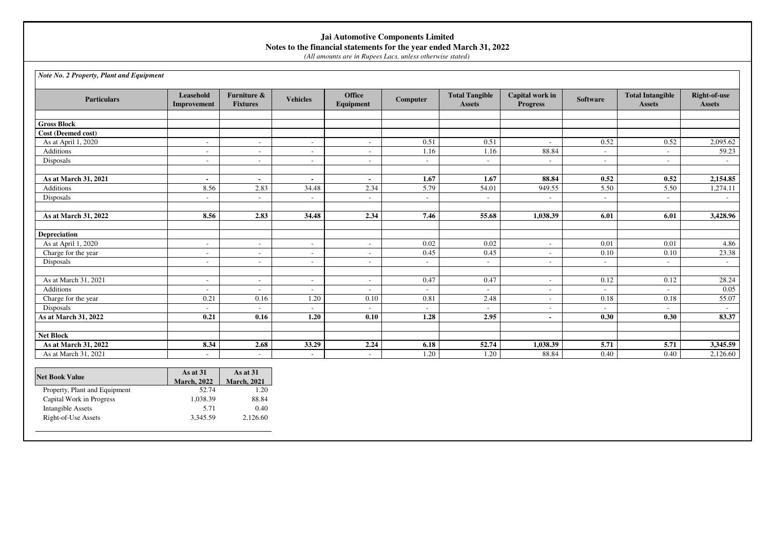**Jai Automotive Components Limited**
**Notes to the financial statements for the year ended March 31, 2022**
*(All amounts are in Rupees Lacs, unless otherwise stated)*

*Note No. 2 Property, Plant and Equipment*

| Particulars | Leasehold Improvement | Furniture & Fixtures | Vehicles | Office Equipment | Computer | Total Tangible Assets | Capital work in Progress | Software | Total Intangible Assets | Right-of-use Assets |
|---|---|---|---|---|---|---|---|---|---|---|
| **Gross Block** | | | | | | | | | | |
| **Cost (Deemed cost)** | | | | | | | | | | |
| As at April 1, 2020 | - | - | - | - | 0.51 | 0.51 | - | 0.52 | 0.52 | 2,095.62 |
| Additions | - | - | - | - | 1.16 | 1.16 | 88.84 | - | - | 59.23 |
| Disposals | - | - | - | - | - | - | - | - | - | - |
| **As at March 31, 2021** | **-** | **-** | **-** | **-** | **1.67** | **1.67** | **88.84** | **0.52** | **0.52** | **2,154.85** |
| Additions | 8.56 | 2.83 | 34.48 | 2.34 | 5.79 | 54.01 | 949.55 | 5.50 | 5.50 | 1,274.11 |
| Disposals | - | - | - | - | - | - | - | - | - | - |
| **As at March 31, 2022** | **8.56** | **2.83** | **34.48** | **2.34** | **7.46** | **55.68** | **1,038.39** | **6.01** | **6.01** | **3,428.96** |
| **Depreciation** | | | | | | | | | | |
| As at April 1, 2020 | - | - | - | - | 0.02 | 0.02 | - | 0.01 | 0.01 | 4.86 |
| Charge for the year | - | - | - | - | 0.45 | 0.45 | - | 0.10 | 0.10 | 23.38 |
| Disposals | - | - | - | - | - | - | - | - | - | - |
| As at March 31, 2021 | - | - | - | - | 0.47 | 0.47 | - | 0.12 | 0.12 | 28.24 |
| Additions | - | - | - | - | - | - | - | - | - | 0.05 |
| Charge for the year | 0.21 | 0.16 | 1.20 | 0.10 | 0.81 | 2.48 | - | 0.18 | 0.18 | 55.07 |
| Disposals | - | - | - | - | - | - | - | - | - | - |
| **As at March 31, 2022** | **0.21** | **0.16** | **1.20** | **0.10** | **1.28** | **2.95** | **-** | **0.30** | **0.30** | **83.37** |
| **Net Block** | | | | | | | | | | |
| **As at March 31, 2022** | **8.34** | **2.68** | **33.29** | **2.24** | **6.18** | **52.74** | **1,038.39** | **5.71** | **5.71** | **3,345.59** |
| As at March 31, 2021 | - | - | - | - | 1.20 | 1.20 | 88.84 | 0.40 | 0.40 | 2,126.60 |

| Net Book Value | As at 31 March, 2022 | As at 31 March, 2021 |
|---|---|---|
| Property, Plant and Equipment | 52.74 | 1.20 |
| Capital Work in Progress | 1,038.39 | 88.84 |
| Intangible Assets | 5.71 | 0.40 |
| Right-of-Use Assets | 3,345.59 | 2,126.60 |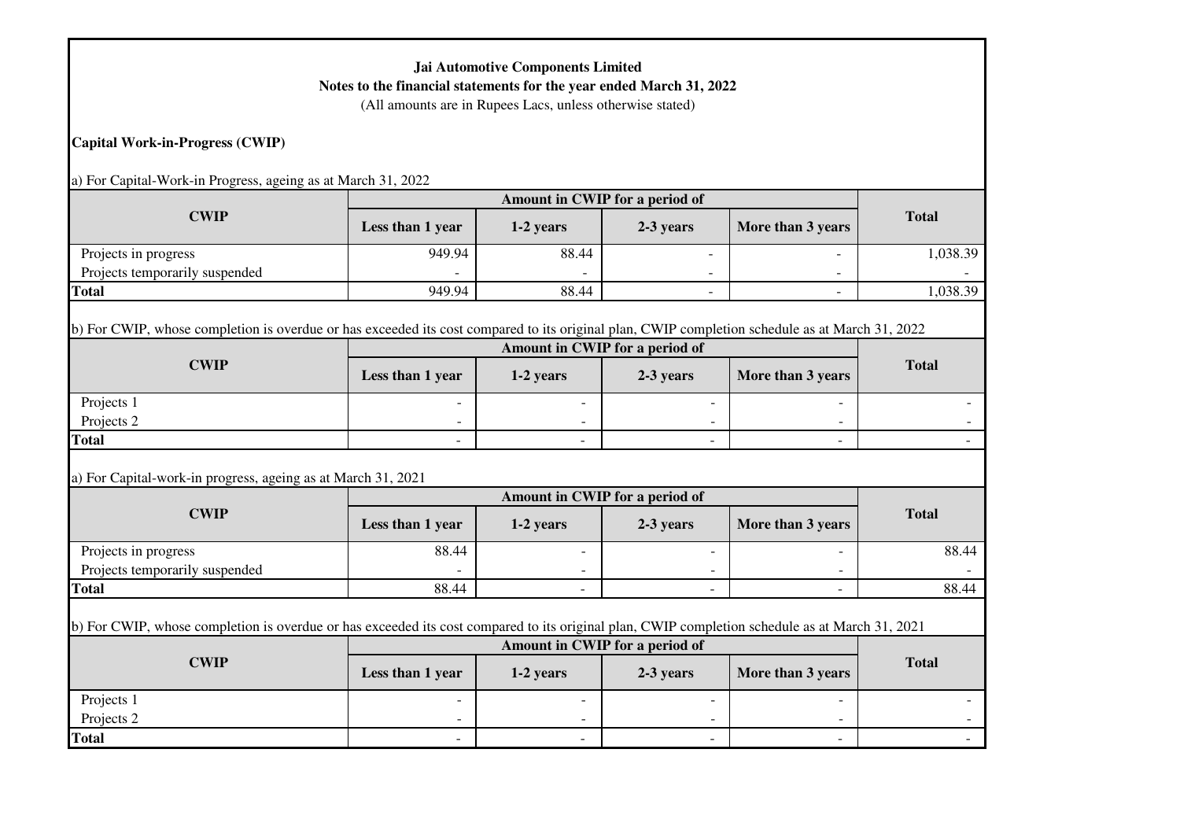**Jai Automotive Components Limited**
**Notes to the financial statements for the year ended March 31, 2022**
(All amounts are in Rupees Lacs, unless otherwise stated)

**Capital Work-in-Progress (CWIP)**

a) For Capital-Work-in Progress, ageing as at March 31, 2022

| CWIP | Amount in CWIP for a period of | | | | Total |
|---|---|---|---|---|---|
| | Less than 1 year | 1-2 years | 2-3 years | More than 3 years | |
| Projects in progress | 949.94 | 88.44 | - | - | 1,038.39 |
| Projects temporarily suspended | - | - | - | - | - |
| **Total** | 949.94 | 88.44 | - | - | 1,038.39 |

b) For CWIP, whose completion is overdue or has exceeded its cost compared to its original plan, CWIP completion schedule as at March 31, 2022

| CWIP | Amount in CWIP for a period of | | | | Total |
|---|---|---|---|---|---|
| | Less than 1 year | 1-2 years | 2-3 years | More than 3 years | |
| Projects 1 | - | - | - | - | - |
| Projects 2 | - | - | - | - | - |
| **Total** | - | - | - | - | - |

a) For Capital-work-in progress, ageing as at March 31, 2021

| CWIP | Amount in CWIP for a period of | | | | Total |
|---|---|---|---|---|---|
| | Less than 1 year | 1-2 years | 2-3 years | More than 3 years | |
| Projects in progress | 88.44 | - | - | - | 88.44 |
| Projects temporarily suspended | - | - | - | - | - |
| **Total** | 88.44 | - | - | - | 88.44 |

b) For CWIP, whose completion is overdue or has exceeded its cost compared to its original plan, CWIP completion schedule as at March 31, 2021

| CWIP | Amount in CWIP for a period of | | | | Total |
|---|---|---|---|---|---|
| | Less than 1 year | 1-2 years | 2-3 years | More than 3 years | |
| Projects 1 | - | - | - | - | - |
| Projects 2 | - | - | - | - | - |
| **Total** | - | - | - | - | - |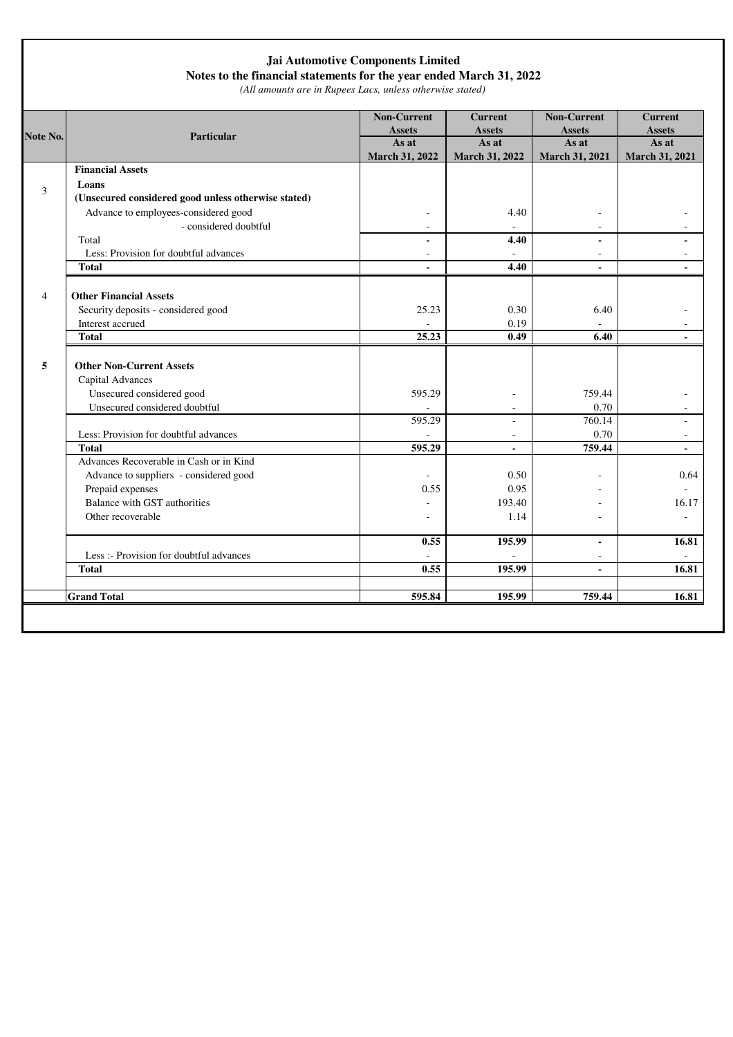**Jai Automotive Components Limited**

**Notes to the financial statements for the year ended March 31, 2022**

*(All amounts are in Rupees Lacs, unless otherwise stated)*

| Note No. | Particular | Non-Current Assets As at March 31, 2022 | Current Assets As at March 31, 2022 | Non-Current Assets As at March 31, 2021 | Current Assets As at March 31, 2021 |
|---|---|---|---|---|---|
| | **Financial Assets** | | | | |
| 3 | **Loans** | | | | |
| | **(Unsecured considered good unless otherwise stated)** | | | | |
| | Advance to employees-considered good | - | 4.40 | - | - |
| | - considered doubtful | - | - | - | - |
| | Total | **-** | **4.40** | **-** | **-** |
| | Less: Provision for doubtful advances | - | - | - | - |
| | **Total** | **-** | **4.40** | **-** | **-** |
| 4 | **Other Financial Assets** | | | | |
| | Security deposits - considered good | 25.23 | 0.30 | 6.40 | - |
| | Interest accrued | - | 0.19 | - | - |
| | **Total** | **25.23** | **0.49** | **6.40** | **-** |
| **5** | **Other Non-Current Assets** | | | | |
| | Capital Advances | | | | |
| | Unsecured considered good | 595.29 | - | 759.44 | - |
| | Unsecured considered doubtful | - | - | 0.70 | - |
| | | 595.29 | - | 760.14 | - |
| | Less: Provision for doubtful advances | - | - | 0.70 | - |
| | **Total** | **595.29** | **-** | **759.44** | **-** |
| | Advances Recoverable in Cash or in Kind | | | | |
| | Advance to suppliers - considered good | - | 0.50 | - | 0.64 |
| | Prepaid expenses | 0.55 | 0.95 | - | - |
| | Balance with GST authorities | - | 193.40 | - | 16.17 |
| | Other recoverable | - | 1.14 | - | - |
| | | **0.55** | **195.99** | **-** | **16.81** |
| | Less :- Provision for doubtful advances | - | - | - | - |
| | **Total** | **0.55** | **195.99** | **-** | **16.81** |
| | **Grand Total** | **595.84** | **195.99** | **759.44** | **16.81** |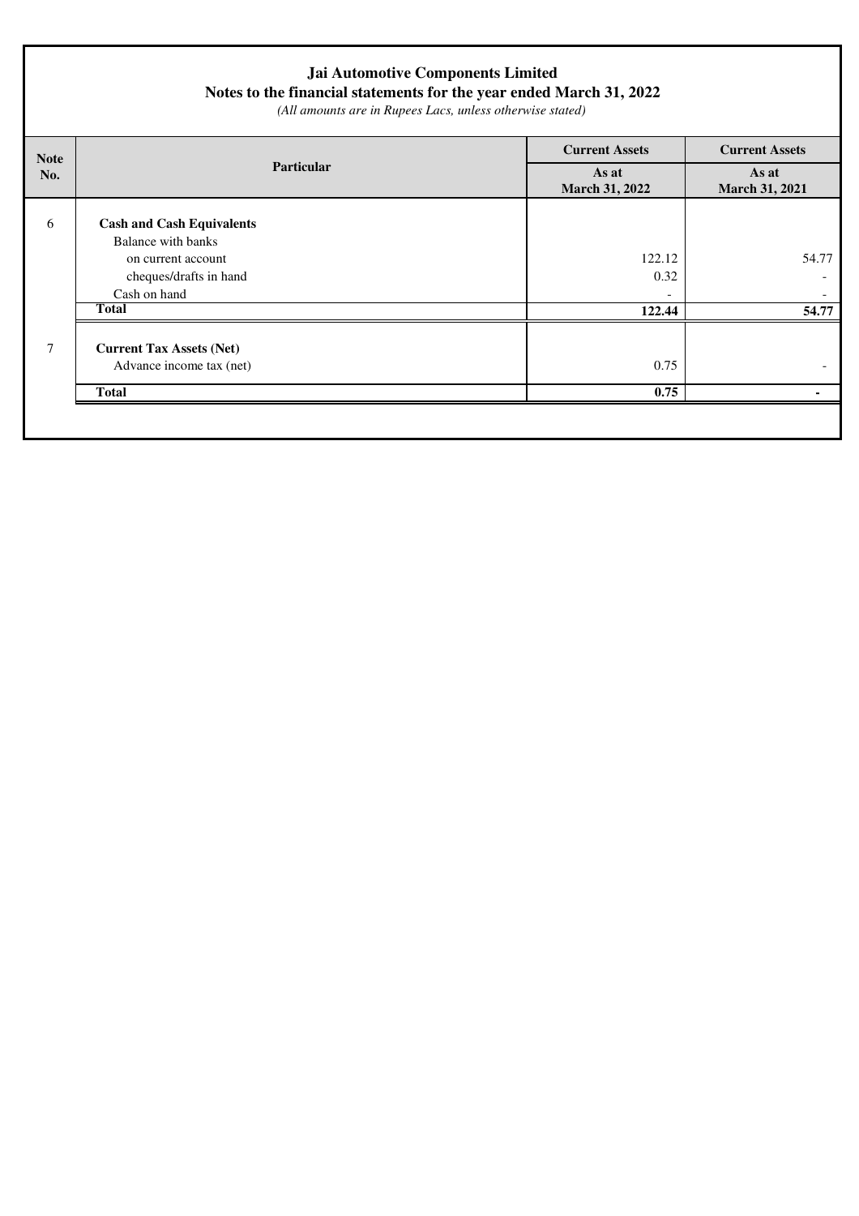# Jai Automotive Components Limited

## Notes to the financial statements for the year ended March 31, 2022

*(All amounts are in Rupees Lacs, unless otherwise stated)*

| Note No. | Particular | Current Assets | Current Assets |
|---|---|---|---|
| | | As at March 31, 2022 | As at March 31, 2021 |
| 6 | **Cash and Cash Equivalents** | | |
| | Balance with banks | | |
| | on current account | 122.12 | 54.77 |
| | cheques/drafts in hand | 0.32 | - |
| | Cash on hand | - | - |
| | **Total** | **122.44** | **54.77** |
| 7 | **Current Tax Assets (Net)** | | |
| | Advance income tax (net) | 0.75 | - |
| | **Total** | **0.75** | **-** |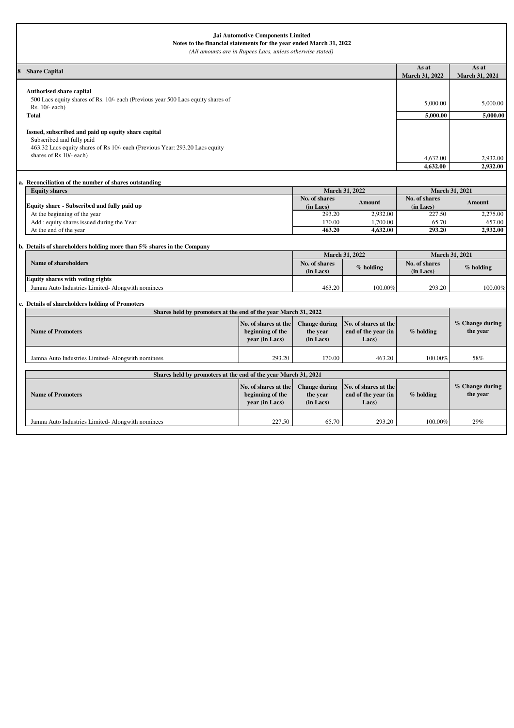**Jai Automotive Components Limited**
**Notes to the financial statements for the year ended March 31, 2022**
*(All amounts are in Rupees Lacs, unless otherwise stated)*

| 8 Share Capital | As at March 31, 2022 | As at March 31, 2021 |
|---|---|---|
| **Authorised share capital** | | |
| 500 Lacs equity shares of Rs. 10/- each (Previous year 500 Lacs equity shares of Rs. 10/- each) | 5,000.00 | 5,000.00 |
| **Total** | **5,000.00** | **5,000.00** |
| **Issued, subscribed and paid up equity share capital** | | |
| Subscribed and fully paid | | |
| 463.32 Lacs equity shares of Rs 10/- each (Previous Year: 293.20 Lacs equity shares of Rs 10/- each) | 4,632.00 | 2,932.00 |
| | **4,632.00** | **2,932.00** |

**a. Reconciliation of the number of shares outstanding**

| Equity shares | March 31, 2022 | | March 31, 2021 | |
|---|---|---|---|---|
| **Equity share - Subscribed and fully paid up** | **No. of shares (in Lacs)** | **Amount** | **No. of shares (in Lacs)** | **Amount** |
| At the beginning of the year | 293.20 | 2,932.00 | 227.50 | 2,275.00 |
| Add : equity shares issued during the Year | 170.00 | 1,700.00 | 65.70 | 657.00 |
| At the end of the year | **463.20** | **4,632.00** | **293.20** | **2,932.00** |

**b. Details of shareholders holding more than 5% shares in the Company**

| Name of shareholders | March 31, 2022 | | March 31, 2021 | |
|---|---|---|---|---|
| | **No. of shares (in Lacs)** | **% holding** | **No. of shares (in Lacs)** | **% holding** |
| **Equity shares with voting rights** | | | | |
| Jamna Auto Industries Limited- Alongwith nominees | 463.20 | 100.00% | 293.20 | 100.00% |

**c. Details of shareholders holding of Promoters**

| Shares held by promoters at the end of the year March 31, 2022 | | | | | |
|---|---|---|---|---|---|
| **Name of Promoters** | **No. of shares at the beginning of the year (in Lacs)** | **Change during the year (in Lacs)** | **No. of shares at the end of the year (in Lacs)** | **% holding** | **% Change during the year** |
| Jamna Auto Industries Limited- Alongwith nominees | 293.20 | 170.00 | 463.20 | 100.00% | 58% |

| Shares held by promoters at the end of the year March 31, 2021 | | | | | |
|---|---|---|---|---|---|
| **Name of Promoters** | **No. of shares at the beginning of the year (in Lacs)** | **Change during the year (in Lacs)** | **No. of shares at the end of the year (in Lacs)** | **% holding** | **% Change during the year** |
| Jamna Auto Industries Limited- Alongwith nominees | 227.50 | 65.70 | 293.20 | 100.00% | 29% |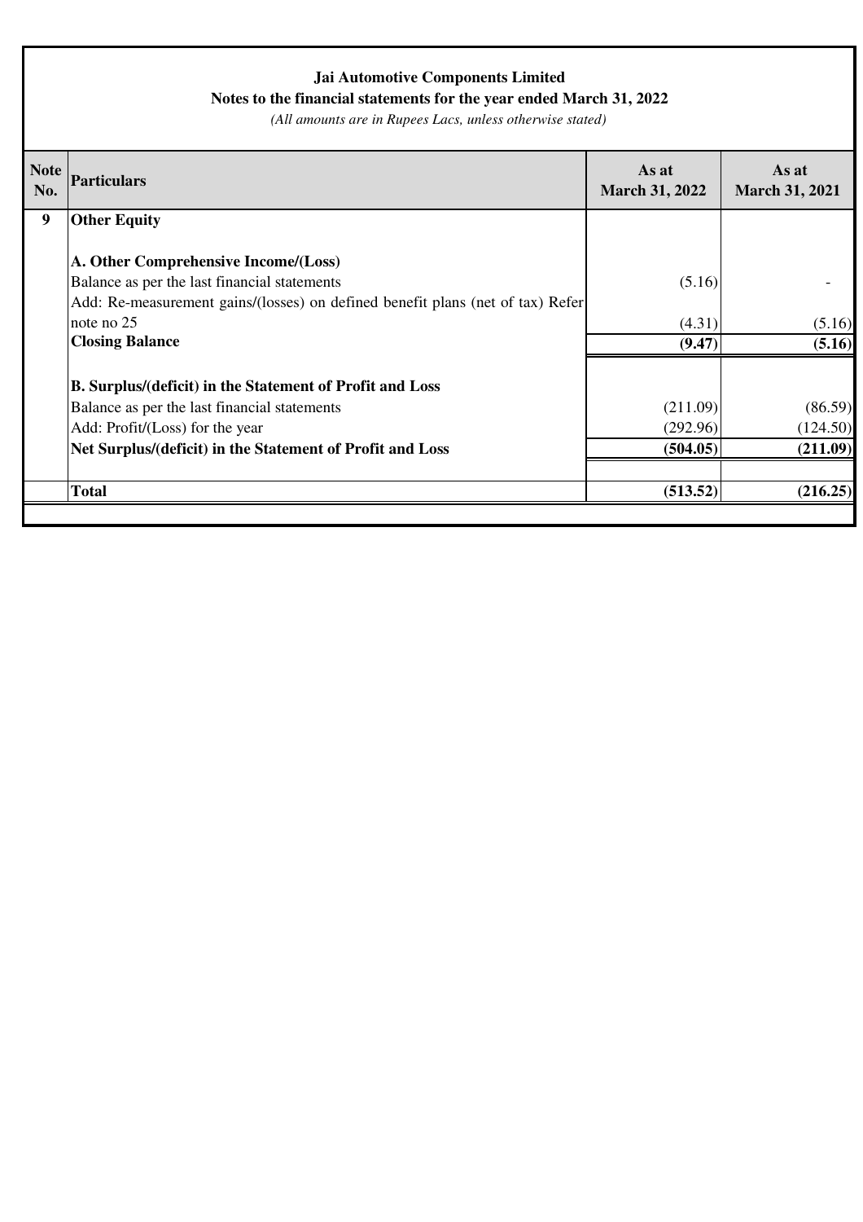**Jai Automotive Components Limited**

**Notes to the financial statements for the year ended March 31, 2022**

*(All amounts are in Rupees Lacs, unless otherwise stated)*

| Note No. | Particulars | As at March 31, 2022 | As at March 31, 2021 |
|---|---|---|---|
| **9** | **Other Equity** | | |
| | **A. Other Comprehensive Income/(Loss)** | | |
| | Balance as per the last financial statements | (5.16) | - |
| | Add: Re-measurement gains/(losses) on defined benefit plans (net of tax) Refer note no 25 | (4.31) | (5.16) |
| | **Closing Balance** | **(9.47)** | **(5.16)** |
| | **B. Surplus/(deficit) in the Statement of Profit and Loss** | | |
| | Balance as per the last financial statements | (211.09) | (86.59) |
| | Add: Profit/(Loss) for the year | (292.96) | (124.50) |
| | **Net Surplus/(deficit) in the Statement of Profit and Loss** | **(504.05)** | **(211.09)** |
| | **Total** | **(513.52)** | **(216.25)** |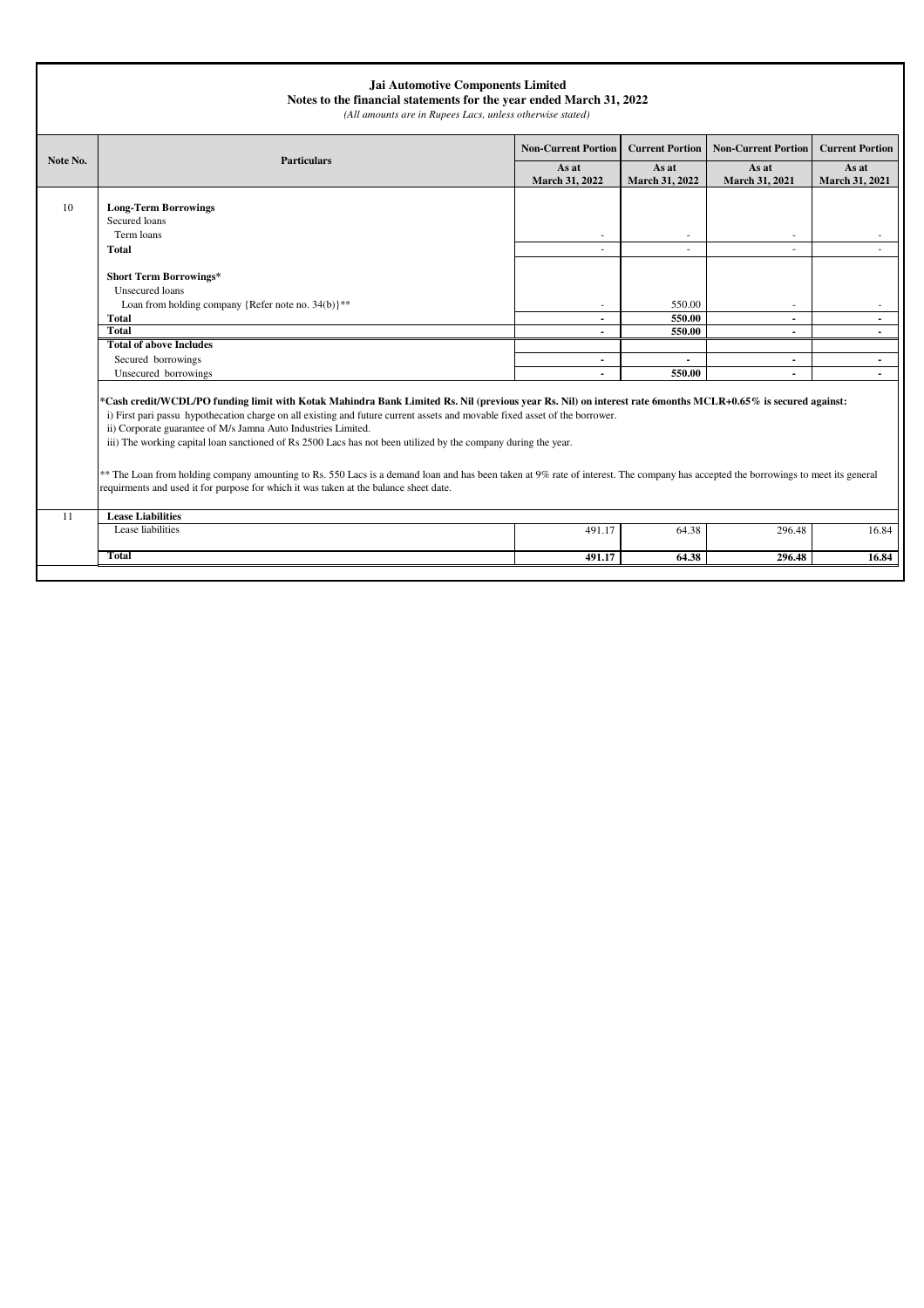# Jai Automotive Components Limited

## Notes to the financial statements for the year ended March 31, 2022

*(All amounts are in Rupees Lacs, unless otherwise stated)*

| Note No. | Particulars | Non-Current Portion | Current Portion | Non-Current Portion | Current Portion |
|---|---|---|---|---|---|
| | | As at March 31, 2022 | As at March 31, 2022 | As at March 31, 2021 | As at March 31, 2021 |
| 10 | **Long-Term Borrowings** | | | | |
| | Secured loans | | | | |
| | Term loans | - | - | - | - |
| | **Total** | - | - | - | - |
| | **Short Term Borrowings*** | | | | |
| | Unsecured loans | | | | |
| | Loan from holding company {Refer note no. 34(b)}** | - | 550.00 | - | - |
| | **Total** | **-** | **550.00** | **-** | **-** |
| | **Total** | **-** | **550.00** | **-** | **-** |
| | **Total of above Includes** | | | | |
| | Secured borrowings | **-** | **-** | **-** | **-** |
| | Unsecured borrowings | **-** | **550.00** | **-** | **-** |

**\*Cash credit/WCDL/PO funding limit with Kotak Mahindra Bank Limited Rs. Nil (previous year Rs. Nil) on interest rate 6months MCLR+0.65% is secured against:**

i) First pari passu hypothecation charge on all existing and future current assets and movable fixed asset of the borrower.
ii) Corporate guarantee of M/s Jamna Auto Industries Limited.
iii) The working capital loan sanctioned of Rs 2500 Lacs has not been utilized by the company during the year.

** The Loan from holding company amounting to Rs. 550 Lacs is a demand loan and has been taken at 9% rate of interest. The company has accepted the borrowings to meet its general requirments and used it for purpose for which it was taken at the balance sheet date.

| Note No. | Particulars | Non-Current Portion As at March 31, 2022 | Current Portion As at March 31, 2022 | Non-Current Portion As at March 31, 2021 | Current Portion As at March 31, 2021 |
|---|---|---|---|---|---|
| 11 | **Lease Liabilities** | | | | |
| | Lease liabilities | 491.17 | 64.38 | 296.48 | 16.84 |
| | **Total** | **491.17** | **64.38** | **296.48** | **16.84** |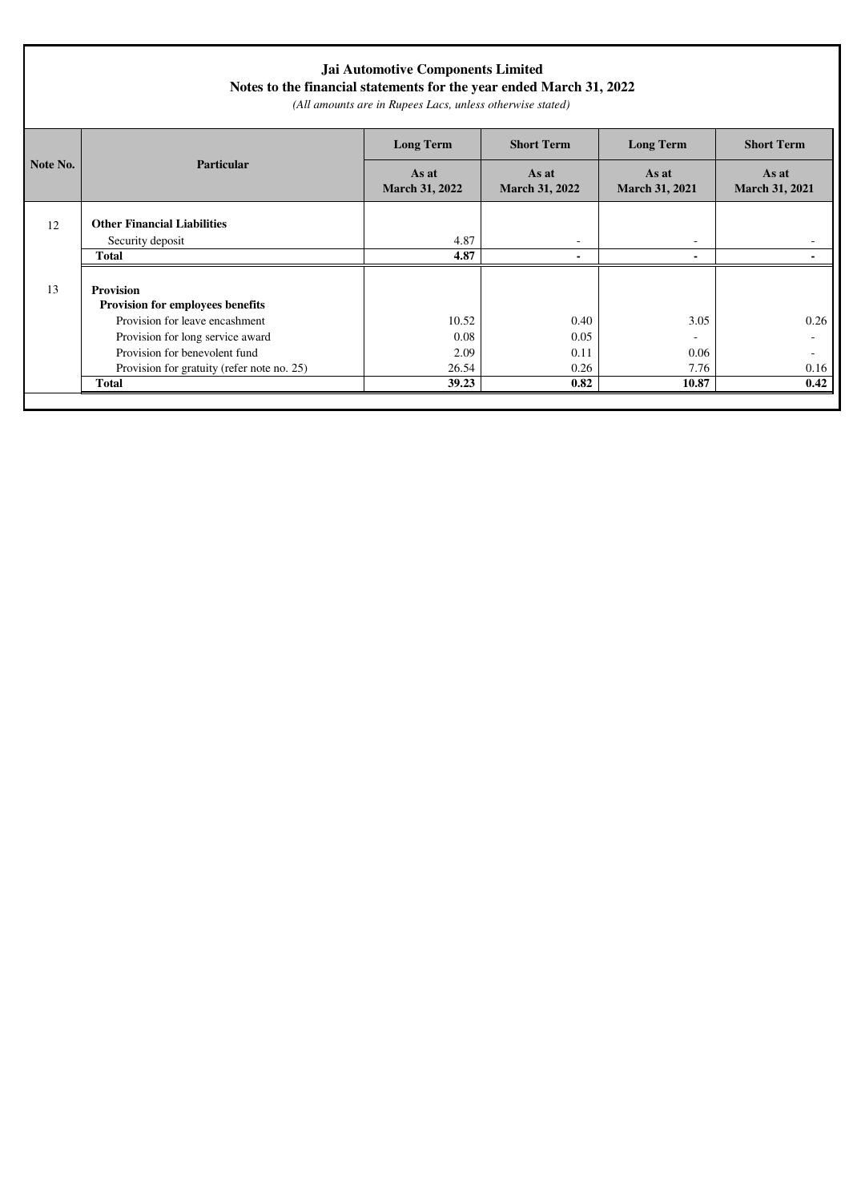# Jai Automotive Components Limited

## Notes to the financial statements for the year ended March 31, 2022

*(All amounts are in Rupees Lacs, unless otherwise stated)*

| Note No. | Particular | Long Term | Short Term | Long Term | Short Term |
|---|---|---|---|---|---|
| | | As at March 31, 2022 | As at March 31, 2022 | As at March 31, 2021 | As at March 31, 2021 |
| 12 | **Other Financial Liabilities** | | | | |
| | Security deposit | 4.87 | - | - | - |
| | **Total** | **4.87** | **-** | **-** | **-** |
| 13 | **Provision** | | | | |
| | **Provision for employees benefits** | | | | |
| | Provision for leave encashment | 10.52 | 0.40 | 3.05 | 0.26 |
| | Provision for long service award | 0.08 | 0.05 | - | - |
| | Provision for benevolent fund | 2.09 | 0.11 | 0.06 | - |
| | Provision for gratuity (refer note no. 25) | 26.54 | 0.26 | 7.76 | 0.16 |
| | **Total** | **39.23** | **0.82** | **10.87** | **0.42** |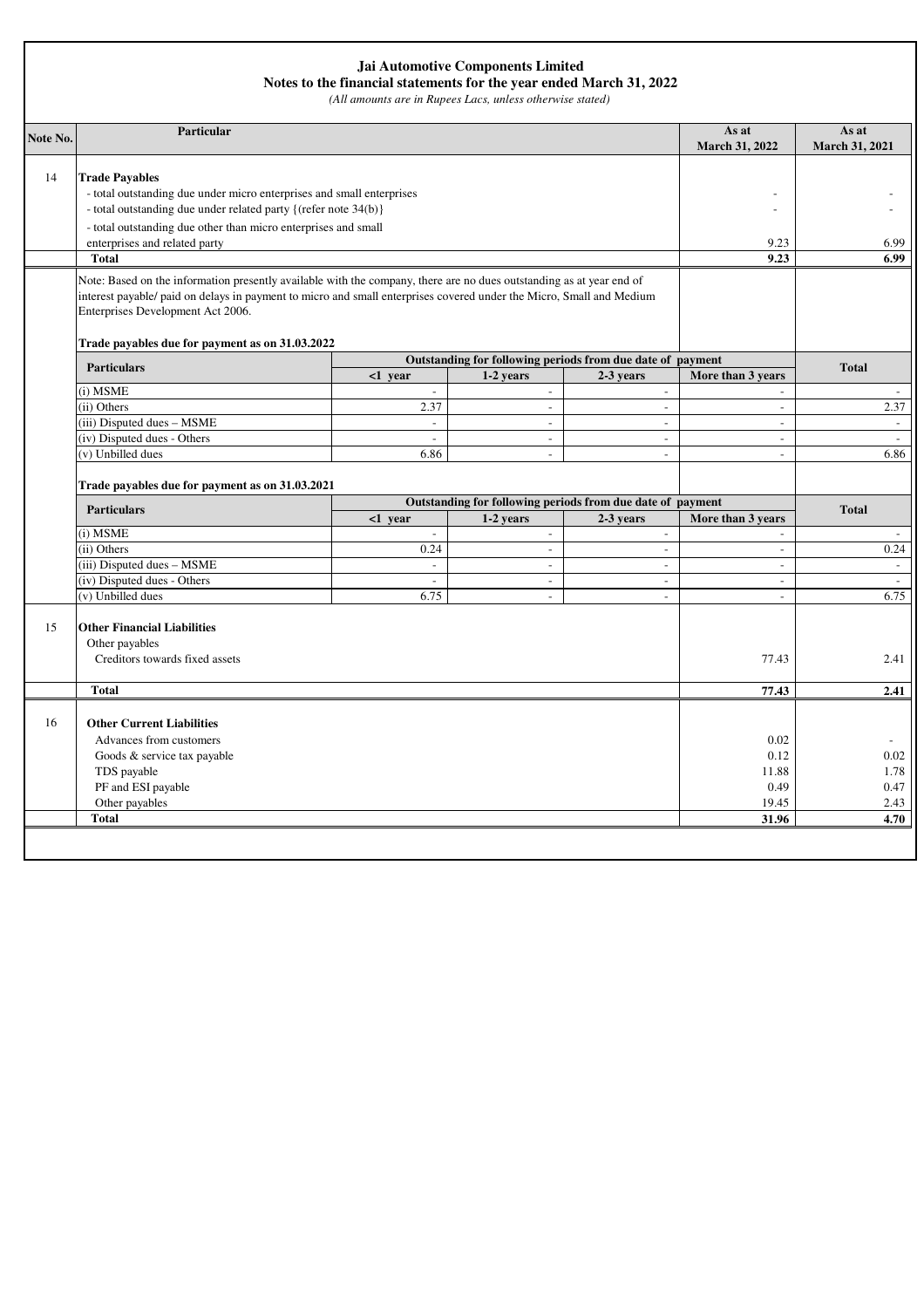**Jai Automotive Components Limited**
**Notes to the financial statements for the year ended March 31, 2022**
*(All amounts are in Rupees Lacs, unless otherwise stated)*

| Note No. | Particular | As at March 31, 2022 | As at March 31, 2021 |
|---|---|---|---|
| 14 | **Trade Payables** | | |
| | - total outstanding due under micro enterprises and small enterprises | - | - |
| | - total outstanding due under related party {(refer note 34(b)} | - | - |
| | - total outstanding due other than micro enterprises and small enterprises and related party | 9.23 | 6.99 |
| | **Total** | **9.23** | **6.99** |

Note: Based on the information presently available with the company, there are no dues outstanding as at year end of interest payable/ paid on delays in payment to micro and small enterprises covered under the Micro, Small and Medium Enterprises Development Act 2006.

**Trade payables due for payment as on 31.03.2022**

| Particulars | Outstanding for following periods from due date of payment | | | | Total |
|---|---|---|---|---|---|
| | <1 year | 1-2 years | 2-3 years | More than 3 years | |
| (i) MSME | - | - | - | - | - |
| (ii) Others | 2.37 | - | - | - | 2.37 |
| (iii) Disputed dues – MSME | - | - | - | - | - |
| (iv) Disputed dues - Others | - | - | - | - | - |
| (v) Unbilled dues | 6.86 | - | - | - | 6.86 |

**Trade payables due for payment as on 31.03.2021**

| Particulars | Outstanding for following periods from due date of payment | | | | Total |
|---|---|---|---|---|---|
| | <1 year | 1-2 years | 2-3 years | More than 3 years | |
| (i) MSME | - | - | - | - | - |
| (ii) Others | 0.24 | - | - | - | 0.24 |
| (iii) Disputed dues – MSME | - | - | - | - | - |
| (iv) Disputed dues - Others | - | - | - | - | - |
| (v) Unbilled dues | 6.75 | - | - | - | 6.75 |

| Note No. | Particular | As at March 31, 2022 | As at March 31, 2021 |
|---|---|---|---|
| 15 | **Other Financial Liabilities** | | |
| | Other payables | | |
| | Creditors towards fixed assets | 77.43 | 2.41 |
| | **Total** | **77.43** | **2.41** |
| 16 | **Other Current Liabilities** | | |
| | Advances from customers | 0.02 | - |
| | Goods & service tax payable | 0.12 | 0.02 |
| | TDS payable | 11.88 | 1.78 |
| | PF and ESI payable | 0.49 | 0.47 |
| | Other payables | 19.45 | 2.43 |
| | **Total** | **31.96** | **4.70** |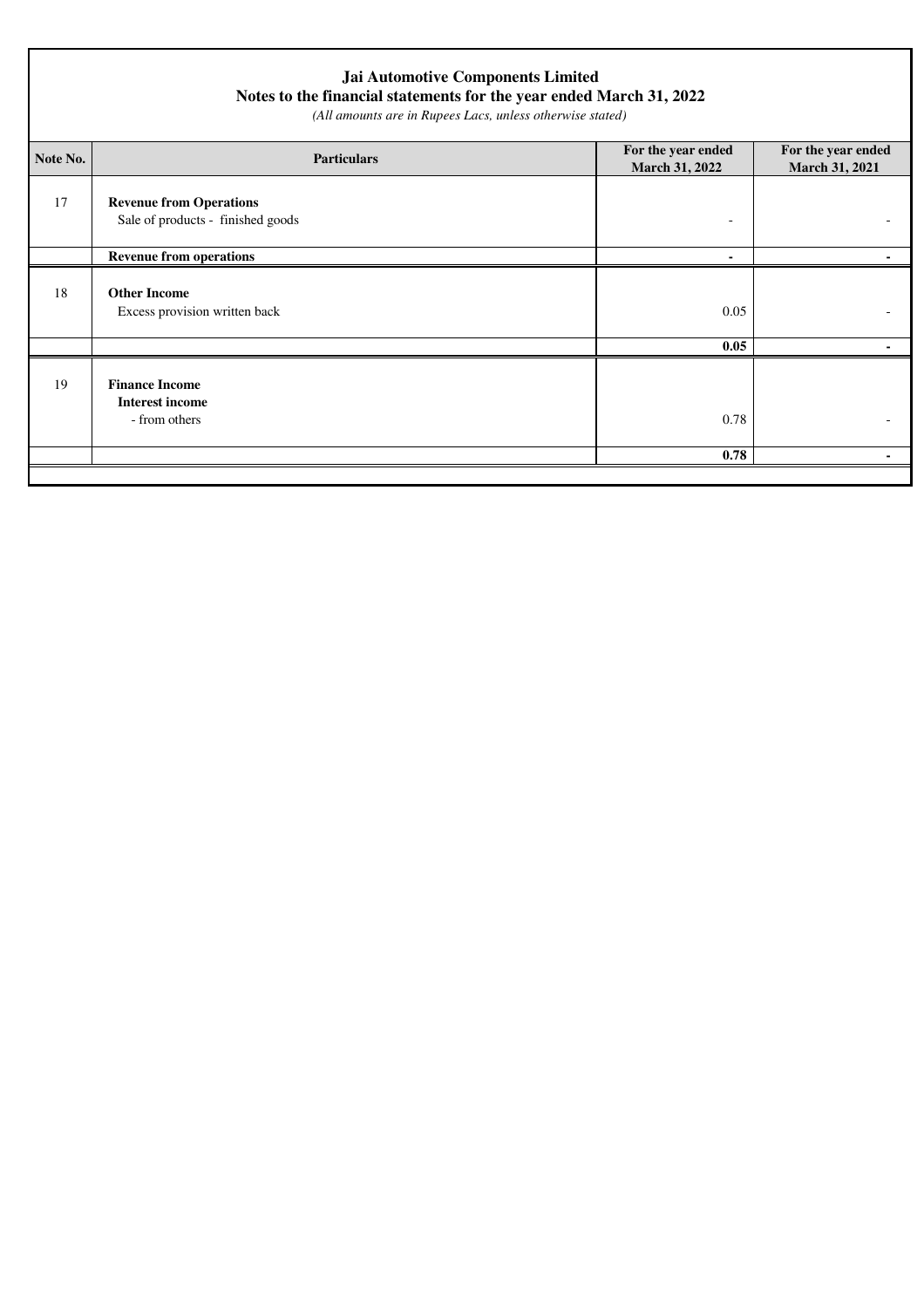# Jai Automotive Components Limited

## Notes to the financial statements for the year ended March 31, 2022

*(All amounts are in Rupees Lacs, unless otherwise stated)*

| Note No. | Particulars | For the year ended March 31, 2022 | For the year ended March 31, 2021 |
|---|---|---|---|
| 17 | **Revenue from Operations** | | |
| | Sale of products - finished goods | - | - |
| | **Revenue from operations** | **-** | **-** |
| 18 | **Other Income** | | |
| | Excess provision written back | 0.05 | - |
| | | **0.05** | **-** |
| 19 | **Finance Income** | | |
| | **Interest income** | | |
| | - from others | 0.78 | - |
| | | **0.78** | **-** |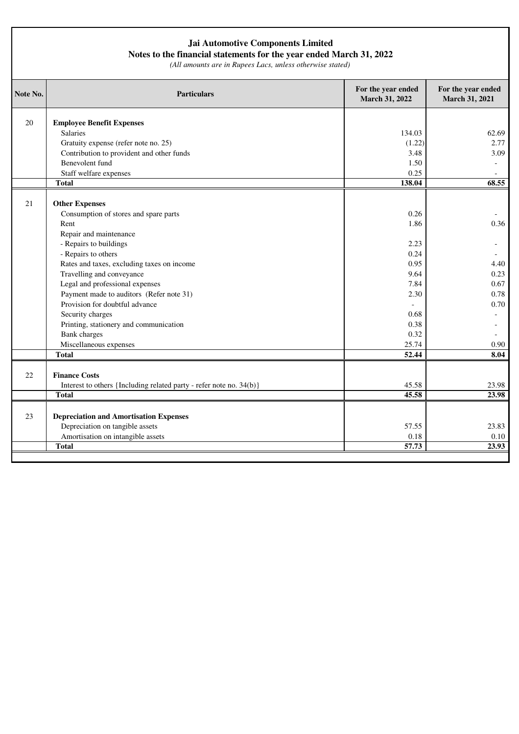# Jai Automotive Components Limited

## Notes to the financial statements for the year ended March 31, 2022

*(All amounts are in Rupees Lacs, unless otherwise stated)*

| Note No. | Particulars | For the year ended March 31, 2022 | For the year ended March 31, 2021 |
|---|---|---|---|
| 20 | **Employee Benefit Expenses** | | |
| | Salaries | 134.03 | 62.69 |
| | Gratuity expense (refer note no. 25) | (1.22) | 2.77 |
| | Contribution to provident and other funds | 3.48 | 3.09 |
| | Benevolent fund | 1.50 | - |
| | Staff welfare expenses | 0.25 | - |
| | **Total** | **138.04** | **68.55** |
| 21 | **Other Expenses** | | |
| | Consumption of stores and spare parts | 0.26 | - |
| | Rent | 1.86 | 0.36 |
| | Repair and maintenance | | |
| | - Repairs to buildings | 2.23 | - |
| | - Repairs to others | 0.24 | - |
| | Rates and taxes, excluding taxes on income | 0.95 | 4.40 |
| | Travelling and conveyance | 9.64 | 0.23 |
| | Legal and professional expenses | 7.84 | 0.67 |
| | Payment made to auditors (Refer note 31) | 2.30 | 0.78 |
| | Provision for doubtful advance | - | 0.70 |
| | Security charges | 0.68 | - |
| | Printing, stationery and communication | 0.38 | - |
| | Bank charges | 0.32 | - |
| | Miscellaneous expenses | 25.74 | 0.90 |
| | **Total** | **52.44** | **8.04** |
| 22 | **Finance Costs** | | |
| | Interest to others {Including related party - refer note no. 34(b)} | 45.58 | 23.98 |
| | **Total** | **45.58** | **23.98** |
| 23 | **Depreciation and Amortisation Expenses** | | |
| | Depreciation on tangible assets | 57.55 | 23.83 |
| | Amortisation on intangible assets | 0.18 | 0.10 |
| | **Total** | **57.73** | **23.93** |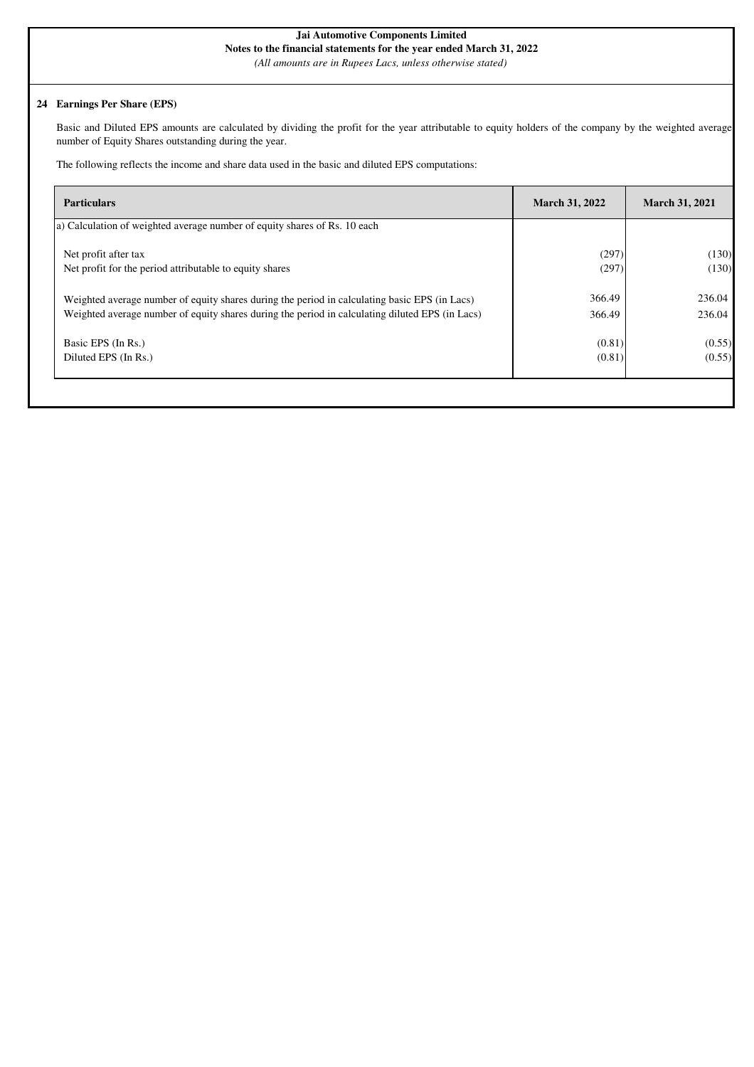**Jai Automotive Components Limited**
**Notes to the financial statements for the year ended March 31, 2022**
*(All amounts are in Rupees Lacs, unless otherwise stated)*

## 24 Earnings Per Share (EPS)

Basic and Diluted EPS amounts are calculated by dividing the profit for the year attributable to equity holders of the company by the weighted average number of Equity Shares outstanding during the year.

The following reflects the income and share data used in the basic and diluted EPS computations:

| Particulars | March 31, 2022 | March 31, 2021 |
|---|---|---|
| a) Calculation of weighted average number of equity shares of Rs. 10 each | | |
| Net profit after tax | (297) | (130) |
| Net profit for the period attributable to equity shares | (297) | (130) |
| Weighted average number of equity shares during the period in calculating basic EPS (in Lacs) | 366.49 | 236.04 |
| Weighted average number of equity shares during the period in calculating diluted EPS (in Lacs) | 366.49 | 236.04 |
| Basic EPS (In Rs.) | (0.81) | (0.55) |
| Diluted EPS (In Rs.) | (0.81) | (0.55) |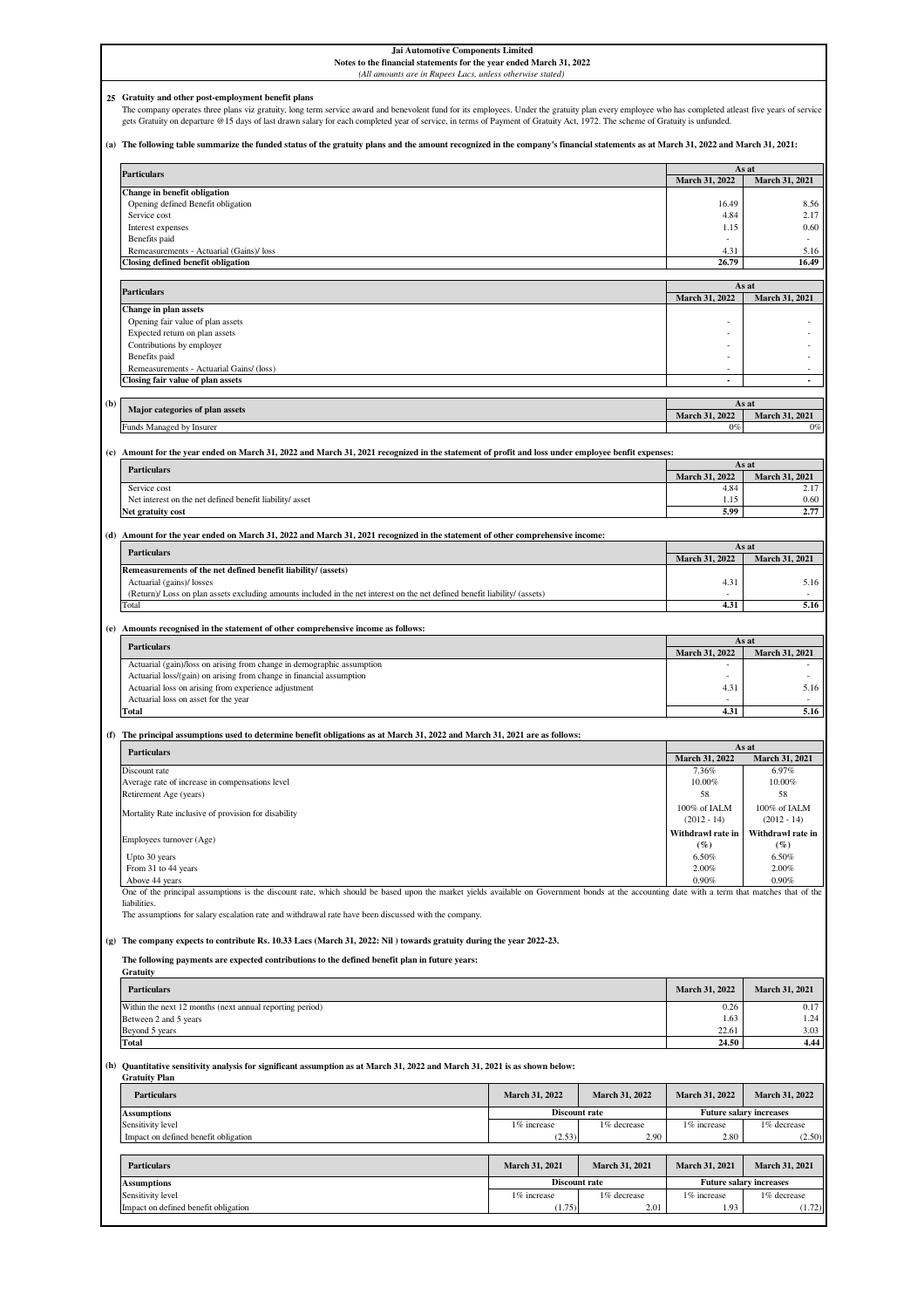**Jai Automotive Components Limited**
**Notes to the financial statements for the year ended March 31, 2022**
*(All amounts are in Rupees Lacs, unless otherwise stated)*

## 25 Gratuity and other post-employment benefit plans

The company operates three plans viz gratuity, long term service award and benevolent fund for its employees. Under the gratuity plan every employee who has completed atleast five years of service gets Gratuity on departure @15 days of last drawn salary for each completed year of service, in terms of Payment of Gratuity Act, 1972. The scheme of Gratuity is unfunded.

**(a) The following table summarize the funded status of the gratuity plans and the amount recognized in the company's financial statements as at March 31, 2022 and March 31, 2021:**

| Particulars | As at March 31, 2022 | As at March 31, 2021 |
|---|---|---|
| **Change in benefit obligation** | | |
| Opening defined Benefit obligation | 16.49 | 8.56 |
| Service cost | 4.84 | 2.17 |
| Interest expenses | 1.15 | 0.60 |
| Benefits paid | - | - |
| Remeasurements - Actuarial (Gains)/ loss | 4.31 | 5.16 |
| **Closing defined benefit obligation** | **26.79** | **16.49** |

| Particulars | As at March 31, 2022 | As at March 31, 2021 |
|---|---|---|
| **Change in plan assets** | | |
| Opening fair value of plan assets | - | - |
| Expected return on plan assets | - | - |
| Contributions by employer | - | - |
| Benefits paid | - | - |
| Remeasurements - Actuarial Gains/ (loss) | - | - |
| **Closing fair value of plan assets** | **-** | **-** |

**(b)**

| Major categories of plan assets | As at March 31, 2022 | As at March 31, 2021 |
|---|---|---|
| Funds Managed by Insurer | 0% | 0% |

**(c) Amount for the year ended on March 31, 2022 and March 31, 2021 recognized in the statement of profit and loss under employee benfit expenses:**

| Particulars | As at March 31, 2022 | As at March 31, 2021 |
|---|---|---|
| Service cost | 4.84 | 2.17 |
| Net interest on the net defined benefit liability/ asset | 1.15 | 0.60 |
| **Net gratuity cost** | **5.99** | **2.77** |

**(d) Amount for the year ended on March 31, 2022 and March 31, 2021 recognized in the statement of other comprehensive income:**

| Particulars | As at March 31, 2022 | As at March 31, 2021 |
|---|---|---|
| **Remeasurements of the net defined benefit liability/ (assets)** | | |
| Actuarial (gains)/ losses | 4.31 | 5.16 |
| (Return)/ Loss on plan assets excluding amounts included in the net interest on the net defined benefit liability/ (assets) | - | - |
| Total | **4.31** | **5.16** |

**(e) Amounts recognised in the statement of other comprehensive income as follows:**

| Particulars | As at March 31, 2022 | As at March 31, 2021 |
|---|---|---|
| Actuarial (gain)/loss on arising from change in demographic assumption | - | - |
| Actuarial loss/(gain) on arising from change in financial assumption | - | - |
| Actuarial loss on arising from experience adjustment | 4.31 | 5.16 |
| Actuarial loss on asset for the year | - | - |
| **Total** | **4.31** | **5.16** |

**(f) The principal assumptions used to determine benefit obligations as at March 31, 2022 and March 31, 2021 are as follows:**

| Particulars | As at March 31, 2022 | As at March 31, 2021 |
|---|---|---|
| Discount rate | 7.36% | 6.97% |
| Average rate of increase in compensations level | 10.00% | 10.00% |
| Retirement Age (years) | 58 | 58 |
| Mortality Rate inclusive of provision for disability | 100% of IALM (2012 - 14) | 100% of IALM (2012 - 14) |
| Employees turnover (Age) | **Withdrawl rate in (%)** | **Withdrawl rate in (%)** |
| Upto 30 years | 6.50% | 6.50% |
| From 31 to 44 years | 2.00% | 2.00% |
| Above 44 years | 0.90% | 0.90% |

One of the principal assumptions is the discount rate, which should be based upon the market yields available on Government bonds at the accounting date with a term that matches that of the liabilities.

The assumptions for salary escalation rate and withdrawal rate have been discussed with the company.

**(g) The company expects to contribute Rs. 10.33 Lacs (March 31, 2022: Nil ) towards gratuity during the year 2022-23.**

**The following payments are expected contributions to the defined benefit plan in future years:**

**Gratuity**

| Particulars | March 31, 2022 | March 31, 2021 |
|---|---|---|
| Within the next 12 months (next annual reporting period) | 0.26 | 0.17 |
| Between 2 and 5 years | 1.63 | 1.24 |
| Beyond 5 years | 22.61 | 3.03 |
| **Total** | **24.50** | **4.44** |

**(h) Quantitative sensitivity analysis for significant assumption as at March 31, 2022 and March 31, 2021 is as shown below:**

**Gratuity Plan**

| Particulars | March 31, 2022 | March 31, 2022 | March 31, 2022 | March 31, 2022 |
|---|---|---|---|---|
| **Assumptions** | **Discount rate** | | **Future salary increases** | |
| Sensitivity level | 1% increase | 1% decrease | 1% increase | 1% decrease |
| Impact on defined benefit obligation | (2.53) | 2.90 | 2.80 | (2.50) |

| Particulars | March 31, 2021 | March 31, 2021 | March 31, 2021 | March 31, 2021 |
|---|---|---|---|---|
| **Assumptions** | **Discount rate** | | **Future salary increases** | |
| Sensitivity level | 1% increase | 1% decrease | 1% increase | 1% decrease |
| Impact on defined benefit obligation | (1.75) | 2.01 | 1.93 | (1.72) |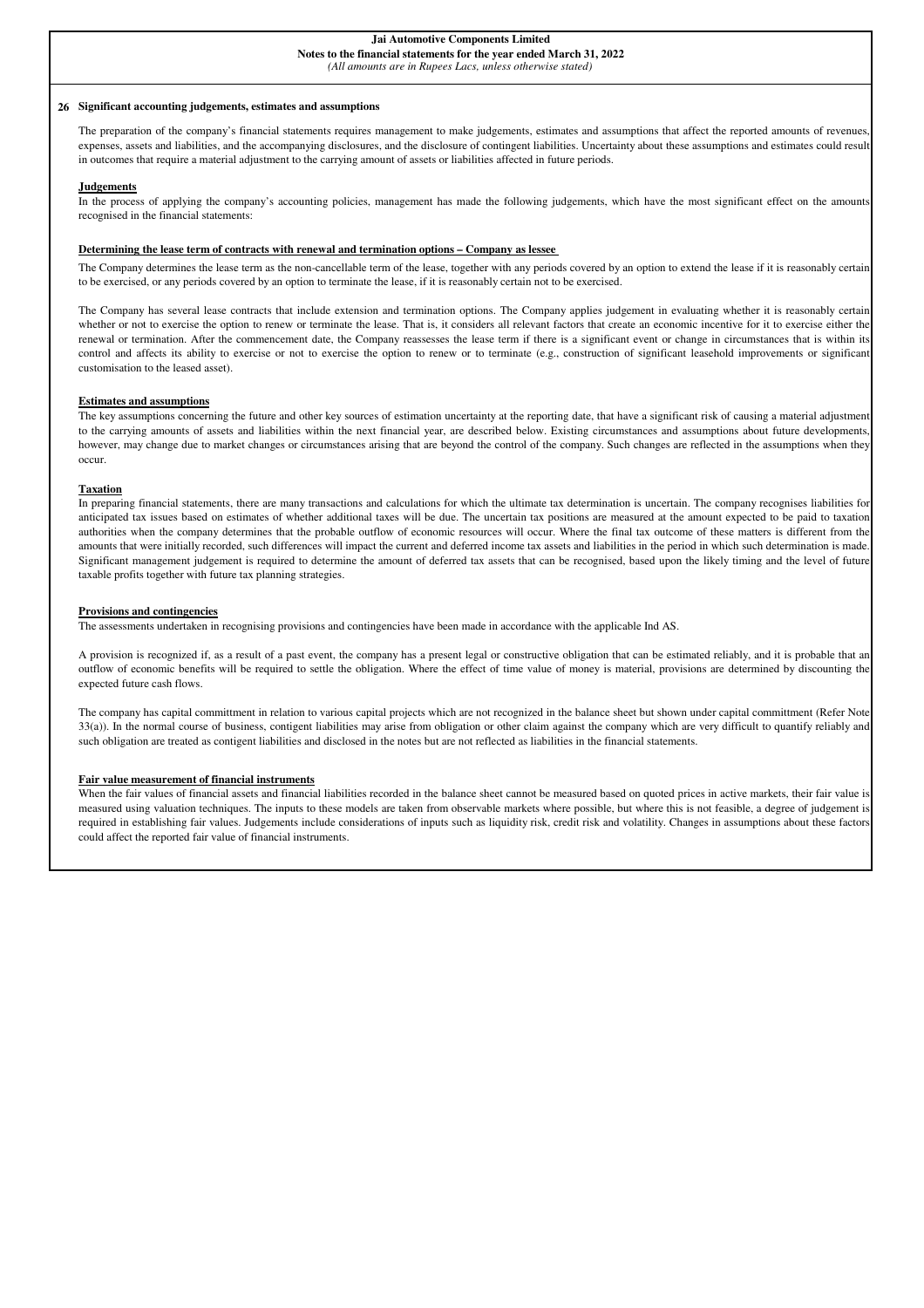## 26 Significant accounting judgements, estimates and assumptions

The preparation of the company's financial statements requires management to make judgements, estimates and assumptions that affect the reported amounts of revenues, expenses, assets and liabilities, and the accompanying disclosures, and the disclosure of contingent liabilities. Uncertainty about these assumptions and estimates could result in outcomes that require a material adjustment to the carrying amount of assets or liabilities affected in future periods.

### Judgements

In the process of applying the company's accounting policies, management has made the following judgements, which have the most significant effect on the amounts recognised in the financial statements:

#### Determining the lease term of contracts with renewal and termination options – Company as lessee

The Company determines the lease term as the non-cancellable term of the lease, together with any periods covered by an option to extend the lease if it is reasonably certain to be exercised, or any periods covered by an option to terminate the lease, if it is reasonably certain not to be exercised.

The Company has several lease contracts that include extension and termination options. The Company applies judgement in evaluating whether it is reasonably certain whether or not to exercise the option to renew or terminate the lease. That is, it considers all relevant factors that create an economic incentive for it to exercise either the renewal or termination. After the commencement date, the Company reassesses the lease term if there is a significant event or change in circumstances that is within its control and affects its ability to exercise or not to exercise the option to renew or to terminate (e.g., construction of significant leasehold improvements or significant customisation to the leased asset).

### Estimates and assumptions

The key assumptions concerning the future and other key sources of estimation uncertainty at the reporting date, that have a significant risk of causing a material adjustment to the carrying amounts of assets and liabilities within the next financial year, are described below. Existing circumstances and assumptions about future developments, however, may change due to market changes or circumstances arising that are beyond the control of the company. Such changes are reflected in the assumptions when they occur.

#### Taxation

In preparing financial statements, there are many transactions and calculations for which the ultimate tax determination is uncertain. The company recognises liabilities for anticipated tax issues based on estimates of whether additional taxes will be due. The uncertain tax positions are measured at the amount expected to be paid to taxation authorities when the company determines that the probable outflow of economic resources will occur. Where the final tax outcome of these matters is different from the amounts that were initially recorded, such differences will impact the current and deferred income tax assets and liabilities in the period in which such determination is made. Significant management judgement is required to determine the amount of deferred tax assets that can be recognised, based upon the likely timing and the level of future taxable profits together with future tax planning strategies.

#### Provisions and contingencies

The assessments undertaken in recognising provisions and contingencies have been made in accordance with the applicable Ind AS.

A provision is recognized if, as a result of a past event, the company has a present legal or constructive obligation that can be estimated reliably, and it is probable that an outflow of economic benefits will be required to settle the obligation. Where the effect of time value of money is material, provisions are determined by discounting the expected future cash flows.

The company has capital committment in relation to various capital projects which are not recognized in the balance sheet but shown under capital committment (Refer Note 33(a)). In the normal course of business, contigent liabilities may arise from obligation or other claim against the company which are very difficult to quantify reliably and such obligation are treated as contigent liabilities and disclosed in the notes but are not reflected as liabilities in the financial statements.

#### Fair value measurement of financial instruments

When the fair values of financial assets and financial liabilities recorded in the balance sheet cannot be measured based on quoted prices in active markets, their fair value is measured using valuation techniques. The inputs to these models are taken from observable markets where possible, but where this is not feasible, a degree of judgement is required in establishing fair values. Judgements include considerations of inputs such as liquidity risk, credit risk and volatility. Changes in assumptions about these factors could affect the reported fair value of financial instruments.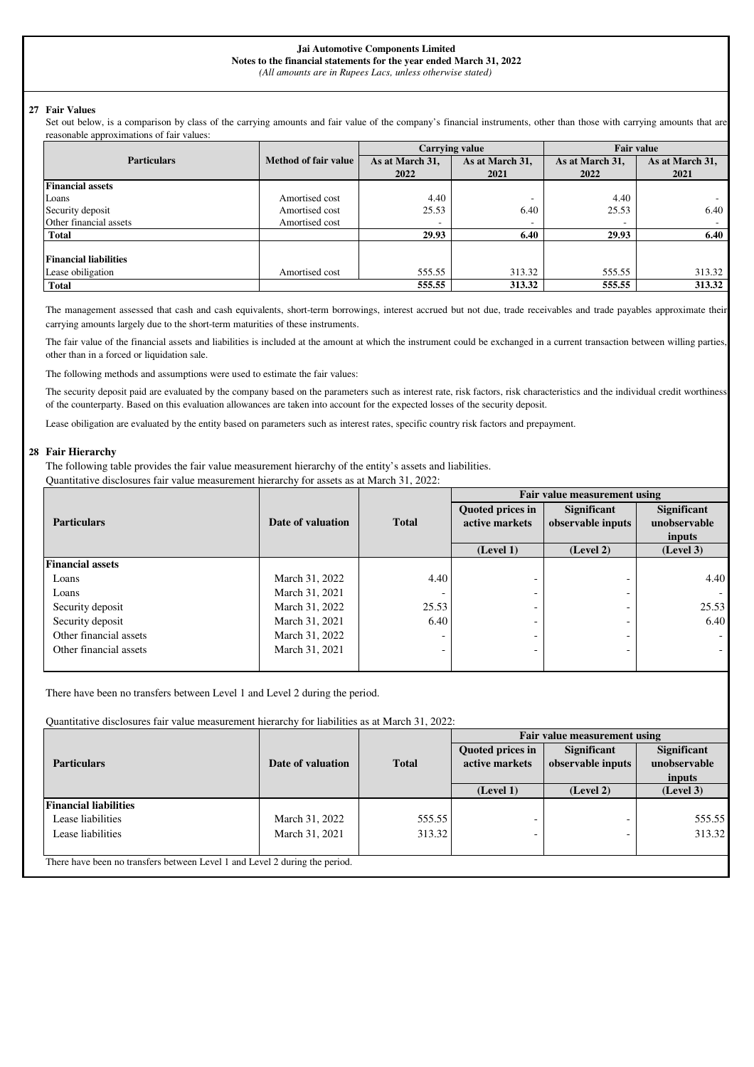**Jai Automotive Components Limited**
**Notes to the financial statements for the year ended March 31, 2022**
*(All amounts are in Rupees Lacs, unless otherwise stated)*

## 27 Fair Values

Set out below, is a comparison by class of the carrying amounts and fair value of the company's financial instruments, other than those with carrying amounts that are reasonable approximations of fair values:

| Particulars | Method of fair value | Carrying value | | Fair value | |
|---|---|---|---|---|---|
| | | As at March 31, 2022 | As at March 31, 2021 | As at March 31, 2022 | As at March 31, 2021 |
| **Financial assets** | | | | | |
| Loans | Amortised cost | 4.40 | - | 4.40 | - |
| Security deposit | Amortised cost | 25.53 | 6.40 | 25.53 | 6.40 |
| Other financial assets | Amortised cost | - | - | - | - |
| **Total** | | **29.93** | **6.40** | **29.93** | **6.40** |
| **Financial liabilities** | | | | | |
| Lease obiligation | Amortised cost | 555.55 | 313.32 | 555.55 | 313.32 |
| **Total** | | **555.55** | **313.32** | **555.55** | **313.32** |

The management assessed that cash and cash equivalents, short-term borrowings, interest accrued but not due, trade receivables and trade payables approximate their carrying amounts largely due to the short-term maturities of these instruments.

The fair value of the financial assets and liabilities is included at the amount at which the instrument could be exchanged in a current transaction between willing parties, other than in a forced or liquidation sale.

The following methods and assumptions were used to estimate the fair values:

The security deposit paid are evaluated by the company based on the parameters such as interest rate, risk factors, risk characteristics and the individual credit worthiness of the counterparty. Based on this evaluation allowances are taken into account for the expected losses of the security deposit.

Lease obligation are evaluated by the entity based on parameters such as interest rates, specific country risk factors and prepayment.

## 28 Fair Hierarchy

The following table provides the fair value measurement hierarchy of the entity's assets and liabilities.

Quantitative disclosures fair value measurement hierarchy for assets as at March 31, 2022:

| Particulars | Date of valuation | Total | Fair value measurement using | | |
|---|---|---|---|---|---|
| | | | Quoted prices in active markets | Significant observable inputs | Significant unobservable inputs |
| | | | (Level 1) | (Level 2) | (Level 3) |
| **Financial assets** | | | | | |
| Loans | March 31, 2022 | 4.40 | - | - | 4.40 |
| Loans | March 31, 2021 | - | - | - | - |
| Security deposit | March 31, 2022 | 25.53 | - | - | 25.53 |
| Security deposit | March 31, 2021 | 6.40 | - | - | 6.40 |
| Other financial assets | March 31, 2022 | - | - | - | - |
| Other financial assets | March 31, 2021 | - | - | - | - |

There have been no transfers between Level 1 and Level 2 during the period.

Quantitative disclosures fair value measurement hierarchy for liabilities as at March 31, 2022:

| Particulars | Date of valuation | Total | Fair value measurement using | | |
|---|---|---|---|---|---|
| | | | Quoted prices in active markets | Significant observable inputs | Significant unobservable inputs |
| | | | (Level 1) | (Level 2) | (Level 3) |
| **Financial liabilities** | | | | | |
| Lease liabilities | March 31, 2022 | 555.55 | - | - | 555.55 |
| Lease liabilities | March 31, 2021 | 313.32 | - | - | 313.32 |

There have been no transfers between Level 1 and Level 2 during the period.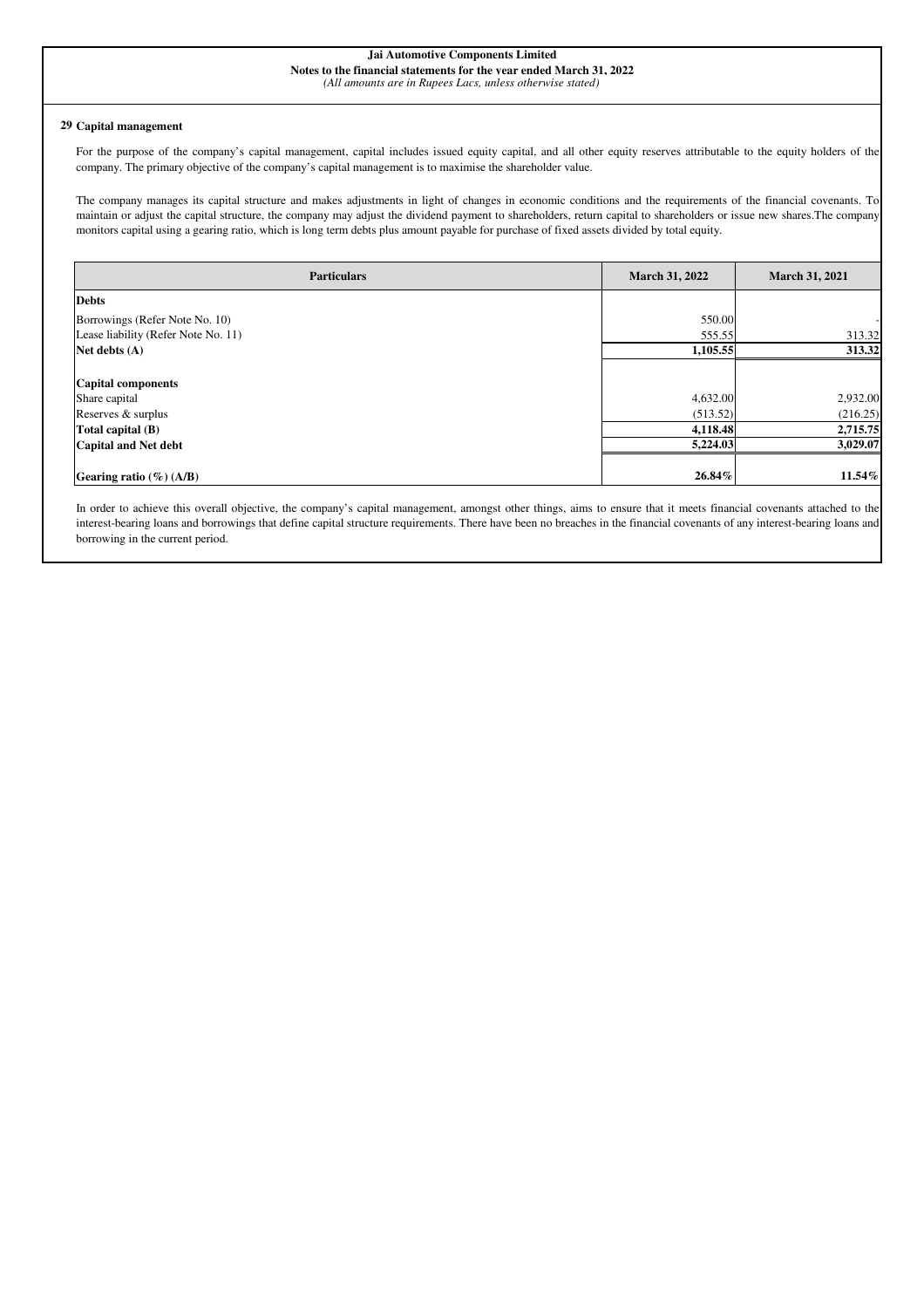Jai Automotive Components Limited
Notes to the financial statements for the year ended March 31, 2022
*(All amounts are in Rupees Lacs, unless otherwise stated)*

## 29 Capital management

For the purpose of the company's capital management, capital includes issued equity capital, and all other equity reserves attributable to the equity holders of the company. The primary objective of the company's capital management is to maximise the shareholder value.

The company manages its capital structure and makes adjustments in light of changes in economic conditions and the requirements of the financial covenants. To maintain or adjust the capital structure, the company may adjust the dividend payment to shareholders, return capital to shareholders or issue new shares.The company monitors capital using a gearing ratio, which is long term debts plus amount payable for purchase of fixed assets divided by total equity.

| Particulars | March 31, 2022 | March 31, 2021 |
|---|---|---|
| **Debts** | | |
| Borrowings (Refer Note No. 10) | 550.00 | - |
| Lease liability (Refer Note No. 11) | 555.55 | 313.32 |
| **Net debts (A)** | **1,105.55** | **313.32** |
| | | |
| **Capital components** | | |
| Share capital | 4,632.00 | 2,932.00 |
| Reserves & surplus | (513.52) | (216.25) |
| **Total capital (B)** | **4,118.48** | **2,715.75** |
| **Capital and Net debt** | **5,224.03** | **3,029.07** |
| | | |
| **Gearing ratio (%) (A/B)** | **26.84%** | **11.54%** |

In order to achieve this overall objective, the company's capital management, amongst other things, aims to ensure that it meets financial covenants attached to the interest-bearing loans and borrowings that define capital structure requirements. There have been no breaches in the financial covenants of any interest-bearing loans and borrowing in the current period.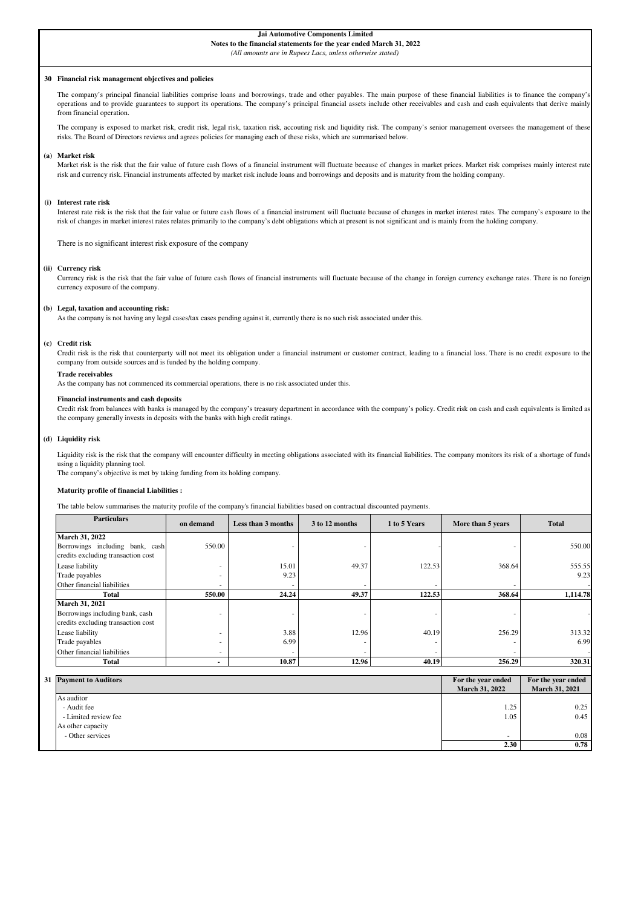**Jai Automotive Components Limited**
**Notes to the financial statements for the year ended March 31, 2022**
*(All amounts are in Rupees Lacs, unless otherwise stated)*

## 30 Financial risk management objectives and policies

The company's principal financial liabilities comprise loans and borrowings, trade and other payables. The main purpose of these financial liabilities is to finance the company's operations and to provide guarantees to support its operations. The company's principal financial assets include other receivables and cash and cash equivalents that derive mainly from financial operation.

The company is exposed to market risk, credit risk, legal risk, taxation risk, accouting risk and liquidity risk. The company's senior management oversees the management of these risks. The Board of Directors reviews and agrees policies for managing each of these risks, which are summarised below.

### (a) Market risk

Market risk is the risk that the fair value of future cash flows of a financial instrument will fluctuate because of changes in market prices. Market risk comprises mainly interest rate risk and currency risk. Financial instruments affected by market risk include loans and borrowings and deposits and is maturity from the holding company.

### (i) Interest rate risk

Interest rate risk is the risk that the fair value or future cash flows of a financial instrument will fluctuate because of changes in market interest rates. The company's exposure to the risk of changes in market interest rates relates primarily to the company's debt obligations which at present is not significant and is mainly from the holding company.

There is no significant interest risk exposure of the company

### (ii) Currency risk

Currency risk is the risk that the fair value of future cash flows of financial instruments will fluctuate because of the change in foreign currency exchange rates. There is no foreign currency exposure of the company.

### (b) Legal, taxation and accounting risk:

As the company is not having any legal cases/tax cases pending against it, currently there is no such risk associated under this.

### (c) Credit risk

Credit risk is the risk that counterparty will not meet its obligation under a financial instrument or customer contract, leading to a financial loss. There is no credit exposure to the company from outside sources and is funded by the holding company.

**Trade receivables**

As the company has not commenced its commercial operations, there is no risk associated under this.

**Financial instruments and cash deposits**

Credit risk from balances with banks is managed by the company's treasury department in accordance with the company's policy. Credit risk on cash and cash equivalents is limited as the company generally invests in deposits with the banks with high credit ratings.

### (d) Liquidity risk

Liquidity risk is the risk that the company will encounter difficulty in meeting obligations associated with its financial liabilities. The company monitors its risk of a shortage of funds using a liquidity planning tool.
The company's objective is met by taking funding from its holding company.

**Maturity profile of financial Liabilities :**

The table below summarises the maturity profile of the company's financial liabilities based on contractual discounted payments.

| Particulars | on demand | Less than 3 months | 3 to 12 months | 1 to 5 Years | More than 5 years | Total |
|---|---|---|---|---|---|---|
| **March 31, 2022** | | | | | | |
| Borrowings including bank, cash credits excluding transaction cost | 550.00 | - | - | - | - | 550.00 |
| Lease liability | - | 15.01 | 49.37 | 122.53 | 368.64 | 555.55 |
| Trade payables | - | 9.23 | | | | 9.23 |
| Other financial liabilities | - | - | - | - | - | - |
| **Total** | **550.00** | **24.24** | **49.37** | **122.53** | **368.64** | **1,114.78** |
| **March 31, 2021** | | | | | | |
| Borrowings including bank, cash credits excluding transaction cost | - | - | - | - | - | - |
| Lease liability | - | 3.88 | 12.96 | 40.19 | 256.29 | 313.32 |
| Trade payables | - | 6.99 | - | - | - | 6.99 |
| Other financial liabilities | - | - | - | - | - | - |
| **Total** | **-** | **10.87** | **12.96** | **40.19** | **256.29** | **320.31** |

## 31 Payment to Auditors

| Payment to Auditors | For the year ended March 31, 2022 | For the year ended March 31, 2021 |
|---|---|---|
| As auditor | | |
| - Audit fee | 1.25 | 0.25 |
| - Limited review fee | 1.05 | 0.45 |
| As other capacity | | |
| - Other services | - | 0.08 |
| | **2.30** | **0.78** |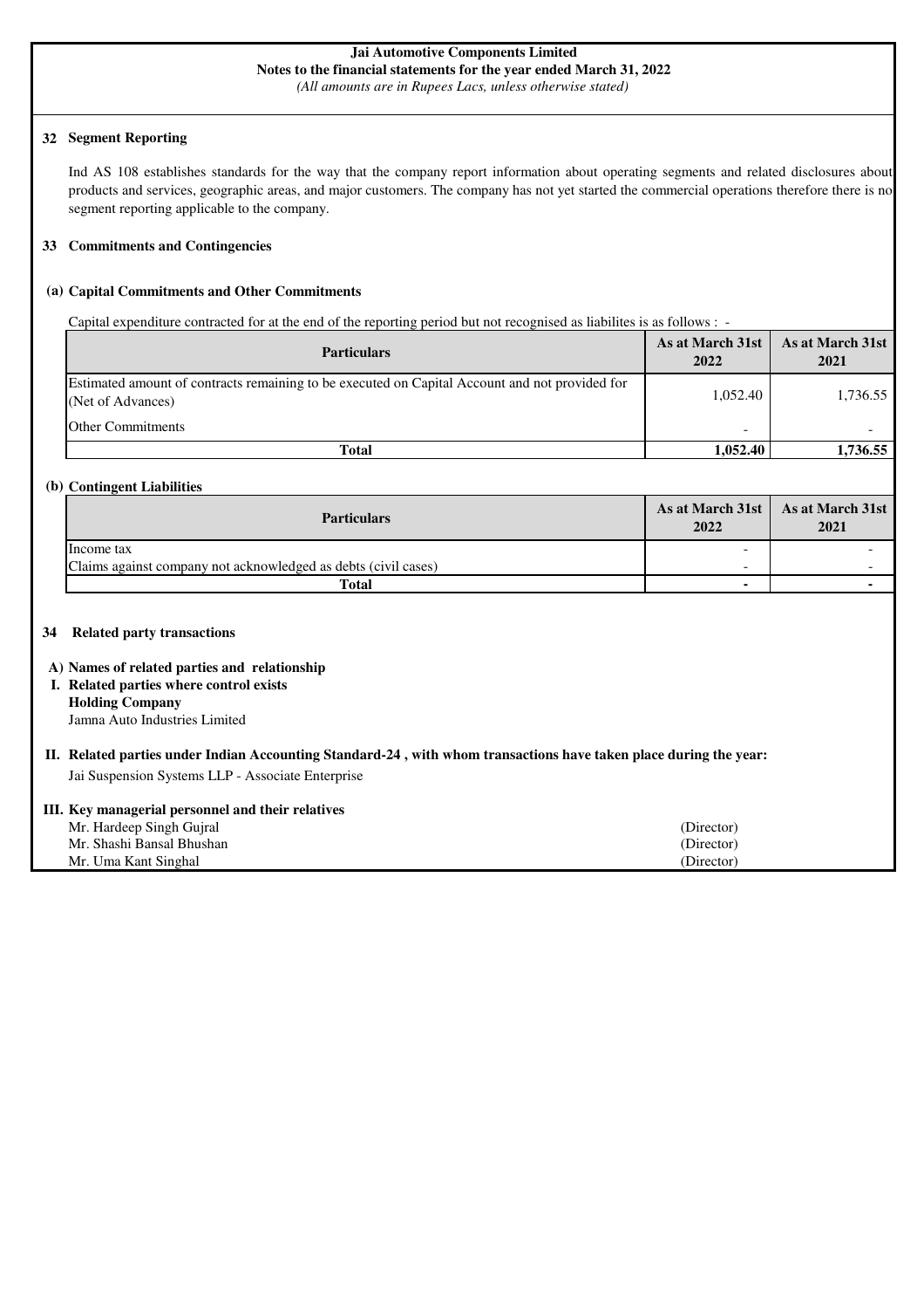**Jai Automotive Components Limited**
**Notes to the financial statements for the year ended March 31, 2022**
*(All amounts are in Rupees Lacs, unless otherwise stated)*

## 32 Segment Reporting

Ind AS 108 establishes standards for the way that the company report information about operating segments and related disclosures about products and services, geographic areas, and major customers. The company has not yet started the commercial operations therefore there is no segment reporting applicable to the company.

## 33 Commitments and Contingencies

### (a) Capital Commitments and Other Commitments

Capital expenditure contracted for at the end of the reporting period but not recognised as liabilites is as follows : -

| Particulars | As at March 31st 2022 | As at March 31st 2021 |
|---|---|---|
| Estimated amount of contracts remaining to be executed on Capital Account and not provided for (Net of Advances) | 1,052.40 | 1,736.55 |
| Other Commitments | - | - |
| **Total** | **1,052.40** | **1,736.55** |

### (b) Contingent Liabilities

| Particulars | As at March 31st 2022 | As at March 31st 2021 |
|---|---|---|
| Income tax | - | - |
| Claims against company not acknowledged as debts (civil cases) | - | - |
| **Total** | **-** | **-** |

## 34 Related party transactions

**A) Names of related parties and relationship**

**I. Related parties where control exists**

**Holding Company**

Jamna Auto Industries Limited

**II. Related parties under Indian Accounting Standard-24 , with whom transactions have taken place during the year:**

Jai Suspension Systems LLP - Associate Enterprise

**III. Key managerial personnel and their relatives**

| | |
|---|---|
| Mr. Hardeep Singh Gujral | (Director) |
| Mr. Shashi Bansal Bhushan | (Director) |
| Mr. Uma Kant Singhal | (Director) |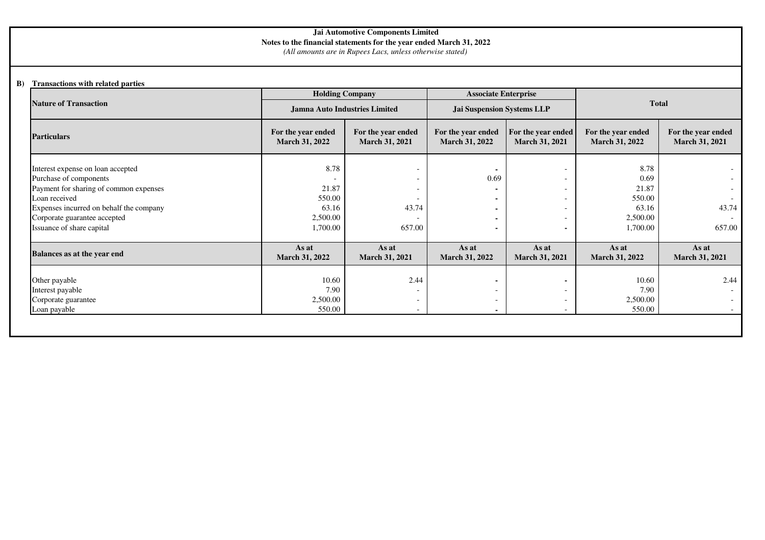**Jai Automotive Components Limited**
**Notes to the financial statements for the year ended March 31, 2022**
*(All amounts are in Rupees Lacs, unless otherwise stated)*

**B) Transactions with related parties**

| Nature of Transaction | Holding Company | | Associate Enterprise | | Total | |
|---|---|---|---|---|---|---|
| | Jamna Auto Industries Limited | | Jai Suspension Systems LLP | | | |
| **Particulars** | **For the year ended March 31, 2022** | **For the year ended March 31, 2021** | **For the year ended March 31, 2022** | **For the year ended March 31, 2021** | **For the year ended March 31, 2022** | **For the year ended March 31, 2021** |
| Interest expense on loan accepted | 8.78 | - | - | - | 8.78 | - |
| Purchase of components | - | - | 0.69 | - | 0.69 | - |
| Payment for sharing of common expenses | 21.87 | - | - | - | 21.87 | - |
| Loan received | 550.00 | - | - | - | 550.00 | - |
| Expenses incurred on behalf the company | 63.16 | 43.74 | - | - | 63.16 | 43.74 |
| Corporate guarantee accepted | 2,500.00 | - | - | - | 2,500.00 | - |
| Issuance of share capital | 1,700.00 | 657.00 | - | - | 1,700.00 | 657.00 |
| **Balances as at the year end** | **As at March 31, 2022** | **As at March 31, 2021** | **As at March 31, 2022** | **As at March 31, 2021** | **As at March 31, 2022** | **As at March 31, 2021** |
| Other payable | 10.60 | 2.44 | - | - | 10.60 | 2.44 |
| Interest payable | 7.90 | - | - | - | 7.90 | - |
| Corporate guarantee | 2,500.00 | - | - | - | 2,500.00 | - |
| Loan payable | 550.00 | - | - | - | 550.00 | - |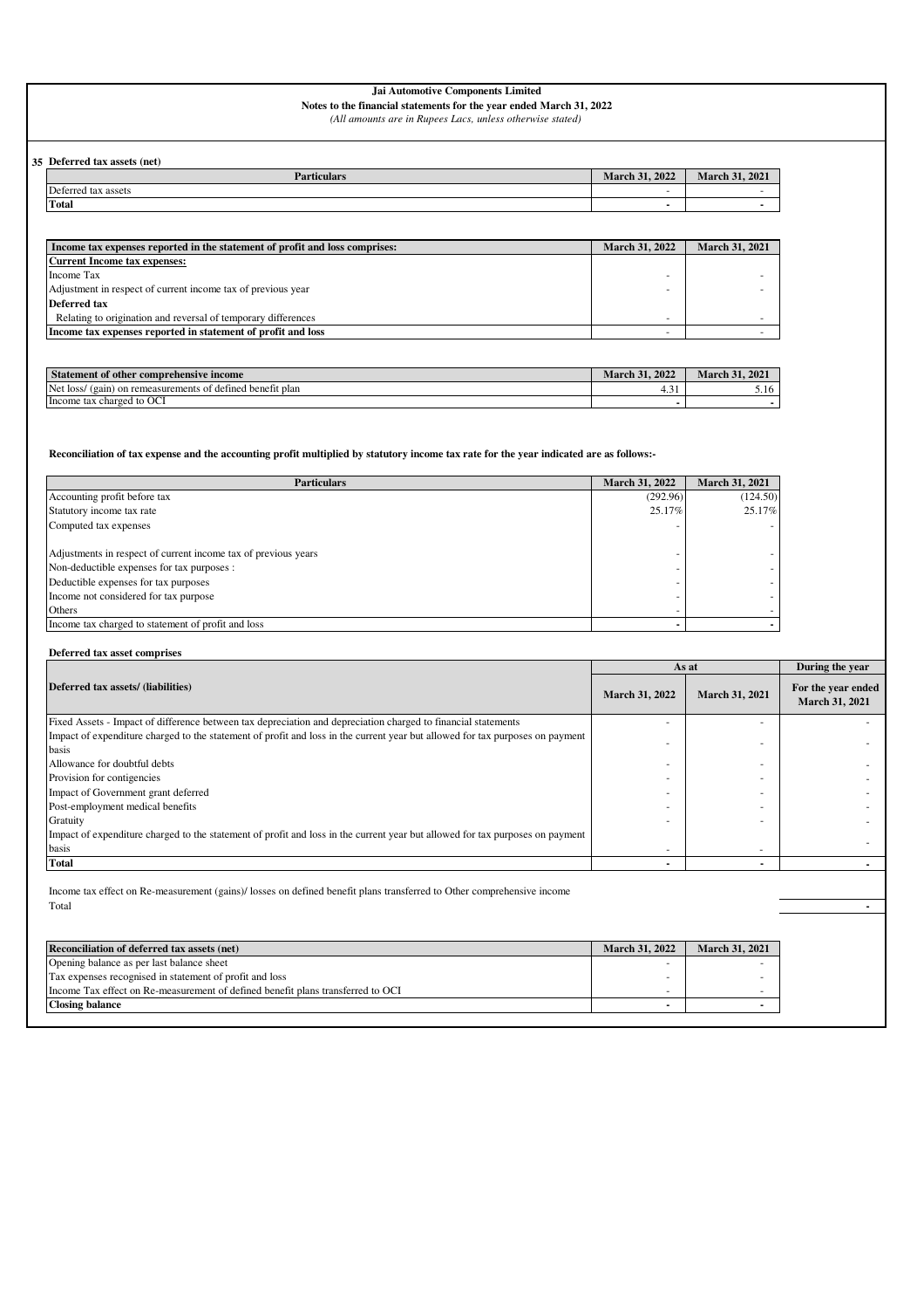**Jai Automotive Components Limited**
**Notes to the financial statements for the year ended March 31, 2022**
*(All amounts are in Rupees Lacs, unless otherwise stated)*

## 35 Deferred tax assets (net)

| Particulars | March 31, 2022 | March 31, 2021 |
|---|---|---|
| Deferred tax assets | - | - |
| **Total** | **-** | **-** |

| Income tax expenses reported in the statement of profit and loss comprises: | March 31, 2022 | March 31, 2021 |
|---|---|---|
| **Current Income tax expenses:** | | |
| Income Tax | - | - |
| Adjustment in respect of current income tax of previous year | - | - |
| **Deferred tax** | | |
| Relating to origination and reversal of temporary differences | - | - |
| **Income tax expenses reported in statement of profit and loss** | - | - |

| Statement of other comprehensive income | March 31, 2022 | March 31, 2021 |
|---|---|---|
| Net loss/ (gain) on remeasurements of defined benefit plan | 4.31 | 5.16 |
| Income tax charged to OCI | - | - |

**Reconciliation of tax expense and the accounting profit multiplied by statutory income tax rate for the year indicated are as follows:-**

| Particulars | March 31, 2022 | March 31, 2021 |
|---|---|---|
| Accounting profit before tax | (292.96) | (124.50) |
| Statutory income tax rate | 25.17% | 25.17% |
| Computed tax expenses | - | - |
| Adjustments in respect of current income tax of previous years | - | - |
| Non-deductible expenses for tax purposes : | - | - |
| Deductible expenses for tax purposes | - | - |
| Income not considered for tax purpose | - | - |
| Others | - | - |
| Income tax charged to statement of profit and loss | - | - |

**Deferred tax asset comprises**

| Deferred tax assets/ (liabilities) | As at | | During the year |
|---|---|---|---|
| | March 31, 2022 | March 31, 2021 | For the year ended March 31, 2021 |
| Fixed Assets - Impact of difference between tax depreciation and depreciation charged to financial statements | - | - | - |
| Impact of expenditure charged to the statement of profit and loss in the current year but allowed for tax purposes on payment basis | - | - | - |
| Allowance for doubtful debts | - | - | - |
| Provision for contigencies | - | - | - |
| Impact of Government grant deferred | - | - | - |
| Post-employment medical benefits | - | - | - |
| Gratuity | - | - | - |
| Impact of expenditure charged to the statement of profit and loss in the current year but allowed for tax purposes on payment basis | - | - | - |
| **Total** | **-** | **-** | **-** |

Income tax effect on Re-measurement (gains)/ losses on defined benefit plans transferred to Other comprehensive income

Total -

| Reconciliation of deferred tax assets (net) | March 31, 2022 | March 31, 2021 |
|---|---|---|
| Opening balance as per last balance sheet | - | - |
| Tax expenses recognised in statement of profit and loss | - | - |
| Income Tax effect on Re-measurement of defined benefit plans transferred to OCI | - | - |
| **Closing balance** | **-** | **-** |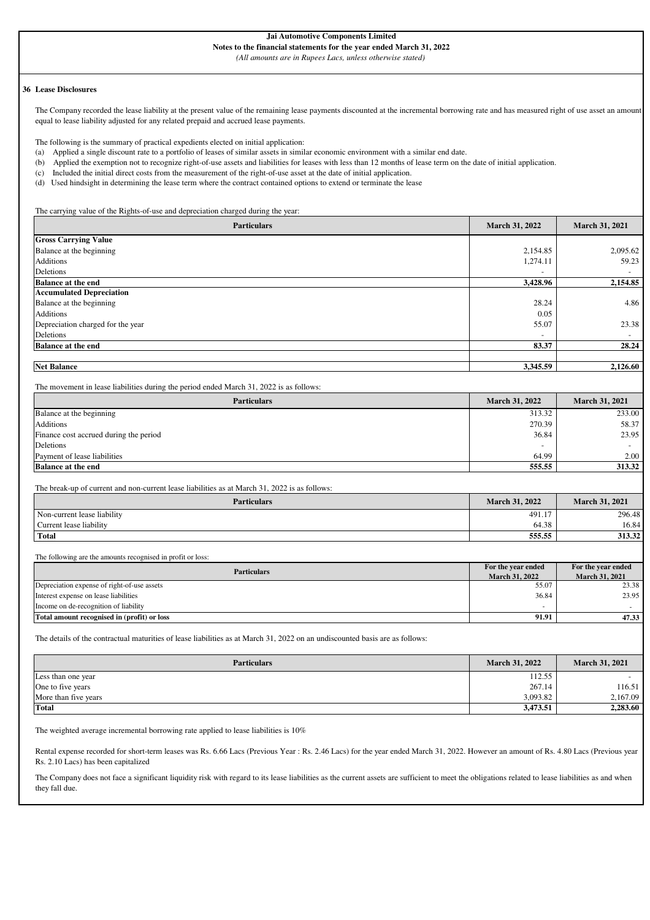# Jai Automotive Components Limited

**Notes to the financial statements for the year ended March 31, 2022**

*(All amounts are in Rupees Lacs, unless otherwise stated)*

## 36 Lease Disclosures

The Company recorded the lease liability at the present value of the remaining lease payments discounted at the incremental borrowing rate and has measured right of use asset an amount equal to lease liability adjusted for any related prepaid and accrued lease payments.

The following is the summary of practical expedients elected on initial application:

(a) Applied a single discount rate to a portfolio of leases of similar assets in similar economic environment with a similar end date.

(b) Applied the exemption not to recognize right-of-use assets and liabilities for leases with less than 12 months of lease term on the date of initial application.

(c) Included the initial direct costs from the measurement of the right-of-use asset at the date of initial application.

(d) Used hindsight in determining the lease term where the contract contained options to extend or terminate the lease

The carrying value of the Rights-of-use and depreciation charged during the year:

| Particulars | March 31, 2022 | March 31, 2021 |
|---|---|---|
| **Gross Carrying Value** | | |
| Balance at the beginning | 2,154.85 | 2,095.62 |
| Additions | 1,274.11 | 59.23 |
| Deletions | - | - |
| **Balance at the end** | **3,428.96** | **2,154.85** |
| **Accumulated Depreciation** | | |
| Balance at the beginning | 28.24 | 4.86 |
| Additions | 0.05 | |
| Depreciation charged for the year | 55.07 | 23.38 |
| Deletions | - | - |
| **Balance at the end** | **83.37** | **28.24** |
| **Net Balance** | **3,345.59** | **2,126.60** |

The movement in lease liabilities during the period ended March 31, 2022 is as follows:

| Particulars | March 31, 2022 | March 31, 2021 |
|---|---|---|
| Balance at the beginning | 313.32 | 233.00 |
| Additions | 270.39 | 58.37 |
| Finance cost accrued during the period | 36.84 | 23.95 |
| Deletions | - | - |
| Payment of lease liabilities | 64.99 | 2.00 |
| **Balance at the end** | **555.55** | **313.32** |

The break-up of current and non-current lease liabilities as at March 31, 2022 is as follows:

| Particulars | March 31, 2022 | March 31, 2021 |
|---|---|---|
| Non-current lease liability | 491.17 | 296.48 |
| Current lease liability | 64.38 | 16.84 |
| **Total** | **555.55** | **313.32** |

The following are the amounts recognised in profit or loss:

| Particulars | For the year ended March 31, 2022 | For the year ended March 31, 2021 |
|---|---|---|
| Depreciation expense of right-of-use assets | 55.07 | 23.38 |
| Interest expense on lease liabilities | 36.84 | 23.95 |
| Income on de-recognition of liability | - | - |
| **Total amount recognised in (profit) or loss** | **91.91** | **47.33** |

The details of the contractual maturities of lease liabilities as at March 31, 2022 on an undiscounted basis are as follows:

| Particulars | March 31, 2022 | March 31, 2021 |
|---|---|---|
| Less than one year | 112.55 | - |
| One to five years | 267.14 | 116.51 |
| More than five years | 3,093.82 | 2,167.09 |
| **Total** | **3,473.51** | **2,283.60** |

The weighted average incremental borrowing rate applied to lease liabilities is 10%

Rental expense recorded for short-term leases was Rs. 6.66 Lacs (Previous Year : Rs. 2.46 Lacs) for the year ended March 31, 2022. However an amount of Rs. 4.80 Lacs (Previous year Rs. 2.10 Lacs) has been capitalized

The Company does not face a significant liquidity risk with regard to its lease liabilities as the current assets are sufficient to meet the obligations related to lease liabilities as and when they fall due.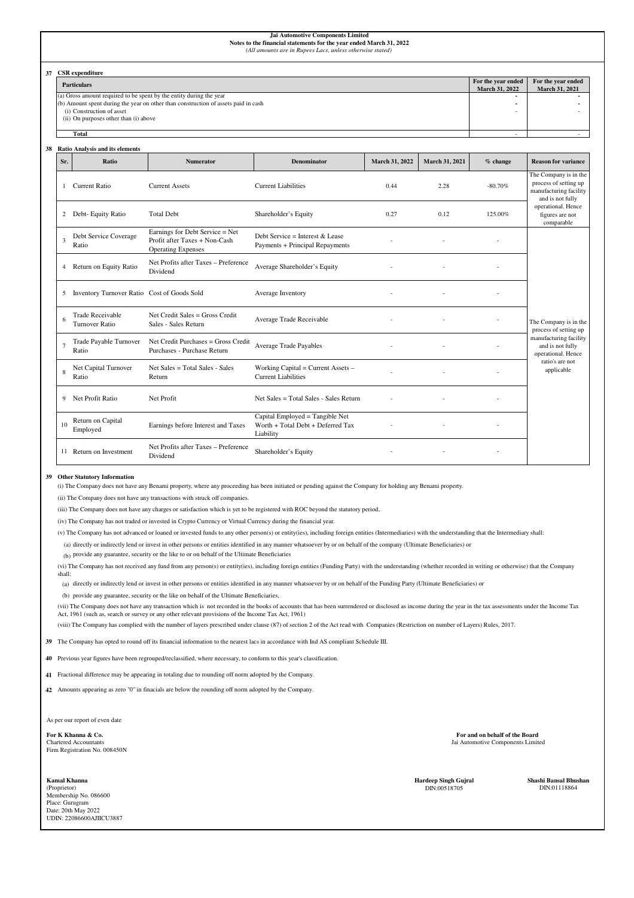**Jai Automotive Components Limited**
**Notes to the financial statements for the year ended March 31, 2022**
*(All amounts are in Rupees Lacs, unless otherwise stated)*

**37 CSR expenditure**

| Particulars | For the year ended March 31, 2022 | For the year ended March 31, 2021 |
|---|---|---|
| (a) Gross amount required to be spent by the entity during the year | - | - |
| (b) Amount spent during the year on other than construction of assets paid in cash | - | - |
| (i) Construction of asset | - | - |
| (ii) On purposes other than (i) above | | |
| **Total** | - | - |

**38 Ratio Analysis and its elements**

| Sr. | Ratio | Numerator | Denominator | March 31, 2022 | March 31, 2021 | % change | Reason for variance |
|---|---|---|---|---|---|---|---|
| 1 | Current Ratio | Current Assets | Current Liabilities | 0.44 | 2.28 | -80.70% | The Company is in the process of setting up manufacturing facility and is not fully operational. Hence figures are not comparable |
| 2 | Debt- Equity Ratio | Total Debt | Shareholder's Equity | 0.27 | 0.12 | 125.00% | |
| 3 | Debt Service Coverage Ratio | Earnings for Debt Service = Net Profit after Taxes + Non-Cash Operating Expenses | Debt Service = Interest & Lease Payments + Principal Repayments | - | - | - | The Company is in the process of setting up manufacturing facility and is not fully operational. Hence ratio's are not applicable |
| 4 | Return on Equity Ratio | Net Profits after Taxes – Preference Dividend | Average Shareholder's Equity | - | - | - | |
| 5 | Inventory Turnover Ratio | Cost of Goods Sold | Average Inventory | - | - | - | |
| 6 | Trade Receivable Turnover Ratio | Net Credit Sales = Gross Credit Sales - Sales Return | Average Trade Receivable | - | - | - | |
| 7 | Trade Payable Turnover Ratio | Net Credit Purchases = Gross Credit Purchases - Purchase Return | Average Trade Payables | - | - | - | |
| 8 | Net Capital Turnover Ratio | Net Sales = Total Sales - Sales Return | Working Capital = Current Assets – Current Liabilities | - | - | - | |
| 9 | Net Profit Ratio | Net Profit | Net Sales = Total Sales - Sales Return | - | - | - | |
| 10 | Return on Capital Employed | Earnings before Interest and Taxes | Capital Employed = Tangible Net Worth + Total Debt + Deferred Tax Liability | - | - | - | |
| 11 | Return on Investment | Net Profits after Taxes – Preference Dividend | Shareholder's Equity | - | - | - | |

**39 Other Statutory Information**

(i) The Company does not have any Benami property, where any proceeding has been initiated or pending against the Company for holding any Benami property.

(ii) The Company does not have any transactions with struck off companies.

(iii) The Company does not have any charges or satisfaction which is yet to be registered with ROC beyond the statutory period,

(iv) The Company has not traded or invested in Crypto Currency or Virtual Currency during the financial year.

(v) The Company has not advanced or loaned or invested funds to any other person(s) or entity(ies), including foreign entities (Intermediaries) with the understanding that the Intermediary shall:

(a) directly or indirectly lend or invest in other persons or entities identified in any manner whatsoever by or on behalf of the company (Ultimate Beneficiaries) or

(b) provide any guarantee, security or the like to or on behalf of the Ultimate Beneficiaries

(vi) The Company has not received any fund from any person(s) or entity(ies), including foreign entities (Funding Party) with the understanding (whether recorded in writing or otherwise) that the Company shall:

(a) directly or indirectly lend or invest in other persons or entities identified in any manner whatsoever by or on behalf of the Funding Party (Ultimate Beneficiaries) or

(b) provide any guarantee, security or the like on behalf of the Ultimate Beneficiaries,

(vii) The Company does not have any transaction which is not recorded in the books of accounts that has been surrendered or disclosed as income during the year in the tax assessments under the Income Tax Act, 1961 (such as, search or survey or any other relevant provisions of the Income Tax Act, 1961)

(viii) The Company has complied with the number of layers prescribed under clause (87) of section 2 of the Act read with Companies (Restriction on number of Layers) Rules, 2017.

**39** The Company has opted to round off its financial information to the nearest lacs in accordance with Ind AS compliant Schedule III.

**40** Previous year figures have been regrouped/reclassified, where necessary, to conform to this year's classification.

**41** Fractional difference may be appearing in totaling due to rounding off norm adopted by the Company.

**42** Amounts appearing as zero "0" in finacials are below the rounding off norm adopted by the Company.

As per our report of even date

**For K Khanna & Co.**
Chartered Accountants
Firm Registration No. 008450N

**For and on behalf of the Board**
Jai Automotive Components Limited

**Kamal Khanna**
(Proprietor)
Membership No. 086600
Place: Gurugram
Date: 20th May 2022
UDIN: 22086600AJIICU3887

**Hardeep Singh Gujral**
DIN:00518705

**Shashi Bansal Bhushan**
DIN:01118864